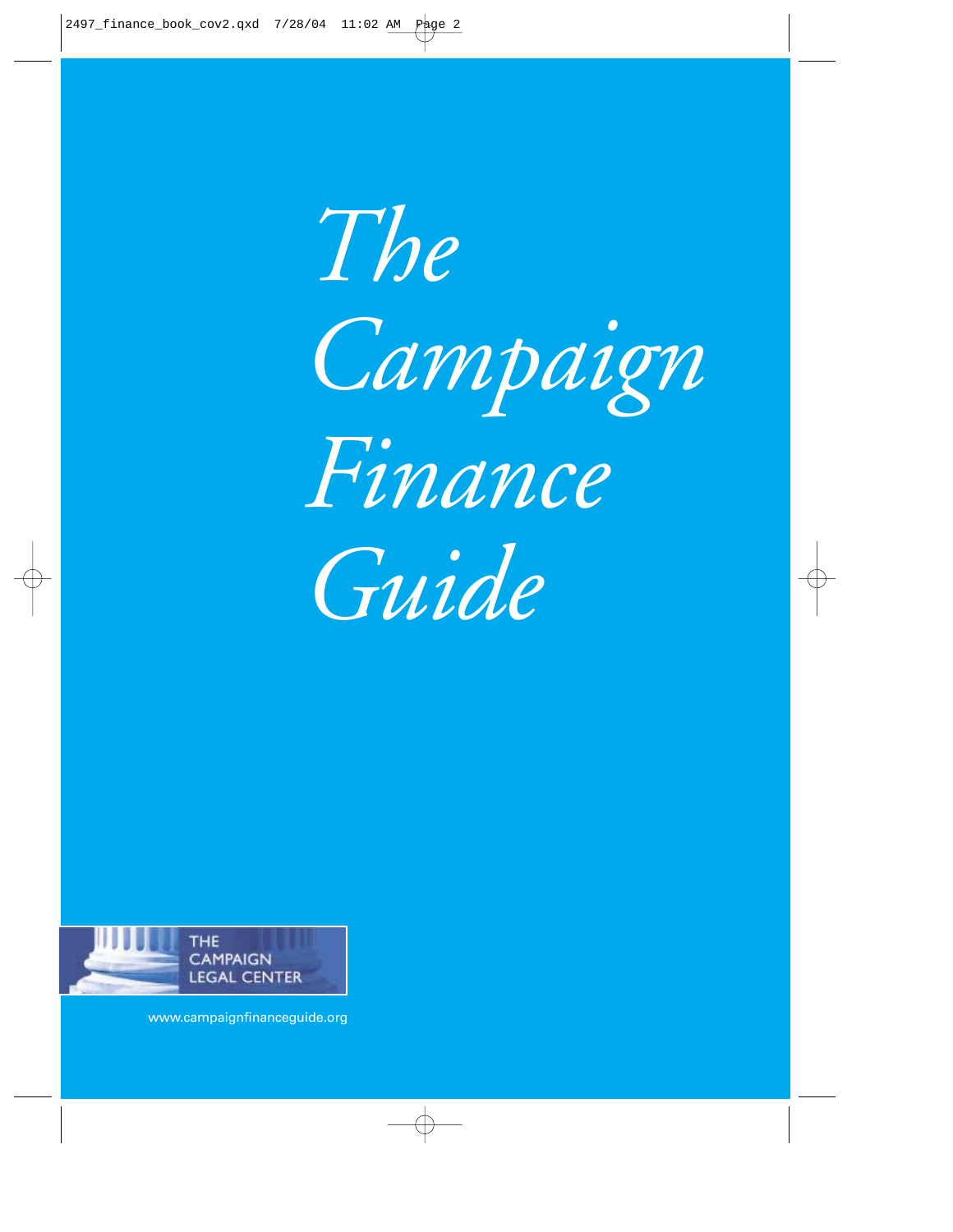# *The Campaign Finance Guide*

THE CAMPAIGN LEGAL CENTER

www.campaignfinanceguide.org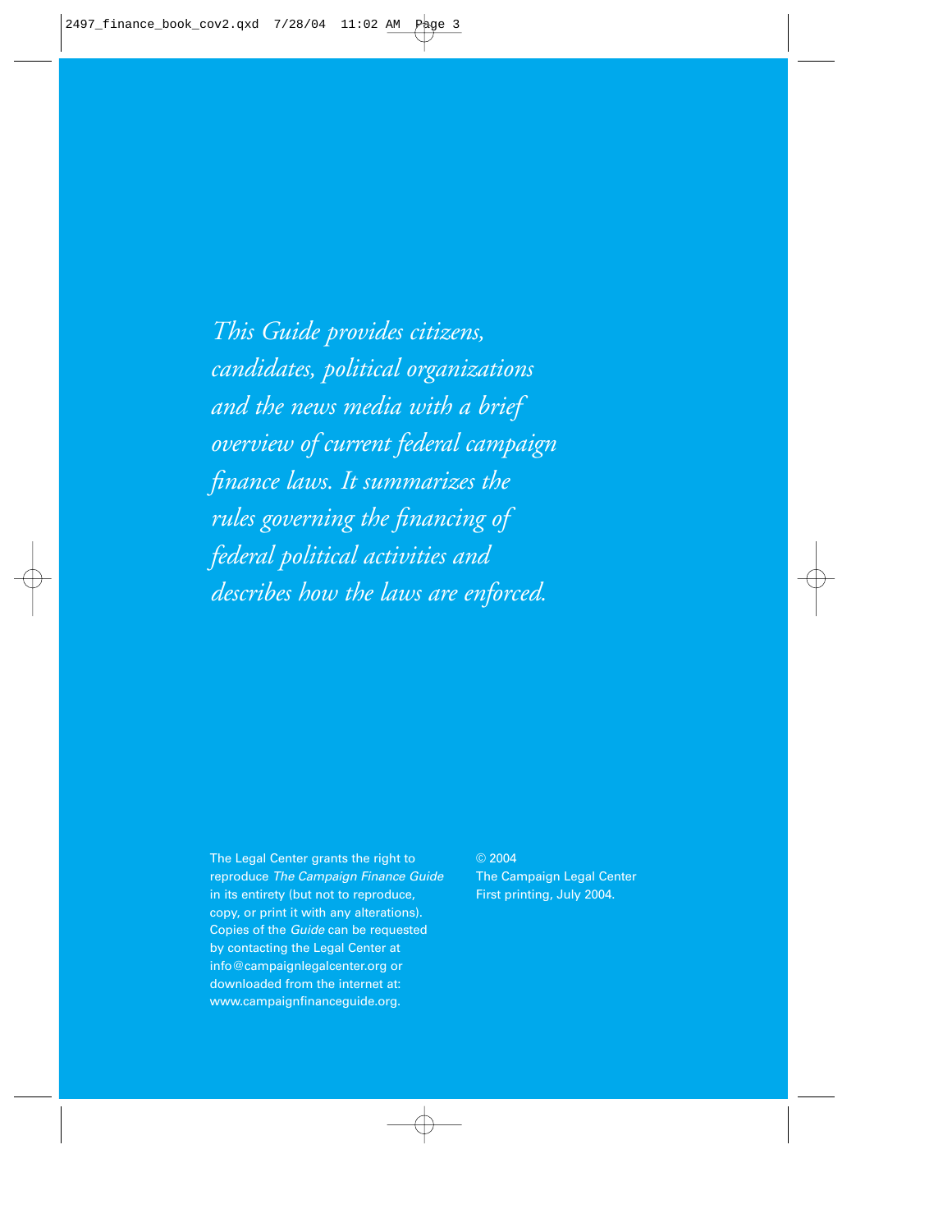*This Guide provides citizens, candidates, political organizations and the news media with a brief overview of current federal campaign finance laws. It summarizes the rules governing the financing of federal political activities and describes how the laws are enforced.*

The Legal Center grants the right to reproduce *The Campaign Finance Guide* in its entirety (but not to reproduce, copy, or print it with any alterations). Copies of the *Guide* can be requested by contacting the Legal Center at info@campaignlegalcenter.org or downloaded from the internet at: www.campaignfinanceguide.org.

© 2004
The Campaign Legal Center
First printing, July 2004.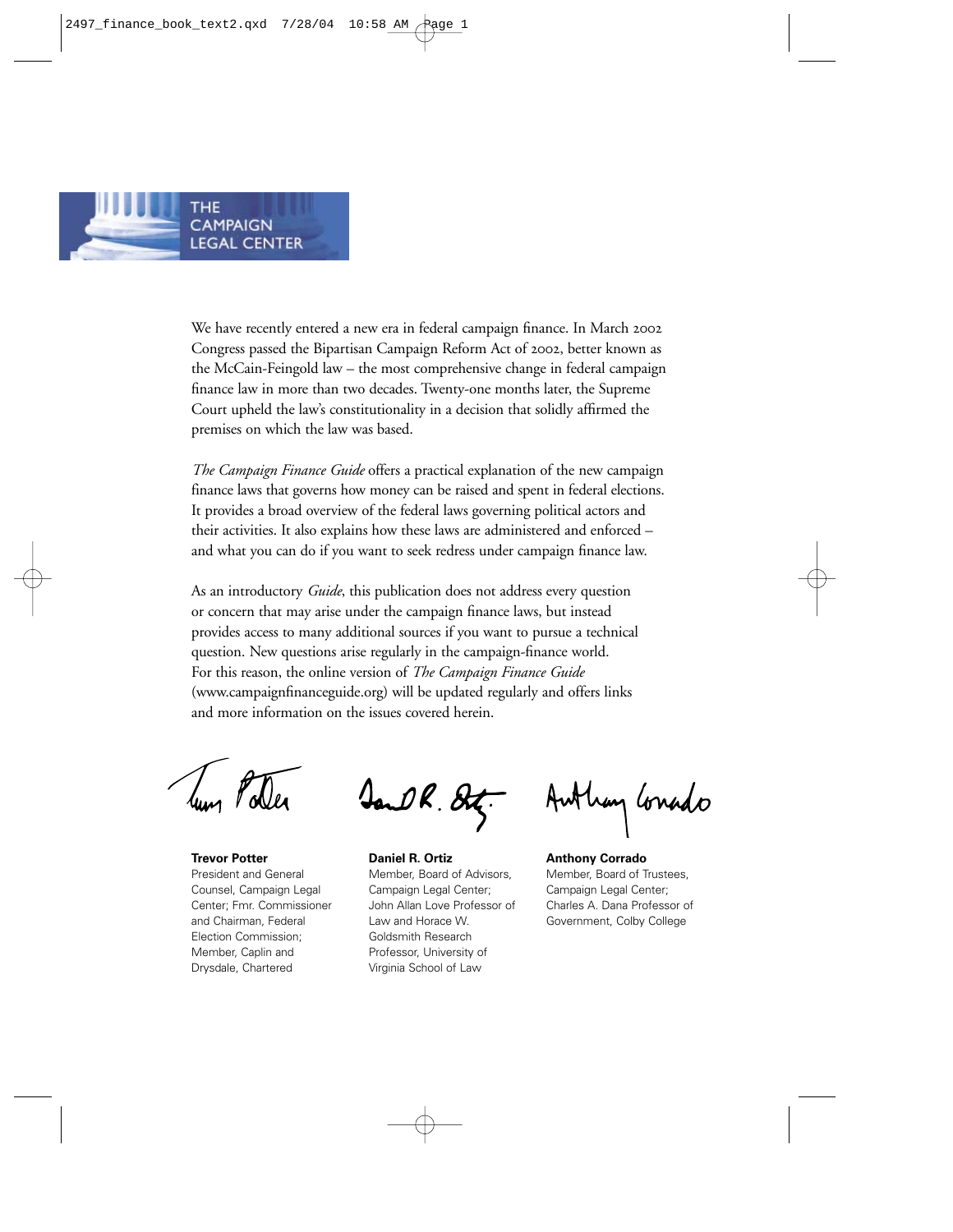THE CAMPAIGN LEGAL CENTER

We have recently entered a new era in federal campaign finance. In March 2002 Congress passed the Bipartisan Campaign Reform Act of 2002, better known as the McCain-Feingold law – the most comprehensive change in federal campaign finance law in more than two decades. Twenty-one months later, the Supreme Court upheld the law's constitutionality in a decision that solidly affirmed the premises on which the law was based.

*The Campaign Finance Guide* offers a practical explanation of the new campaign finance laws that governs how money can be raised and spent in federal elections. It provides a broad overview of the federal laws governing political actors and their activities. It also explains how these laws are administered and enforced – and what you can do if you want to seek redress under campaign finance law.

As an introductory *Guide*, this publication does not address every question or concern that may arise under the campaign finance laws, but instead provides access to many additional sources if you want to pursue a technical question. New questions arise regularly in the campaign-finance world. For this reason, the online version of *The Campaign Finance Guide* (www.campaignfinanceguide.org) will be updated regularly and offers links and more information on the issues covered herein.

**Trevor Potter**
President and General Counsel, Campaign Legal Center; Fmr. Commissioner and Chairman, Federal Election Commission; Member, Caplin and Drysdale, Chartered

**Daniel R. Ortiz**
Member, Board of Advisors, Campaign Legal Center; John Allan Love Professor of Law and Horace W. Goldsmith Research Professor, University of Virginia School of Law

**Anthony Corrado**
Member, Board of Trustees, Campaign Legal Center; Charles A. Dana Professor of Government, Colby College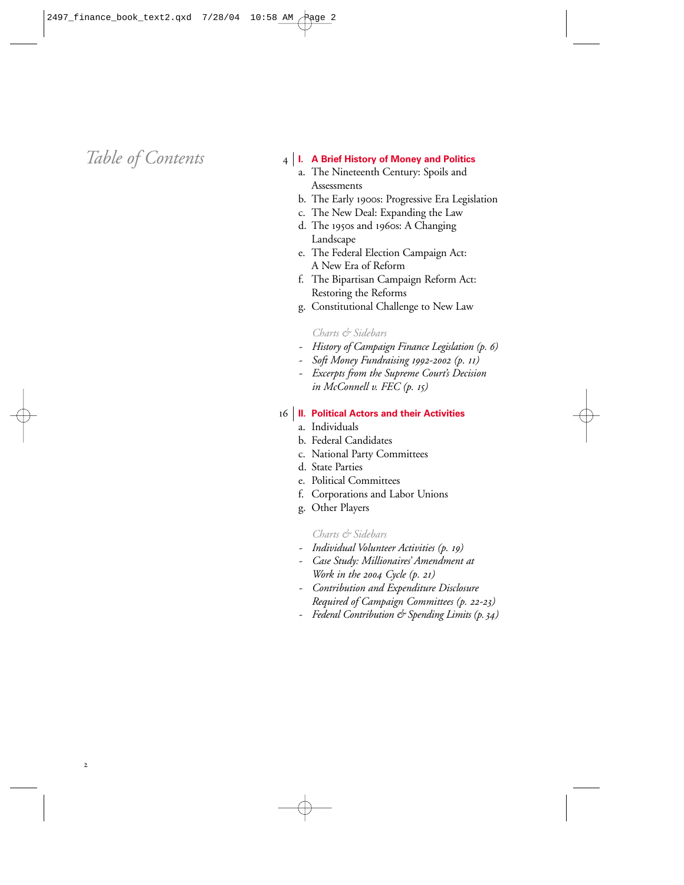# *Table of Contents*

4 **I. A Brief History of Money and Politics**

a. The Nineteenth Century: Spoils and Assessments
b. The Early 1900s: Progressive Era Legislation
c. The New Deal: Expanding the Law
d. The 1950s and 1960s: A Changing Landscape
e. The Federal Election Campaign Act: A New Era of Reform
f. The Bipartisan Campaign Reform Act: Restoring the Reforms
g. Constitutional Challenge to New Law

*Charts & Sidebars*

- *History of Campaign Finance Legislation (p. 6)*
- *Soft Money Fundraising 1992-2002 (p. 11)*
- *Excerpts from the Supreme Court's Decision in McConnell v. FEC (p. 15)*

16 **II. Political Actors and their Activities**

a. Individuals
b. Federal Candidates
c. National Party Committees
d. State Parties
e. Political Committees
f. Corporations and Labor Unions
g. Other Players

*Charts & Sidebars*

- *Individual Volunteer Activities (p. 19)*
- *Case Study: Millionaires' Amendment at Work in the 2004 Cycle (p. 21)*
- *Contribution and Expenditure Disclosure Required of Campaign Committees (p. 22-23)*
- *Federal Contribution & Spending Limits (p. 34)*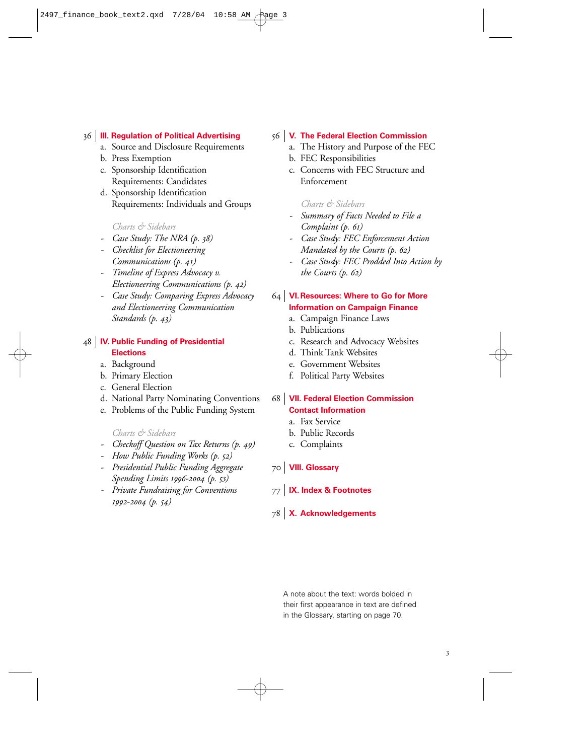36 | **III. Regulation of Political Advertising**

a. Source and Disclosure Requirements
b. Press Exemption
c. Sponsorship Identification Requirements: Candidates
d. Sponsorship Identification Requirements: Individuals and Groups

*Charts & Sidebars*

- *Case Study: The NRA (p. 38)*
- *Checklist for Electioneering Communications (p. 41)*
- *Timeline of Express Advocacy v. Electioneering Communications (p. 42)*
- *Case Study: Comparing Express Advocacy and Electioneering Communication Standards (p. 43)*

48 | **IV. Public Funding of Presidential Elections**

a. Background
b. Primary Election
c. General Election
d. National Party Nominating Conventions
e. Problems of the Public Funding System

*Charts & Sidebars*

- *Checkoff Question on Tax Returns (p. 49)*
- *How Public Funding Works (p. 52)*
- *Presidential Public Funding Aggregate Spending Limits 1996-2004 (p. 53)*
- *Private Fundraising for Conventions 1992-2004 (p. 54)*

56 | **V. The Federal Election Commission**

a. The History and Purpose of the FEC
b. FEC Responsibilities
c. Concerns with FEC Structure and Enforcement

*Charts & Sidebars*

- *Summary of Facts Needed to File a Complaint (p. 61)*
- *Case Study: FEC Enforcement Action Mandated by the Courts (p. 62)*
- *Case Study: FEC Prodded Into Action by the Courts (p. 62)*

64 | **VI. Resources: Where to Go for More Information on Campaign Finance**

a. Campaign Finance Laws
b. Publications
c. Research and Advocacy Websites
d. Think Tank Websites
e. Government Websites
f. Political Party Websites

68 | **VII. Federal Election Commission Contact Information**

a. Fax Service
b. Public Records
c. Complaints

70 | **VIII. Glossary**

77 | **IX. Index & Footnotes**

78 | **X. Acknowledgements**

A note about the text: words bolded in their first appearance in text are defined in the Glossary, starting on page 70.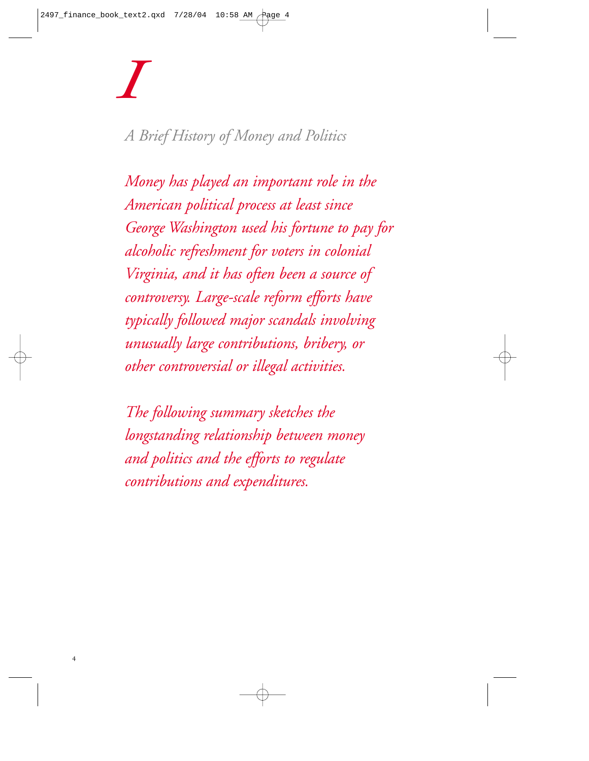# I

## *A Brief History of Money and Politics*

*Money has played an important role in the American political process at least since George Washington used his fortune to pay for alcoholic refreshment for voters in colonial Virginia, and it has often been a source of controversy. Large-scale reform efforts have typically followed major scandals involving unusually large contributions, bribery, or other controversial or illegal activities.*

*The following summary sketches the longstanding relationship between money and politics and the efforts to regulate contributions and expenditures.*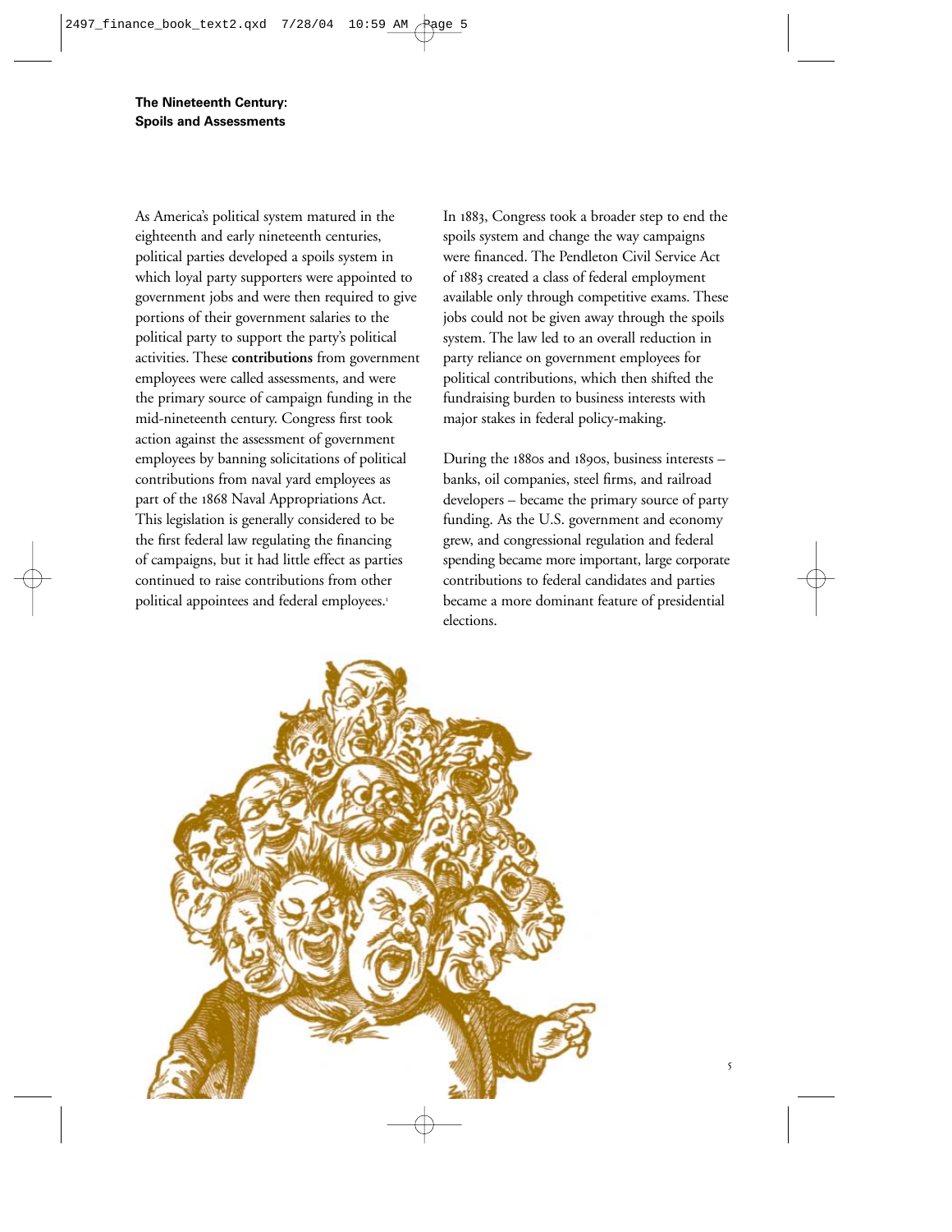## The Nineteenth Century: Spoils and Assessments

As America's political system matured in the eighteenth and early nineteenth centuries, political parties developed a spoils system in which loyal party supporters were appointed to government jobs and were then required to give portions of their government salaries to the political party to support the party's political activities. These **contributions** from government employees were called assessments, and were the primary source of campaign funding in the mid-nineteenth century. Congress first took action against the assessment of government employees by banning solicitations of political contributions from naval yard employees as part of the 1868 Naval Appropriations Act. This legislation is generally considered to be the first federal law regulating the financing of campaigns, but it had little effect as parties continued to raise contributions from other political appointees and federal employees.[1]

In 1883, Congress took a broader step to end the spoils system and change the way campaigns were financed. The Pendleton Civil Service Act of 1883 created a class of federal employment available only through competitive exams. These jobs could not be given away through the spoils system. The law led to an overall reduction in party reliance on government employees for political contributions, which then shifted the fundraising burden to business interests with major stakes in federal policy-making.

During the 1880s and 1890s, business interests – banks, oil companies, steel firms, and railroad developers – became the primary source of party funding. As the U.S. government and economy grew, and congressional regulation and federal spending became more important, large corporate contributions to federal candidates and parties became a more dominant feature of presidential elections.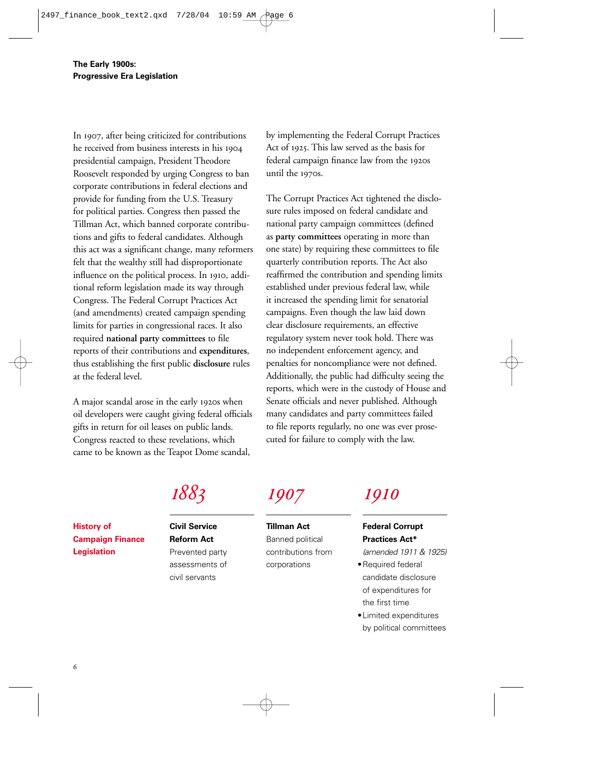## The Early 1900s: Progressive Era Legislation

In 1907, after being criticized for contributions he received from business interests in his 1904 presidential campaign, President Theodore Roosevelt responded by urging Congress to ban corporate contributions in federal elections and provide for funding from the U.S. Treasury for political parties. Congress then passed the Tillman Act, which banned corporate contributions and gifts to federal candidates. Although this act was a significant change, many reformers felt that the wealthy still had disproportionate influence on the political process. In 1910, additional reform legislation made its way through Congress. The Federal Corrupt Practices Act (and amendments) created campaign spending limits for parties in congressional races. It also required **national party committees** to file reports of their contributions and **expenditures**, thus establishing the first public **disclosure** rules at the federal level.

A major scandal arose in the early 1920s when oil developers were caught giving federal officials gifts in return for oil leases on public lands. Congress reacted to these revelations, which came to be known as the Teapot Dome scandal, by implementing the Federal Corrupt Practices Act of 1925. This law served as the basis for federal campaign finance law from the 1920s until the 1970s.

The Corrupt Practices Act tightened the disclosure rules imposed on federal candidate and national party campaign committees (defined as **party committees** operating in more than one state) by requiring these committees to file quarterly contribution reports. The Act also reaffirmed the contribution and spending limits established under previous federal law, while it increased the spending limit for senatorial campaigns. Even though the law laid down clear disclosure requirements, an effective regulatory system never took hold. There was no independent enforcement agency, and penalties for noncompliance were not defined. Additionally, the public had difficulty seeing the reports, which were in the custody of House and Senate officials and never published. Although many candidates and party committees failed to file reports regularly, no one was ever prosecuted for failure to comply with the law.

### History of Campaign Finance Legislation

*1883*

**Civil Service Reform Act**
Prevented party assessments of civil servants

*1907*

**Tillman Act**
Banned political contributions from corporations

*1910*

**Federal Corrupt Practices Act***
*(amended 1911 & 1925)*

- Required federal candidate disclosure of expenditures for the first time
- Limited expenditures by political committees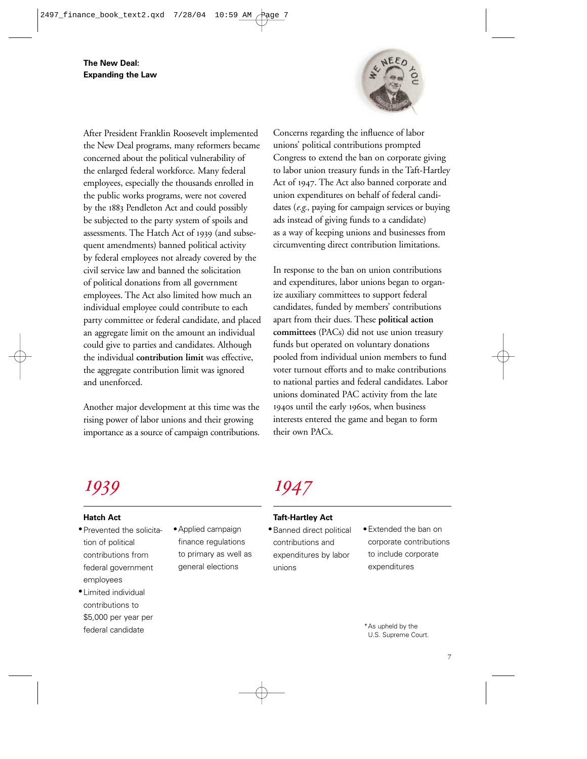## The New Deal: Expanding the Law

After President Franklin Roosevelt implemented the New Deal programs, many reformers became concerned about the political vulnerability of the enlarged federal workforce. Many federal employees, especially the thousands enrolled in the public works programs, were not covered by the 1883 Pendleton Act and could possibly be subjected to the party system of spoils and assessments. The Hatch Act of 1939 (and subsequent amendments) banned political activity by federal employees not already covered by the civil service law and banned the solicitation of political donations from all government employees. The Act also limited how much an individual employee could contribute to each party committee or federal candidate, and placed an aggregate limit on the amount an individual could give to parties and candidates. Although the individual **contribution limit** was effective, the aggregate contribution limit was ignored and unenforced.

Another major development at this time was the rising power of labor unions and their growing importance as a source of campaign contributions. Concerns regarding the influence of labor unions' political contributions prompted Congress to extend the ban on corporate giving to labor union treasury funds in the Taft-Hartley Act of 1947. The Act also banned corporate and union expenditures on behalf of federal candidates (*e.g.*, paying for campaign services or buying ads instead of giving funds to a candidate) as a way of keeping unions and businesses from circumventing direct contribution limitations.

In response to the ban on union contributions and expenditures, labor unions began to organize auxiliary committees to support federal candidates, funded by members' contributions apart from their dues. These **political action committees** (PACs) did not use union treasury funds but operated on voluntary donations pooled from individual union members to fund voter turnout efforts and to make contributions to national parties and federal candidates. Labor unions dominated PAC activity from the late 1940s until the early 1960s, when business interests entered the game and began to form their own PACs.

### *1939*

**Hatch Act**

- Prevented the solicitation of political contributions from federal government employees
- Limited individual contributions to $5,000 per year per federal candidate
- Applied campaign finance regulations to primary as well as general elections

### *1947*

**Taft-Hartley Act**

- Banned direct political contributions and expenditures by labor unions
- Extended the ban on corporate contributions to include corporate expenditures

*As upheld by the U.S. Supreme Court.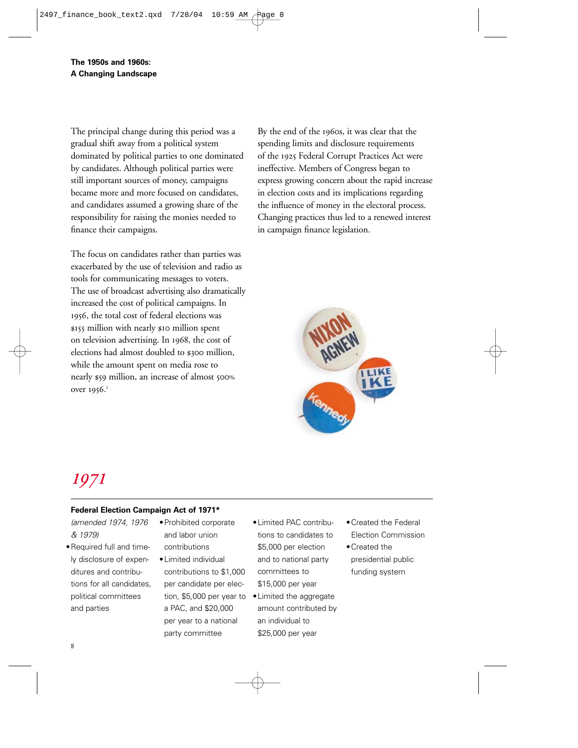## The 1950s and 1960s: A Changing Landscape

The principal change during this period was a gradual shift away from a political system dominated by political parties to one dominated by candidates. Although political parties were still important sources of money, campaigns became more and more focused on candidates, and candidates assumed a growing share of the responsibility for raising the monies needed to finance their campaigns.

The focus on candidates rather than parties was exacerbated by the use of television and radio as tools for communicating messages to voters. The use of broadcast advertising also dramatically increased the cost of political campaigns. In 1956, the total cost of federal elections was $155 million with nearly $10 million spent on television advertising. In 1968, the cost of elections had almost doubled to $300 million, while the amount spent on media rose to nearly $59 million, an increase of almost 500% over 1956.[2]

By the end of the 1960s, it was clear that the spending limits and disclosure requirements of the 1925 Federal Corrupt Practices Act were ineffective. Members of Congress began to express growing concern about the rapid increase in election costs and its implications regarding the influence of money in the electoral process. Changing practices thus led to a renewed interest in campaign finance legislation.

# *1971*

**Federal Election Campaign Act of 1971***

*(amended 1974, 1976 & 1979)*

- Required full and timely disclosure of expenditures and contributions for all candidates, political committees and parties
- Prohibited corporate and labor union contributions
- Limited individual contributions to $1,000 per candidate per election, $5,000 per year to a PAC, and $20,000 per year to a national party committee
- Limited PAC contributions to candidates to $5,000 per election and to national party committees to $15,000 per year
- Limited the aggregate amount contributed by an individual to $25,000 per year
- Created the Federal Election Commission
- Created the presidential public funding system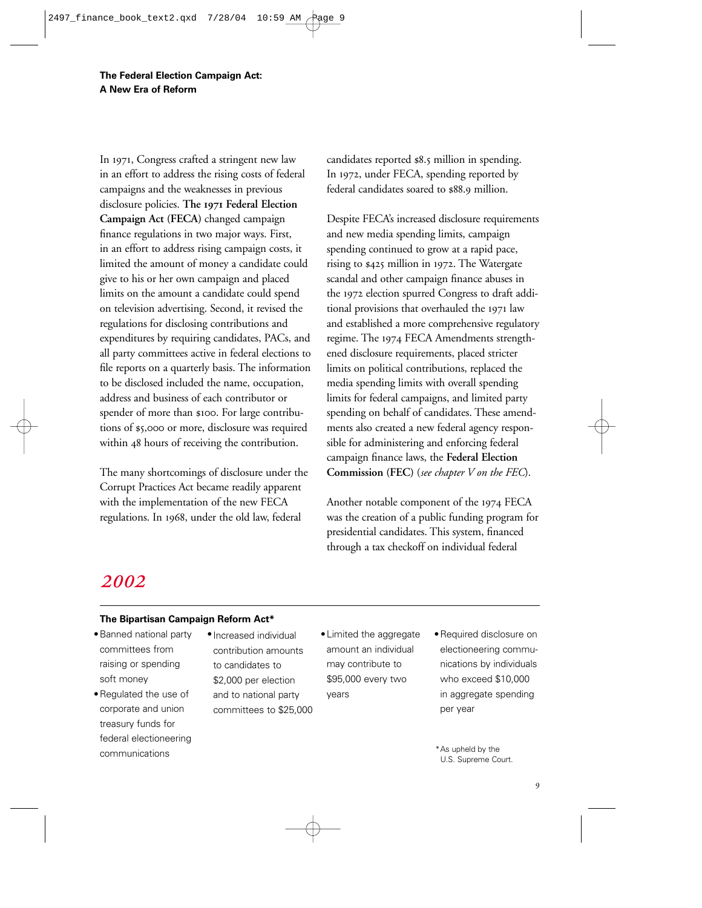## The Federal Election Campaign Act: A New Era of Reform

In 1971, Congress crafted a stringent new law in an effort to address the rising costs of federal campaigns and the weaknesses in previous disclosure policies. **The 1971 Federal Election Campaign Act (FECA)** changed campaign finance regulations in two major ways. First, in an effort to address rising campaign costs, it limited the amount of money a candidate could give to his or her own campaign and placed limits on the amount a candidate could spend on television advertising. Second, it revised the regulations for disclosing contributions and expenditures by requiring candidates, PACs, and all party committees active in federal elections to file reports on a quarterly basis. The information to be disclosed included the name, occupation, address and business of each contributor or spender of more than $100. For large contributions of $5,000 or more, disclosure was required within 48 hours of receiving the contribution.

The many shortcomings of disclosure under the Corrupt Practices Act became readily apparent with the implementation of the new FECA regulations. In 1968, under the old law, federal candidates reported $8.5 million in spending. In 1972, under FECA, spending reported by federal candidates soared to $88.9 million.

Despite FECA's increased disclosure requirements and new media spending limits, campaign spending continued to grow at a rapid pace, rising to $425 million in 1972. The Watergate scandal and other campaign finance abuses in the 1972 election spurred Congress to draft additional provisions that overhauled the 1971 law and established a more comprehensive regulatory regime. The 1974 FECA Amendments strengthened disclosure requirements, placed stricter limits on political contributions, replaced the media spending limits with overall spending limits for federal campaigns, and limited party spending on behalf of candidates. These amendments also created a new federal agency responsible for administering and enforcing federal campaign finance laws, the **Federal Election Commission (FEC)** (*see chapter V on the FEC*).

Another notable component of the 1974 FECA was the creation of a public funding program for presidential candidates. This system, financed through a tax checkoff on individual federal

### *2002*

**The Bipartisan Campaign Reform Act***

- Banned national party committees from raising or spending soft money
- Regulated the use of corporate and union treasury funds for federal electioneering communications
- Increased individual contribution amounts to candidates to $2,000 per election and to national party committees to $25,000
- Limited the aggregate amount an individual may contribute to $95,000 every two years
- Required disclosure on electioneering communications by individuals who exceed $10,000 in aggregate spending per year

*As upheld by the U.S. Supreme Court.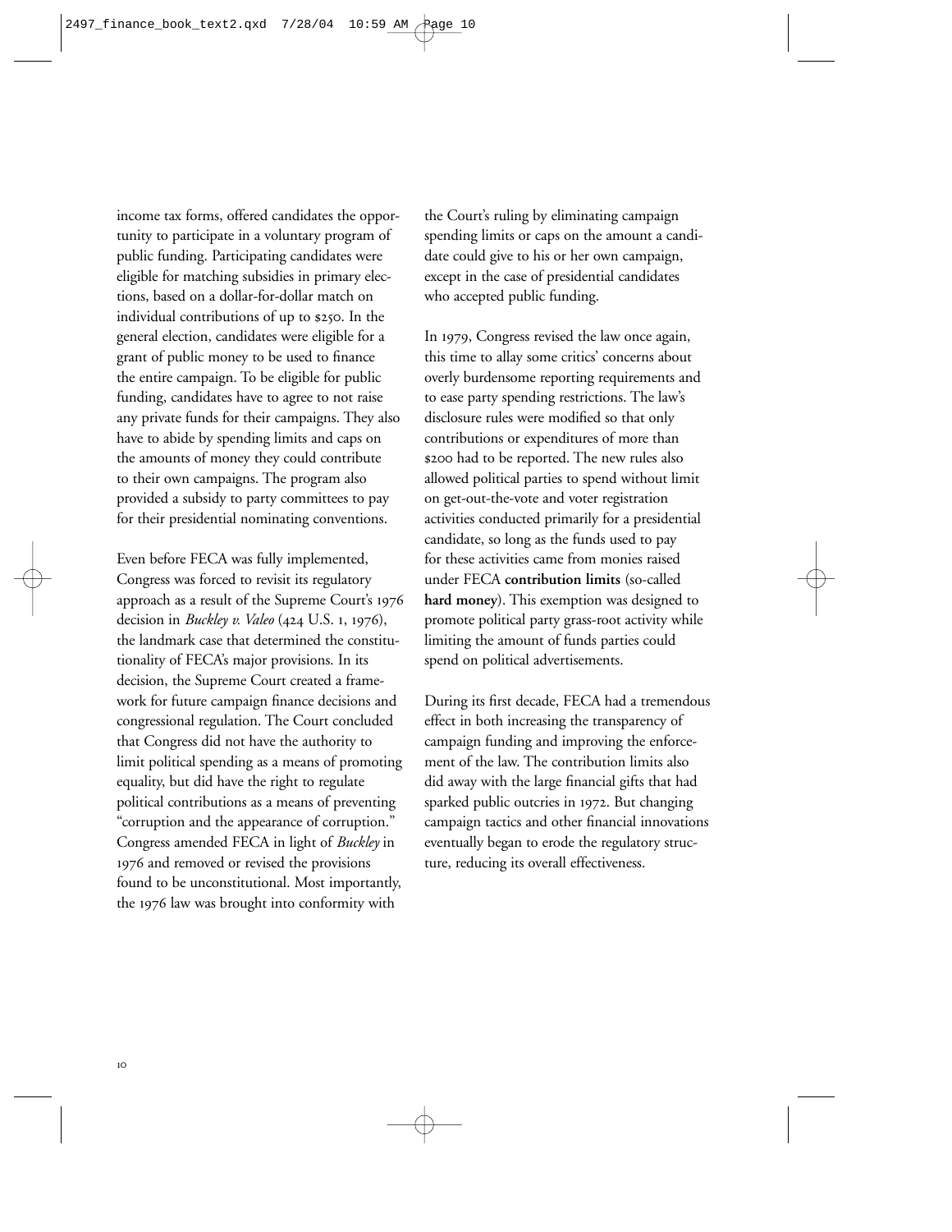income tax forms, offered candidates the opportunity to participate in a voluntary program of public funding. Participating candidates were eligible for matching subsidies in primary elections, based on a dollar-for-dollar match on individual contributions of up to $250. In the general election, candidates were eligible for a grant of public money to be used to finance the entire campaign. To be eligible for public funding, candidates have to agree to not raise any private funds for their campaigns. They also have to abide by spending limits and caps on the amounts of money they could contribute to their own campaigns. The program also provided a subsidy to party committees to pay for their presidential nominating conventions.

Even before FECA was fully implemented, Congress was forced to revisit its regulatory approach as a result of the Supreme Court's 1976 decision in *Buckley v. Valeo* (424 U.S. 1, 1976), the landmark case that determined the constitutionality of FECA's major provisions. In its decision, the Supreme Court created a framework for future campaign finance decisions and congressional regulation. The Court concluded that Congress did not have the authority to limit political spending as a means of promoting equality, but did have the right to regulate political contributions as a means of preventing "corruption and the appearance of corruption." Congress amended FECA in light of *Buckley* in 1976 and removed or revised the provisions found to be unconstitutional. Most importantly, the 1976 law was brought into conformity with the Court's ruling by eliminating campaign spending limits or caps on the amount a candidate could give to his or her own campaign, except in the case of presidential candidates who accepted public funding.

In 1979, Congress revised the law once again, this time to allay some critics' concerns about overly burdensome reporting requirements and to ease party spending restrictions. The law's disclosure rules were modified so that only contributions or expenditures of more than $200 had to be reported. The new rules also allowed political parties to spend without limit on get-out-the-vote and voter registration activities conducted primarily for a presidential candidate, so long as the funds used to pay for these activities came from monies raised under FECA **contribution limits** (so-called **hard money**). This exemption was designed to promote political party grass-root activity while limiting the amount of funds parties could spend on political advertisements.

During its first decade, FECA had a tremendous effect in both increasing the transparency of campaign funding and improving the enforcement of the law. The contribution limits also did away with the large financial gifts that had sparked public outcries in 1972. But changing campaign tactics and other financial innovations eventually began to erode the regulatory structure, reducing its overall effectiveness.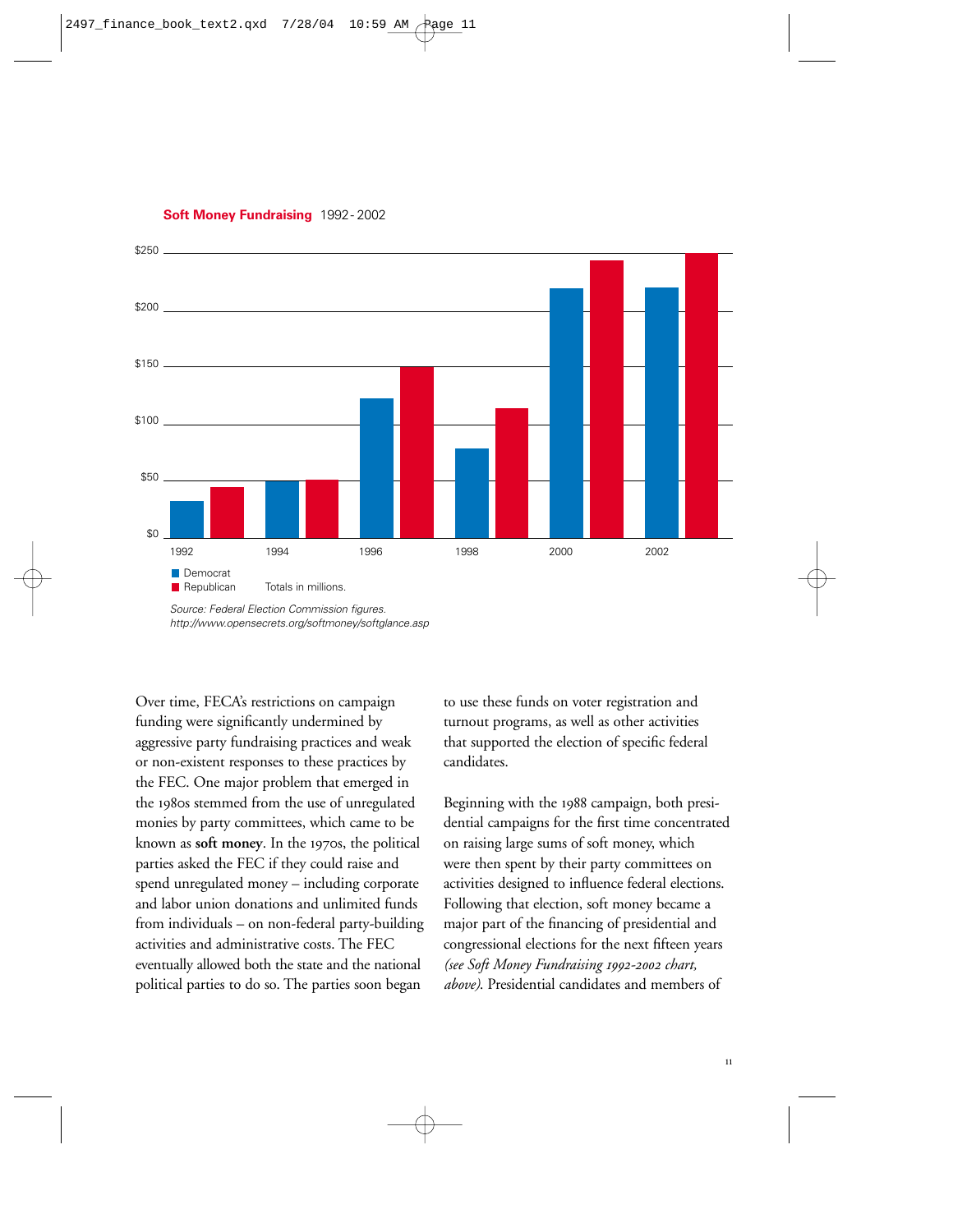**Soft Money Fundraising** 1992-2002

Democrat
Republican
Totals in millions.

*Source: Federal Election Commission figures.*
*http://www.opensecrets.org/softmoney/softglance.asp*

Over time, FECA's restrictions on campaign funding were significantly undermined by aggressive party fundraising practices and weak or non-existent responses to these practices by the FEC. One major problem that emerged in the 1980s stemmed from the use of unregulated monies by party committees, which came to be known as **soft money**. In the 1970s, the political parties asked the FEC if they could raise and spend unregulated money – including corporate and labor union donations and unlimited funds from individuals – on non-federal party-building activities and administrative costs. The FEC eventually allowed both the state and the national political parties to do so. The parties soon began to use these funds on voter registration and turnout programs, as well as other activities that supported the election of specific federal candidates.

Beginning with the 1988 campaign, both presidential campaigns for the first time concentrated on raising large sums of soft money, which were then spent by their party committees on activities designed to influence federal elections. Following that election, soft money became a major part of the financing of presidential and congressional elections for the next fifteen years *(see Soft Money Fundraising 1992-2002 chart, above)*. Presidential candidates and members of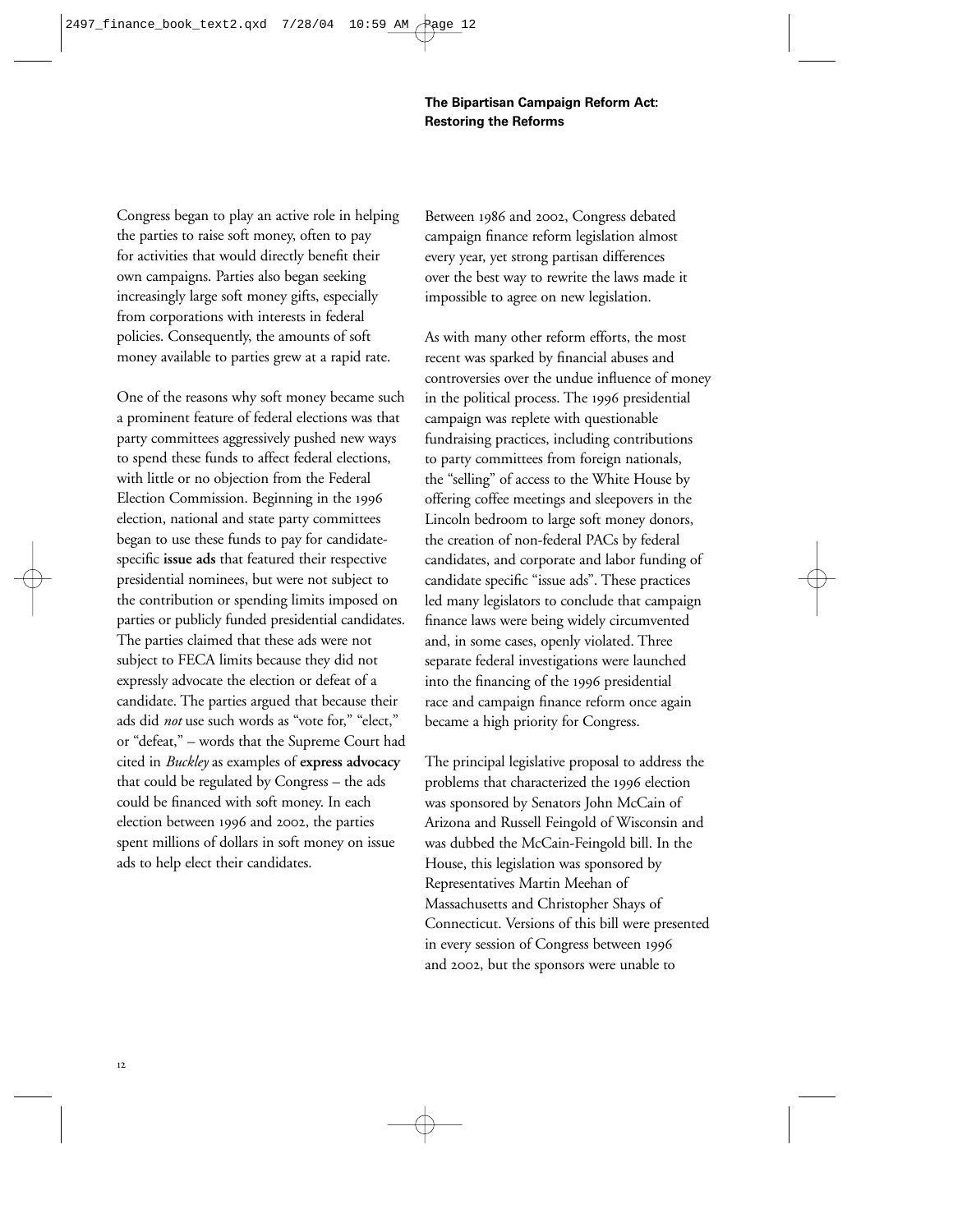Congress began to play an active role in helping the parties to raise soft money, often to pay for activities that would directly benefit their own campaigns. Parties also began seeking increasingly large soft money gifts, especially from corporations with interests in federal policies. Consequently, the amounts of soft money available to parties grew at a rapid rate.

One of the reasons why soft money became such a prominent feature of federal elections was that party committees aggressively pushed new ways to spend these funds to affect federal elections, with little or no objection from the Federal Election Commission. Beginning in the 1996 election, national and state party committees began to use these funds to pay for candidate-specific **issue ads** that featured their respective presidential nominees, but were not subject to the contribution or spending limits imposed on parties or publicly funded presidential candidates. The parties claimed that these ads were not subject to FECA limits because they did not expressly advocate the election or defeat of a candidate. The parties argued that because their ads did *not* use such words as "vote for," "elect," or "defeat," – words that the Supreme Court had cited in *Buckley* as examples of **express advocacy** that could be regulated by Congress – the ads could be financed with soft money. In each election between 1996 and 2002, the parties spent millions of dollars in soft money on issue ads to help elect their candidates.

Between 1986 and 2002, Congress debated campaign finance reform legislation almost every year, yet strong partisan differences over the best way to rewrite the laws made it impossible to agree on new legislation.

As with many other reform efforts, the most recent was sparked by financial abuses and controversies over the undue influence of money in the political process. The 1996 presidential campaign was replete with questionable fundraising practices, including contributions to party committees from foreign nationals, the "selling" of access to the White House by offering coffee meetings and sleepovers in the Lincoln bedroom to large soft money donors, the creation of non-federal PACs by federal candidates, and corporate and labor funding of candidate specific "issue ads". These practices led many legislators to conclude that campaign finance laws were being widely circumvented and, in some cases, openly violated. Three separate federal investigations were launched into the financing of the 1996 presidential race and campaign finance reform once again became a high priority for Congress.

The principal legislative proposal to address the problems that characterized the 1996 election was sponsored by Senators John McCain of Arizona and Russell Feingold of Wisconsin and was dubbed the McCain-Feingold bill. In the House, this legislation was sponsored by Representatives Martin Meehan of Massachusetts and Christopher Shays of Connecticut. Versions of this bill were presented in every session of Congress between 1996 and 2002, but the sponsors were unable to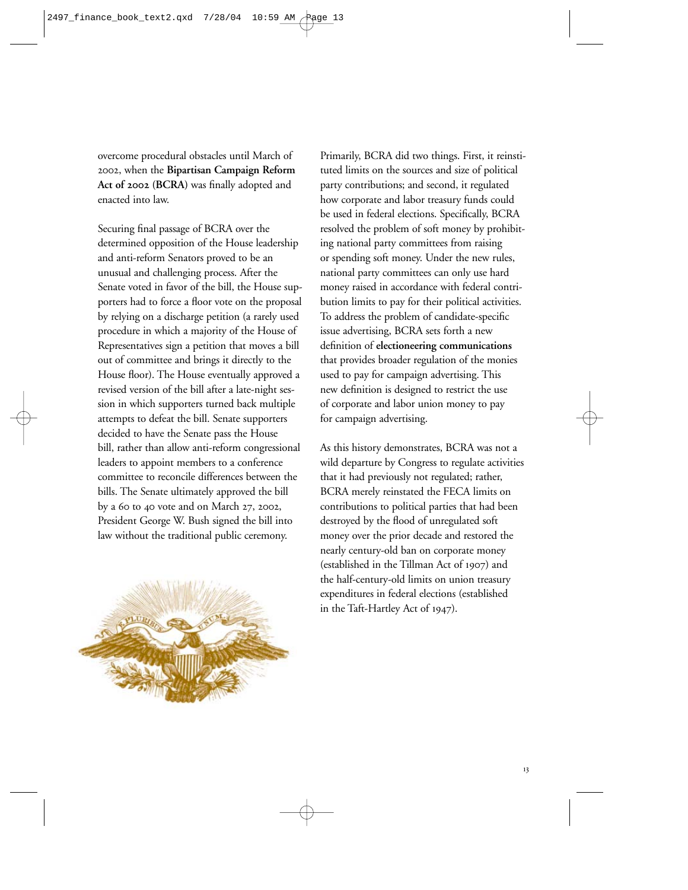overcome procedural obstacles until March of 2002, when the **Bipartisan Campaign Reform Act of 2002 (BCRA)** was finally adopted and enacted into law.

Securing final passage of BCRA over the determined opposition of the House leadership and anti-reform Senators proved to be an unusual and challenging process. After the Senate voted in favor of the bill, the House supporters had to force a floor vote on the proposal by relying on a discharge petition (a rarely used procedure in which a majority of the House of Representatives sign a petition that moves a bill out of committee and brings it directly to the House floor). The House eventually approved a revised version of the bill after a late-night session in which supporters turned back multiple attempts to defeat the bill. Senate supporters decided to have the Senate pass the House bill, rather than allow anti-reform congressional leaders to appoint members to a conference committee to reconcile differences between the bills. The Senate ultimately approved the bill by a 60 to 40 vote and on March 27, 2002, President George W. Bush signed the bill into law without the traditional public ceremony.

Primarily, BCRA did two things. First, it reinstituted limits on the sources and size of political party contributions; and second, it regulated how corporate and labor treasury funds could be used in federal elections. Specifically, BCRA resolved the problem of soft money by prohibiting national party committees from raising or spending soft money. Under the new rules, national party committees can only use hard money raised in accordance with federal contribution limits to pay for their political activities. To address the problem of candidate-specific issue advertising, BCRA sets forth a new definition of **electioneering communications** that provides broader regulation of the monies used to pay for campaign advertising. This new definition is designed to restrict the use of corporate and labor union money to pay for campaign advertising.

As this history demonstrates, BCRA was not a wild departure by Congress to regulate activities that it had previously not regulated; rather, BCRA merely reinstated the FECA limits on contributions to political parties that had been destroyed by the flood of unregulated soft money over the prior decade and restored the nearly century-old ban on corporate money (established in the Tillman Act of 1907) and the half-century-old limits on union treasury expenditures in federal elections (established in the Taft-Hartley Act of 1947).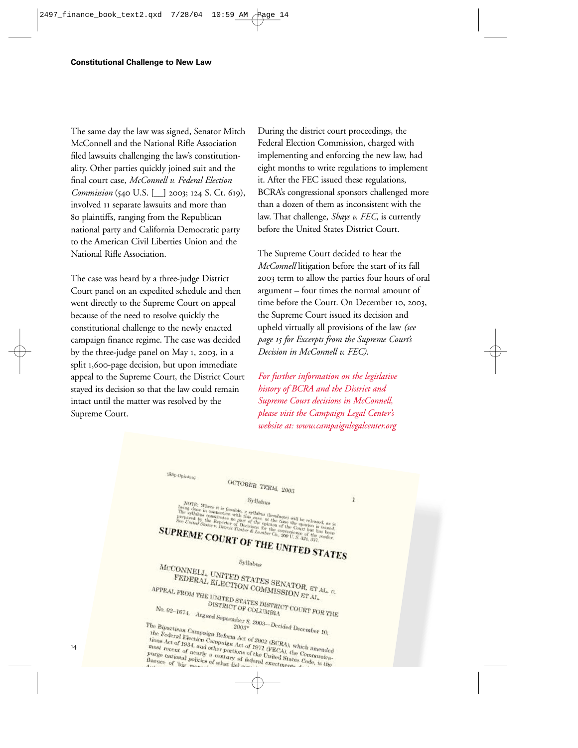## Constitutional Challenge to New Law

The same day the law was signed, Senator Mitch McConnell and the National Rifle Association filed lawsuits challenging the law's constitutionality. Other parties quickly joined suit and the final court case, *McConnell v. Federal Election Commission* (540 U.S. [__] 2003; 124 S. Ct. 619), involved 11 separate lawsuits and more than 80 plaintiffs, ranging from the Republican national party and California Democratic party to the American Civil Liberties Union and the National Rifle Association.

The case was heard by a three-judge District Court panel on an expedited schedule and then went directly to the Supreme Court on appeal because of the need to resolve quickly the constitutional challenge to the newly enacted campaign finance regime. The case was decided by the three-judge panel on May 1, 2003, in a split 1,600-page decision, but upon immediate appeal to the Supreme Court, the District Court stayed its decision so that the law could remain intact until the matter was resolved by the Supreme Court.

During the district court proceedings, the Federal Election Commission, charged with implementing and enforcing the new law, had eight months to write regulations to implement it. After the FEC issued these regulations, BCRA's congressional sponsors challenged more than a dozen of them as inconsistent with the law. That challenge, *Shays v. FEC*, is currently before the United States District Court.

The Supreme Court decided to hear the *McConnell* litigation before the start of its fall 2003 term to allow the parties four hours of oral argument – four times the normal amount of time before the Court. On December 10, 2003, the Supreme Court issued its decision and upheld virtually all provisions of the law *(see page 15 for Excerpts from the Supreme Court's Decision in McConnell v. FEC).*

*For further information on the legislative history of BCRA and the District and Supreme Court decisions in McConnell, please visit the Campaign Legal Center's website at: www.campaignlegalcenter.org*

(Slip Opinion)

OCTOBER TERM, 2003

Syllabus

NOTE: Where it is feasible, a syllabus (headnote) will be released, as is being done in connection with this case, at the time the opinion is issued. The syllabus constitutes no part of the opinion of the Court but has been prepared by the Reporter of Decisions for the convenience of the reader. See United States v. Detroit Timber & Lumber Co., 200 U. S. 321, 337.

SUPREME COURT OF THE UNITED STATES

Syllabus

McCONNELL, UNITED STATES SENATOR, ET AL. v. FEDERAL ELECTION COMMISSION ET AL.

APPEAL FROM THE UNITED STATES DISTRICT COURT FOR THE DISTRICT OF COLUMBIA

No. 02–1674. Argued September 8, 2003—Decided December 10, 2003*

The Bipartisan Campaign Reform Act of 2002 (BCRA), which amended the Federal Election Campaign Act of 1971 (FECA), the Communications Act of 1934, and other portions of the United States Code, is the most recent of nearly a century of federal enactments designed to purge national politics of what [is] conceived to be the pernicious influence of 'big money'...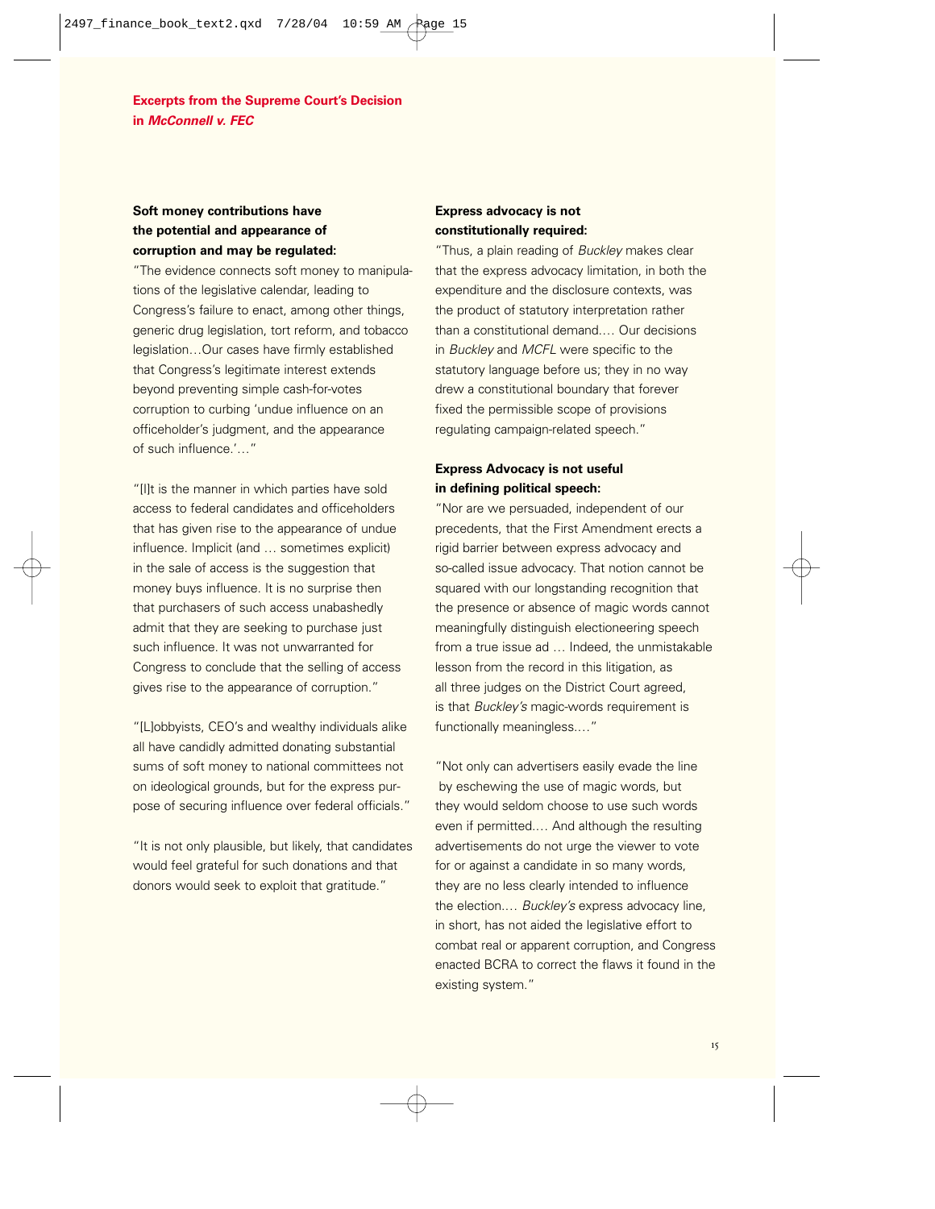## Excerpts from the Supreme Court's Decision in *McConnell v. FEC*

**Soft money contributions have the potential and appearance of corruption and may be regulated:**

"The evidence connects soft money to manipulations of the legislative calendar, leading to Congress's failure to enact, among other things, generic drug legislation, tort reform, and tobacco legislation…Our cases have firmly established that Congress's legitimate interest extends beyond preventing simple cash-for-votes corruption to curbing 'undue influence on an officeholder's judgment, and the appearance of such influence.'…"

"[I]t is the manner in which parties have sold access to federal candidates and officeholders that has given rise to the appearance of undue influence. Implicit (and … sometimes explicit) in the sale of access is the suggestion that money buys influence. It is no surprise then that purchasers of such access unabashedly admit that they are seeking to purchase just such influence. It was not unwarranted for Congress to conclude that the selling of access gives rise to the appearance of corruption."

"[L]obbyists, CEO's and wealthy individuals alike all have candidly admitted donating substantial sums of soft money to national committees not on ideological grounds, but for the express purpose of securing influence over federal officials."

"It is not only plausible, but likely, that candidates would feel grateful for such donations and that donors would seek to exploit that gratitude."

**Express advocacy is not constitutionally required:**

"Thus, a plain reading of *Buckley* makes clear that the express advocacy limitation, in both the expenditure and the disclosure contexts, was the product of statutory interpretation rather than a constitutional demand.… Our decisions in *Buckley* and *MCFL* were specific to the statutory language before us; they in no way drew a constitutional boundary that forever fixed the permissible scope of provisions regulating campaign-related speech."

**Express Advocacy is not useful in defining political speech:**

"Nor are we persuaded, independent of our precedents, that the First Amendment erects a rigid barrier between express advocacy and so-called issue advocacy. That notion cannot be squared with our longstanding recognition that the presence or absence of magic words cannot meaningfully distinguish electioneering speech from a true issue ad … Indeed, the unmistakable lesson from the record in this litigation, as all three judges on the District Court agreed, is that *Buckley's* magic-words requirement is functionally meaningless.…"

"Not only can advertisers easily evade the line by eschewing the use of magic words, but they would seldom choose to use such words even if permitted.… And although the resulting advertisements do not urge the viewer to vote for or against a candidate in so many words, they are no less clearly intended to influence the election.… *Buckley's* express advocacy line, in short, has not aided the legislative effort to combat real or apparent corruption, and Congress enacted BCRA to correct the flaws it found in the existing system."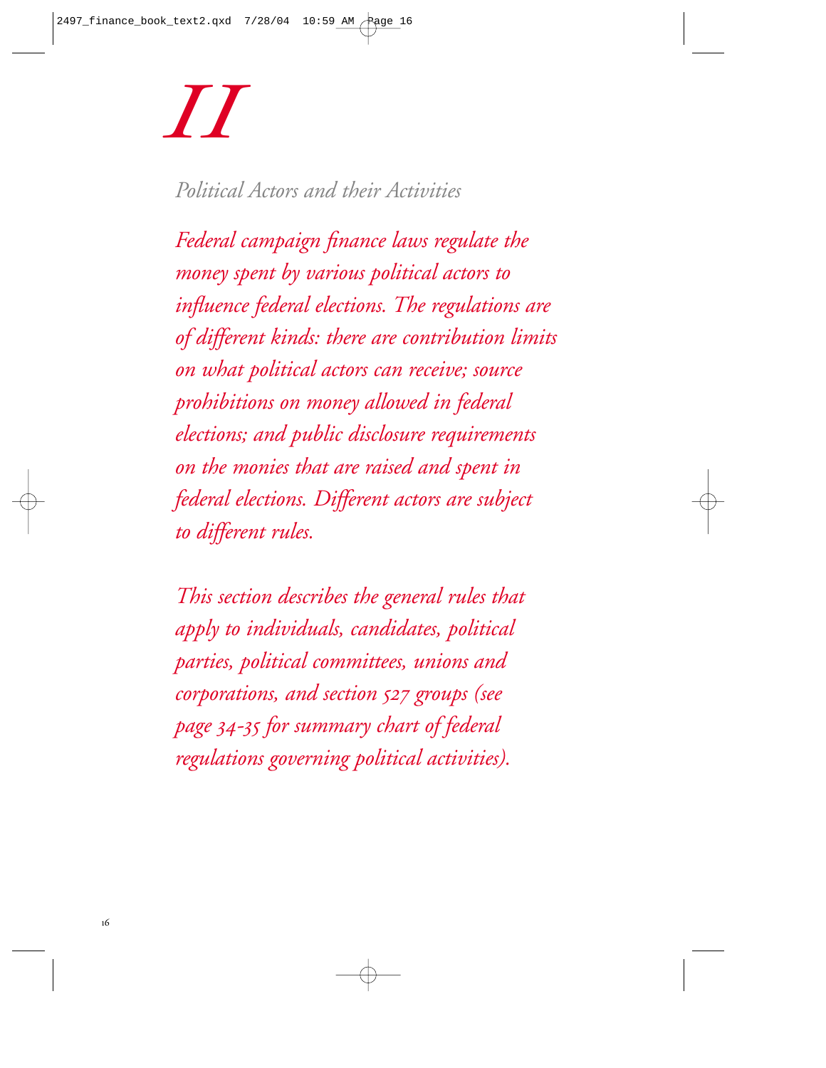# II

## *Political Actors and their Activities*

*Federal campaign finance laws regulate the money spent by various political actors to influence federal elections. The regulations are of different kinds: there are contribution limits on what political actors can receive; source prohibitions on money allowed in federal elections; and public disclosure requirements on the monies that are raised and spent in federal elections. Different actors are subject to different rules.*

*This section describes the general rules that apply to individuals, candidates, political parties, political committees, unions and corporations, and section 527 groups (see page 34-35 for summary chart of federal regulations governing political activities).*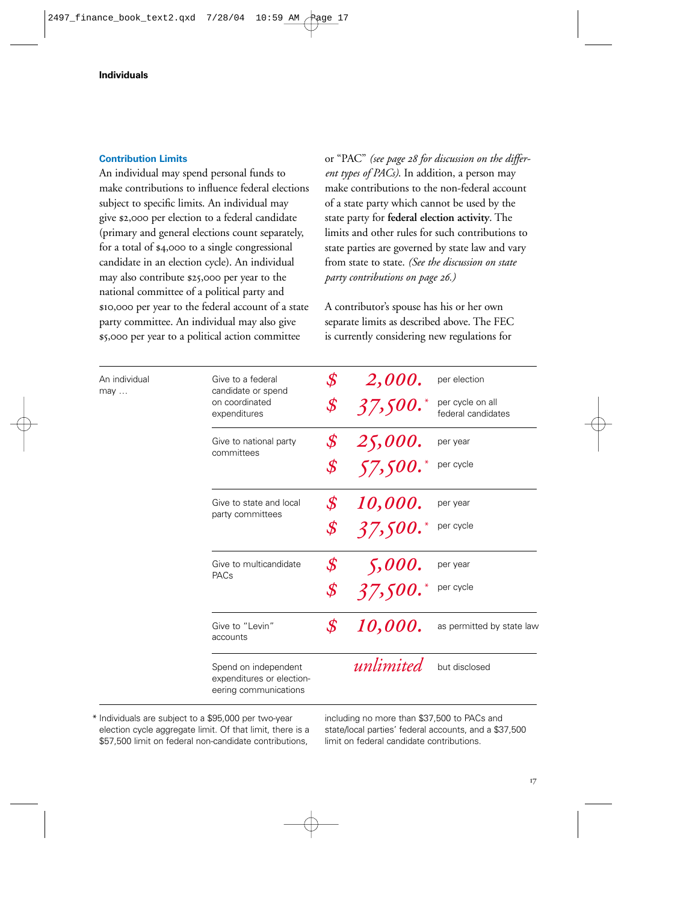**Individuals**

### Contribution Limits

An individual may spend personal funds to make contributions to influence federal elections subject to specific limits. An individual may give $2,000 per election to a federal candidate (primary and general elections count separately, for a total of $4,000 to a single congressional candidate in an election cycle). An individual may also contribute $25,000 per year to the national committee of a political party and $10,000 per year to the federal account of a state party committee. An individual may also give $5,000 per year to a political action committee or "PAC" *(see page 28 for discussion on the different types of PACs).* In addition, a person may make contributions to the non-federal account of a state party which cannot be used by the state party for **federal election activity**. The limits and other rules for such contributions to state parties are governed by state law and vary from state to state. *(See the discussion on state party contributions on page 26.)*

A contributor's spouse has his or her own separate limits as described above. The FEC is currently considering new regulations for

| An individual may … | | | |
|---|---|---|---|
| | Give to a federal candidate or spend on coordinated expenditures | $ 2,000. | per election |
| | | $ 37,500.* | per cycle on all federal candidates |
| | Give to national party committees | $ 25,000. | per year |
| | | $ 57,500.* | per cycle |
| | Give to state and local party committees | $ 10,000. | per year |
| | | $ 37,500.* | per cycle |
| | Give to multicandidate PACs | $ 5,000. | per year |
| | | $ 37,500.* | per cycle |
| | Give to "Levin" accounts | $ 10,000. | as permitted by state law |
| | Spend on independent expenditures or electioneering communications | *unlimited* | but disclosed |

* Individuals are subject to a $95,000 per two-year election cycle aggregate limit. Of that limit, there is a $57,500 limit on federal non-candidate contributions, including no more than $37,500 to PACs and state/local parties' federal accounts, and a $37,500 limit on federal candidate contributions.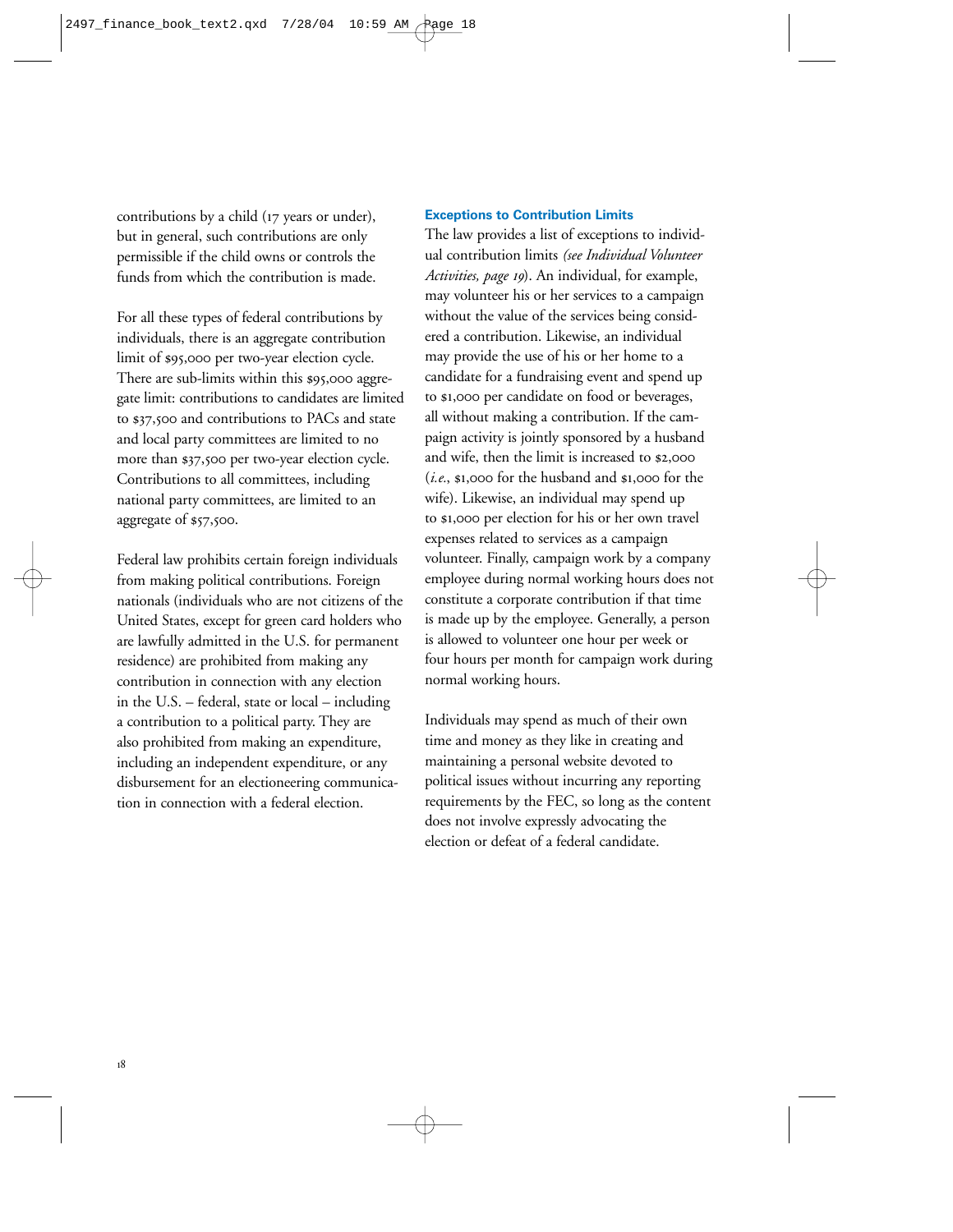contributions by a child (17 years or under), but in general, such contributions are only permissible if the child owns or controls the funds from which the contribution is made.

For all these types of federal contributions by individuals, there is an aggregate contribution limit of $95,000 per two-year election cycle. There are sub-limits within this $95,000 aggregate limit: contributions to candidates are limited to $37,500 and contributions to PACs and state and local party committees are limited to no more than $37,500 per two-year election cycle. Contributions to all committees, including national party committees, are limited to an aggregate of $57,500.

Federal law prohibits certain foreign individuals from making political contributions. Foreign nationals (individuals who are not citizens of the United States, except for green card holders who are lawfully admitted in the U.S. for permanent residence) are prohibited from making any contribution in connection with any election in the U.S. – federal, state or local – including a contribution to a political party. They are also prohibited from making an expenditure, including an independent expenditure, or any disbursement for an electioneering communication in connection with a federal election.

### Exceptions to Contribution Limits

The law provides a list of exceptions to individual contribution limits *(see Individual Volunteer Activities, page 19)*. An individual, for example, may volunteer his or her services to a campaign without the value of the services being considered a contribution. Likewise, an individual may provide the use of his or her home to a candidate for a fundraising event and spend up to $1,000 per candidate on food or beverages, all without making a contribution. If the campaign activity is jointly sponsored by a husband and wife, then the limit is increased to $2,000 (*i.e.*, $1,000 for the husband and $1,000 for the wife). Likewise, an individual may spend up to $1,000 per election for his or her own travel expenses related to services as a campaign volunteer. Finally, campaign work by a company employee during normal working hours does not constitute a corporate contribution if that time is made up by the employee. Generally, a person is allowed to volunteer one hour per week or four hours per month for campaign work during normal working hours.

Individuals may spend as much of their own time and money as they like in creating and maintaining a personal website devoted to political issues without incurring any reporting requirements by the FEC, so long as the content does not involve expressly advocating the election or defeat of a federal candidate.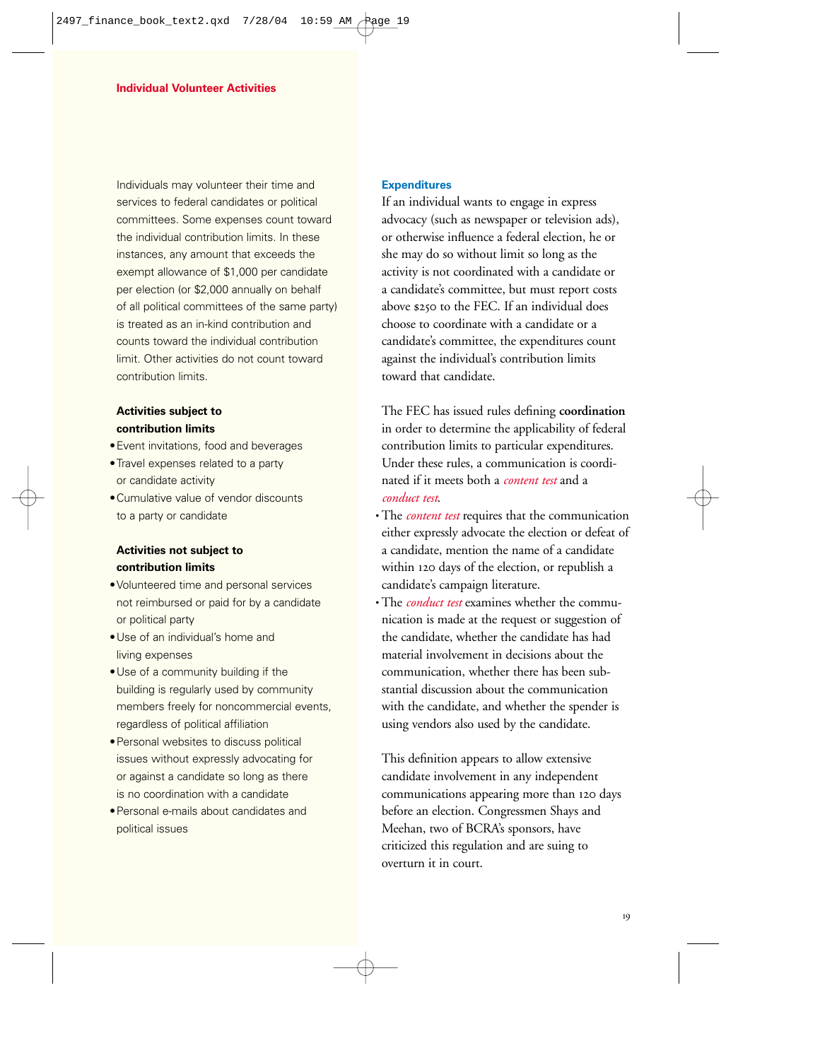## Individual Volunteer Activities

Individuals may volunteer their time and services to federal candidates or political committees. Some expenses count toward the individual contribution limits. In these instances, any amount that exceeds the exempt allowance of $1,000 per candidate per election (or $2,000 annually on behalf of all political committees of the same party) is treated as an in-kind contribution and counts toward the individual contribution limit. Other activities do not count toward contribution limits.

**Activities subject to contribution limits**

- Event invitations, food and beverages
- Travel expenses related to a party or candidate activity
- Cumulative value of vendor discounts to a party or candidate

**Activities not subject to contribution limits**

- Volunteered time and personal services not reimbursed or paid for by a candidate or political party
- Use of an individual's home and living expenses
- Use of a community building if the building is regularly used by community members freely for noncommercial events, regardless of political affiliation
- Personal websites to discuss political issues without expressly advocating for or against a candidate so long as there is no coordination with a candidate
- Personal e-mails about candidates and political issues

### Expenditures

If an individual wants to engage in express advocacy (such as newspaper or television ads), or otherwise influence a federal election, he or she may do so without limit so long as the activity is not coordinated with a candidate or a candidate's committee, but must report costs above $250 to the FEC. If an individual does choose to coordinate with a candidate or a candidate's committee, the expenditures count against the individual's contribution limits toward that candidate.

The FEC has issued rules defining **coordination** in order to determine the applicability of federal contribution limits to particular expenditures. Under these rules, a communication is coordinated if it meets both a *content test* and a *conduct test*.

- The *content test* requires that the communication either expressly advocate the election or defeat of a candidate, mention the name of a candidate within 120 days of the election, or republish a candidate's campaign literature.
- The *conduct test* examines whether the communication is made at the request or suggestion of the candidate, whether the candidate has had material involvement in decisions about the communication, whether there has been substantial discussion about the communication with the candidate, and whether the spender is using vendors also used by the candidate.

This definition appears to allow extensive candidate involvement in any independent communications appearing more than 120 days before an election. Congressmen Shays and Meehan, two of BCRA's sponsors, have criticized this regulation and are suing to overturn it in court.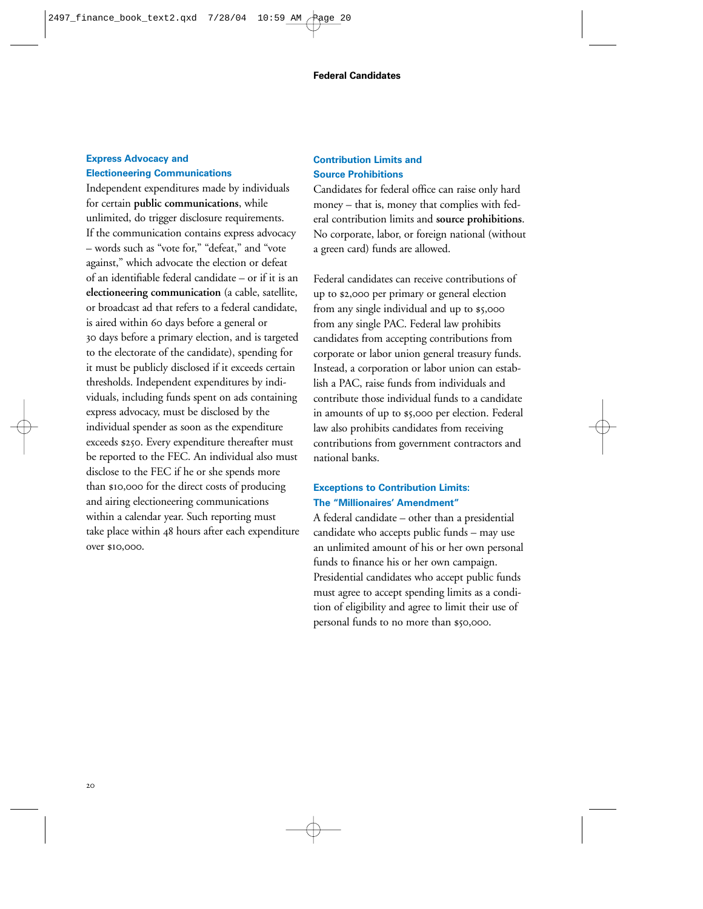### Express Advocacy and Electioneering Communications

Independent expenditures made by individuals for certain **public communications**, while unlimited, do trigger disclosure requirements. If the communication contains express advocacy – words such as "vote for," "defeat," and "vote against," which advocate the election or defeat of an identifiable federal candidate – or if it is an **electioneering communication** (a cable, satellite, or broadcast ad that refers to a federal candidate, is aired within 60 days before a general or 30 days before a primary election, and is targeted to the electorate of the candidate), spending for it must be publicly disclosed if it exceeds certain thresholds. Independent expenditures by individuals, including funds spent on ads containing express advocacy, must be disclosed by the individual spender as soon as the expenditure exceeds $250. Every expenditure thereafter must be reported to the FEC. An individual also must disclose to the FEC if he or she spends more than $10,000 for the direct costs of producing and airing electioneering communications within a calendar year. Such reporting must take place within 48 hours after each expenditure over $10,000.

### Contribution Limits and Source Prohibitions

Candidates for federal office can raise only hard money – that is, money that complies with federal contribution limits and **source prohibitions**. No corporate, labor, or foreign national (without a green card) funds are allowed.

Federal candidates can receive contributions of up to $2,000 per primary or general election from any single individual and up to $5,000 from any single PAC. Federal law prohibits candidates from accepting contributions from corporate or labor union general treasury funds. Instead, a corporation or labor union can establish a PAC, raise funds from individuals and contribute those individual funds to a candidate in amounts of up to $5,000 per election. Federal law also prohibits candidates from receiving contributions from government contractors and national banks.

### Exceptions to Contribution Limits: The "Millionaires' Amendment"

A federal candidate – other than a presidential candidate who accepts public funds – may use an unlimited amount of his or her own personal funds to finance his or her own campaign. Presidential candidates who accept public funds must agree to accept spending limits as a condition of eligibility and agree to limit their use of personal funds to no more than $50,000.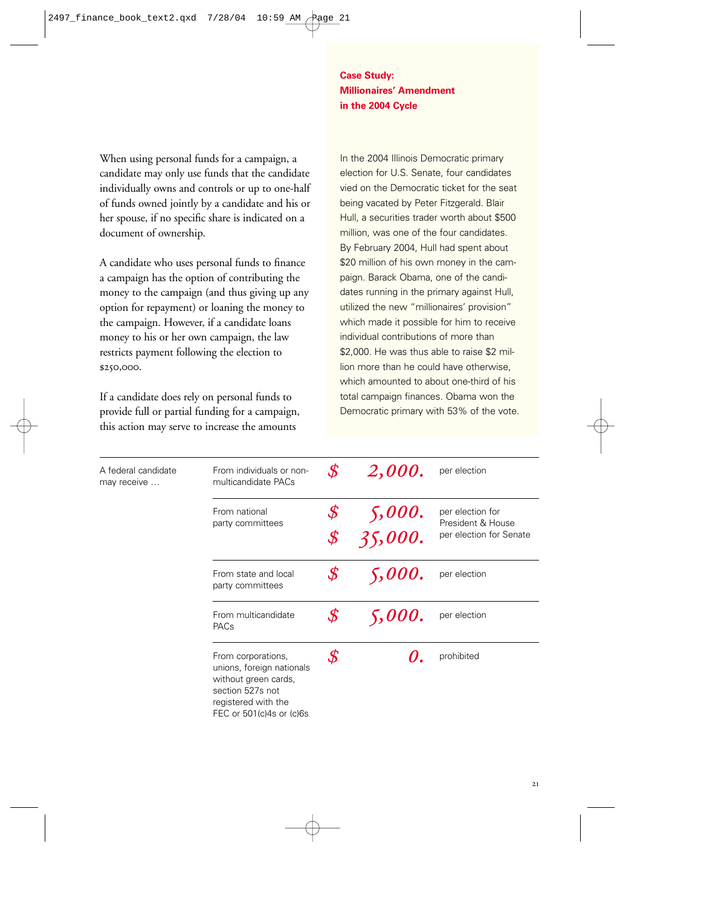When using personal funds for a campaign, a candidate may only use funds that the candidate individually owns and controls or up to one-half of funds owned jointly by a candidate and his or her spouse, if no specific share is indicated on a document of ownership.

A candidate who uses personal funds to finance a campaign has the option of contributing the money to the campaign (and thus giving up any option for repayment) or loaning the money to the campaign. However, if a candidate loans money to his or her own campaign, the law restricts payment following the election to $250,000.

If a candidate does rely on personal funds to provide full or partial funding for a campaign, this action may serve to increase the amounts

**Case Study: Millionaires' Amendment in the 2004 Cycle**

In the 2004 Illinois Democratic primary election for U.S. Senate, four candidates vied on the Democratic ticket for the seat being vacated by Peter Fitzgerald. Blair Hull, a securities trader worth about $500 million, was one of the four candidates. By February 2004, Hull had spent about $20 million of his own money in the campaign. Barack Obama, one of the candidates running in the primary against Hull, utilized the new "millionaires' provision" which made it possible for him to receive individual contributions of more than $2,000. He was thus able to raise $2 million more than he could have otherwise, which amounted to about one-third of his total campaign finances. Obama won the Democratic primary with 53% of the vote.

| A federal candidate may receive … | Source | Amount | Limit |
|---|---|---|---|
| | From individuals or non-multicandidate PACs | $ 2,000. | per election |
| | From national party committees | $ 5,000.<br>$ 35,000. | per election for President & House<br>per election for Senate |
| | From state and local party committees | $ 5,000. | per election |
| | From multicandidate PACs | $ 5,000. | per election |
| | From corporations, unions, foreign nationals without green cards, section 527s not registered with the FEC or 501(c)4s or (c)6s | $ 0. | prohibited |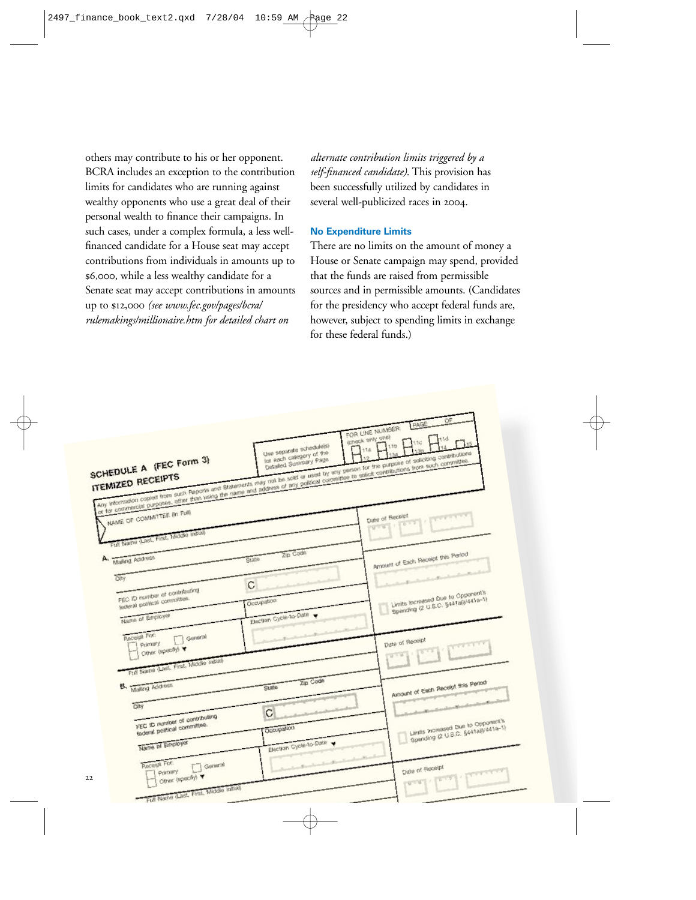others may contribute to his or her opponent. BCRA includes an exception to the contribution limits for candidates who are running against wealthy opponents who use a great deal of their personal wealth to finance their campaigns. In such cases, under a complex formula, a less well-financed candidate for a House seat may accept contributions from individuals in amounts up to $6,000, while a less wealthy candidate for a Senate seat may accept contributions in amounts up to $12,000 *(see www.fec.gov/pages/bcra/rulemakings/millionaire.htm for detailed chart on alternate contribution limits triggered by a self-financed candidate)*. This provision has been successfully utilized by candidates in several well-publicized races in 2004.

### No Expenditure Limits

There are no limits on the amount of money a House or Senate campaign may spend, provided that the funds are raised from permissible sources and in permissible amounts. (Candidates for the presidency who accept federal funds are, however, subject to spending limits in exchange for these federal funds.)

**SCHEDULE A (FEC Form 3)**
**ITEMIZED RECEIPTS**

Use separate schedule(s) for each category of the Detailed Summary Page

FOR LINE NUMBER: (check only one) 11a 11b 11c 11d 12 13a 13b 14 15

PAGE ___ OF ___

Any information copied from such Reports and Statements may not be sold or used by any person for the purpose of soliciting contributions or for commercial purposes, other than using the name and address of any political committee to solicit contributions from such committee.

NAME OF COMMITTEE (In Full)

A. Full Name (Last, First, Middle Initial) | Date of Receipt
Mailing Address
City | State | Zip Code | Amount of Each Receipt this Period
FEC ID number of contributing federal political committee. | C
Name of Employer | Occupation | Limits Increased Due to Opponent's Spending (2 U.S.C. §441a(i)/441a-1)
Receipt For: Primary | General | Other (specify) | Election Cycle-to-Date

B. Full Name (Last, First, Middle Initial) | Date of Receipt
Mailing Address
City | State | Zip Code | Amount of Each Receipt this Period
FEC ID number of contributing federal political committee. | C
Name of Employer | Occupation | Limits Increased Due to Opponent's Spending (2 U.S.C. §441a(i)/441a-1)
Receipt For: Primary | General | Other (specify) | Election Cycle-to-Date

Full Name (Last, First, Middle Initial) | Date of Receipt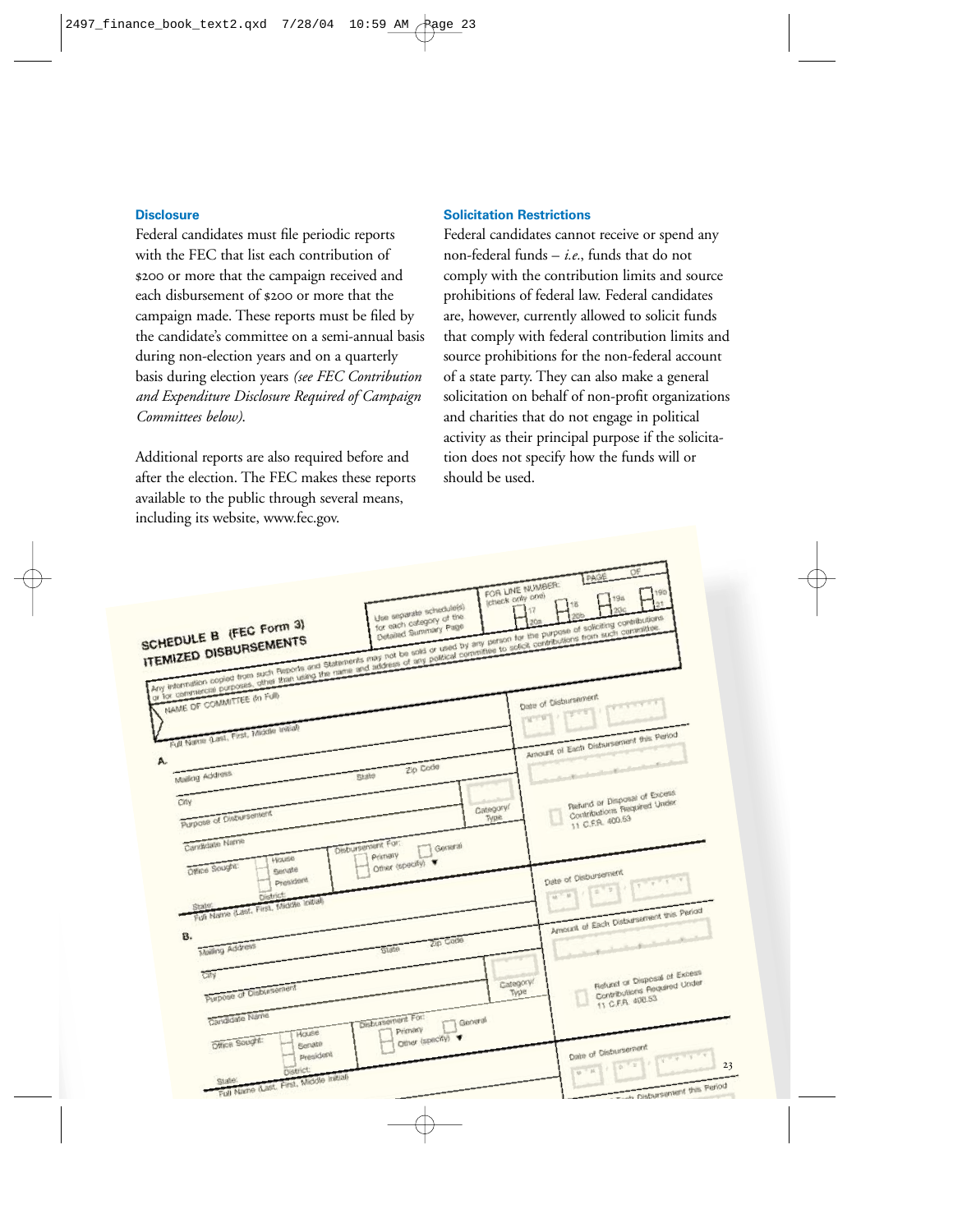### Disclosure

Federal candidates must file periodic reports with the FEC that list each contribution of $200 or more that the campaign received and each disbursement of $200 or more that the campaign made. These reports must be filed by the candidate's committee on a semi-annual basis during non-election years and on a quarterly basis during election years *(see FEC Contribution and Expenditure Disclosure Required of Campaign Committees below).*

Additional reports are also required before and after the election. The FEC makes these reports available to the public through several means, including its website, www.fec.gov.

### Solicitation Restrictions

Federal candidates cannot receive or spend any non-federal funds – *i.e.*, funds that do not comply with the contribution limits and source prohibitions of federal law. Federal candidates are, however, currently allowed to solicit funds that comply with federal contribution limits and source prohibitions for the non-federal account of a state party. They can also make a general solicitation on behalf of non-profit organizations and charities that do not engage in political activity as their principal purpose if the solicitation does not specify how the funds will or should be used.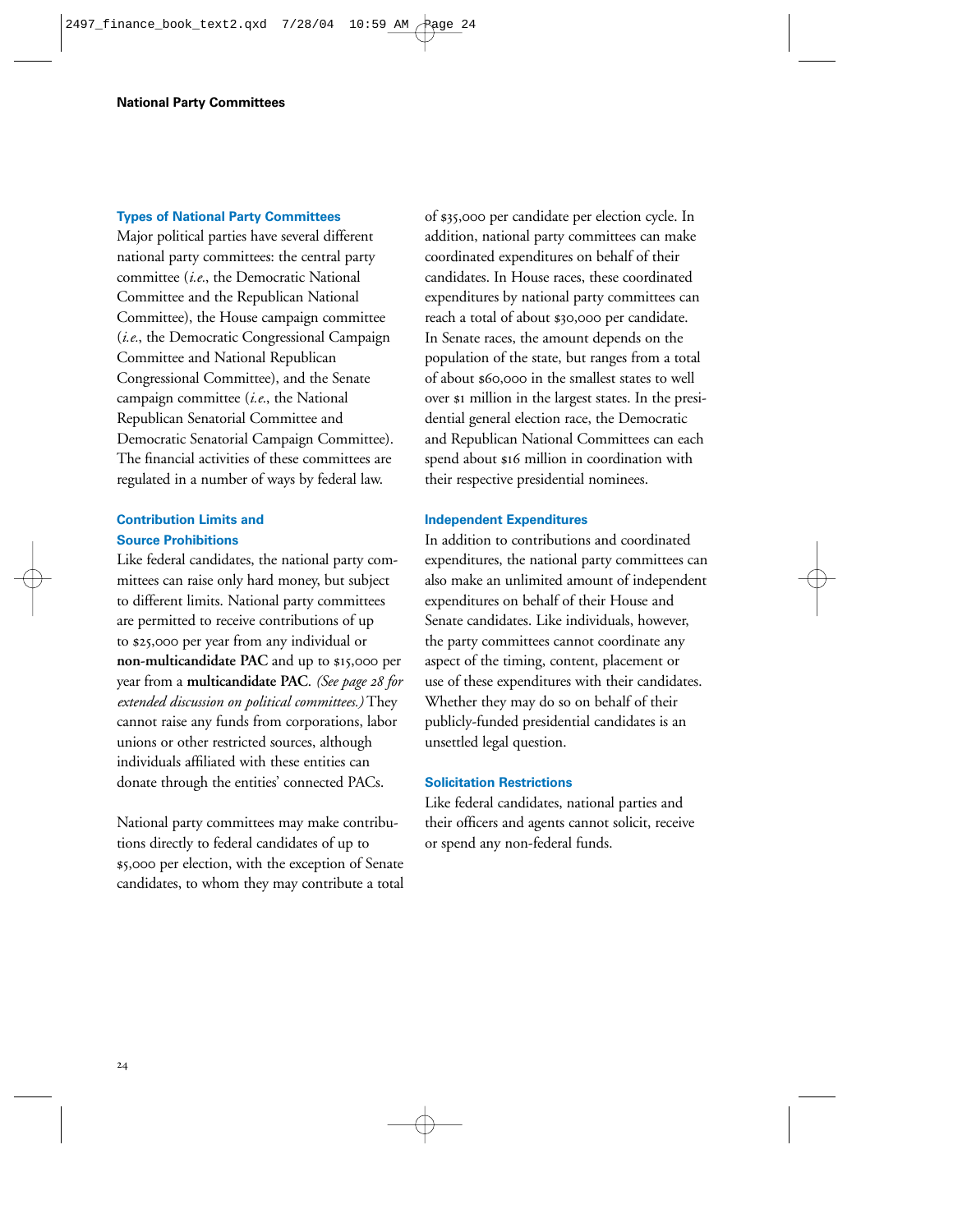## Types of National Party Committees

Major political parties have several different national party committees: the central party committee (*i.e.*, the Democratic National Committee and the Republican National Committee), the House campaign committee (*i.e.*, the Democratic Congressional Campaign Committee and National Republican Congressional Committee), and the Senate campaign committee (*i.e.*, the National Republican Senatorial Committee and Democratic Senatorial Campaign Committee). The financial activities of these committees are regulated in a number of ways by federal law.

## Contribution Limits and Source Prohibitions

Like federal candidates, the national party committees can raise only hard money, but subject to different limits. National party committees are permitted to receive contributions of up to $25,000 per year from any individual or **non-multicandidate PAC** and up to $15,000 per year from a **multicandidate PAC**. *(See page 28 for extended discussion on political committees.)* They cannot raise any funds from corporations, labor unions or other restricted sources, although individuals affiliated with these entities can donate through the entities' connected PACs.

National party committees may make contributions directly to federal candidates of up to $5,000 per election, with the exception of Senate candidates, to whom they may contribute a total of $35,000 per candidate per election cycle. In addition, national party committees can make coordinated expenditures on behalf of their candidates. In House races, these coordinated expenditures by national party committees can reach a total of about $30,000 per candidate. In Senate races, the amount depends on the population of the state, but ranges from a total of about $60,000 in the smallest states to well over $1 million in the largest states. In the presidential general election race, the Democratic and Republican National Committees can each spend about $16 million in coordination with their respective presidential nominees.

## Independent Expenditures

In addition to contributions and coordinated expenditures, the national party committees can also make an unlimited amount of independent expenditures on behalf of their House and Senate candidates. Like individuals, however, the party committees cannot coordinate any aspect of the timing, content, placement or use of these expenditures with their candidates. Whether they may do so on behalf of their publicly-funded presidential candidates is an unsettled legal question.

## Solicitation Restrictions

Like federal candidates, national parties and their officers and agents cannot solicit, receive or spend any non-federal funds.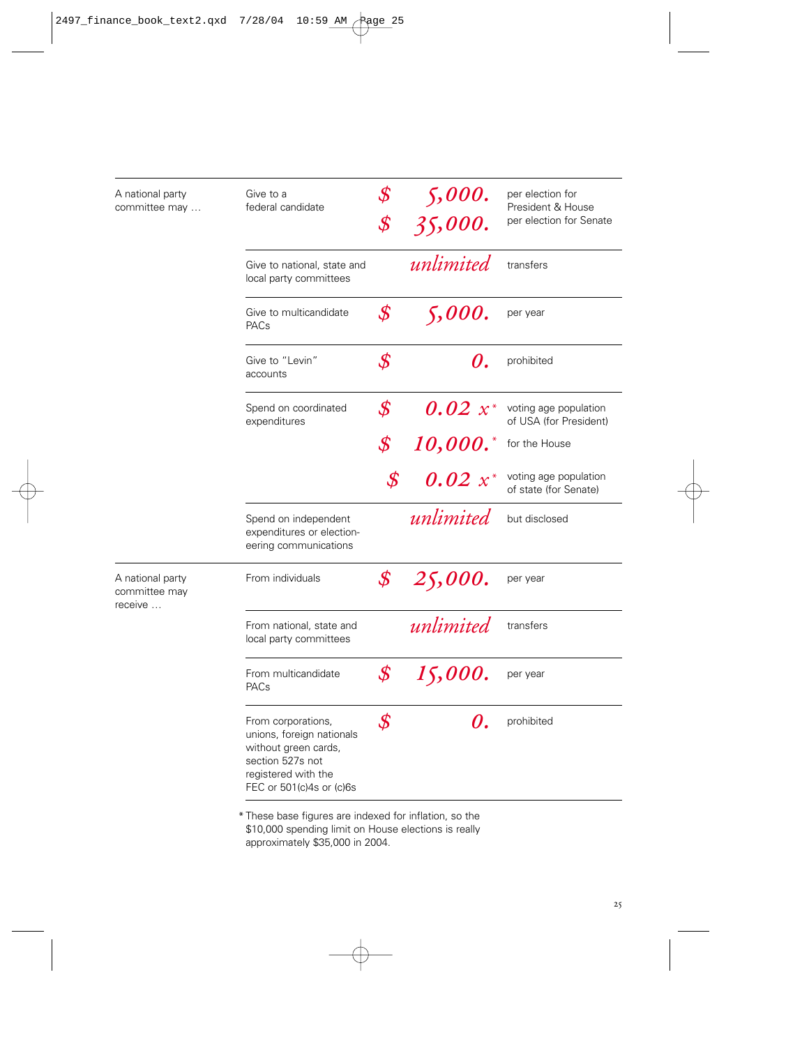| | | | | |
|---|---|---|---|---|
| A national party committee may … | Give to a federal candidate | $ | 5,000. | per election for President & House |
| | | $ | 35,000. | per election for Senate |
| | Give to national, state and local party committees | | *unlimited* | transfers |
| | Give to multicandidate PACs | $ | 5,000. | per year |
| | Give to "Levin" accounts | $ | 0. | prohibited |
| | Spend on coordinated expenditures | $ | 0.02 x* | voting age population of USA (for President) |
| | | $ | 10,000.* | for the House |
| | | $ | 0.02 x* | voting age population of state (for Senate) |
| | Spend on independent expenditures or electioneering communications | | *unlimited* | but disclosed |
| A national party committee may receive … | From individuals | $ | 25,000. | per year |
| | From national, state and local party committees | | *unlimited* | transfers |
| | From multicandidate PACs | $ | 15,000. | per year |
| | From corporations, unions, foreign nationals without green cards, section 527s not registered with the FEC or 501(c)4s or (c)6s | $ | 0. | prohibited |

* These base figures are indexed for inflation, so the $10,000 spending limit on House elections is really approximately $35,000 in 2004.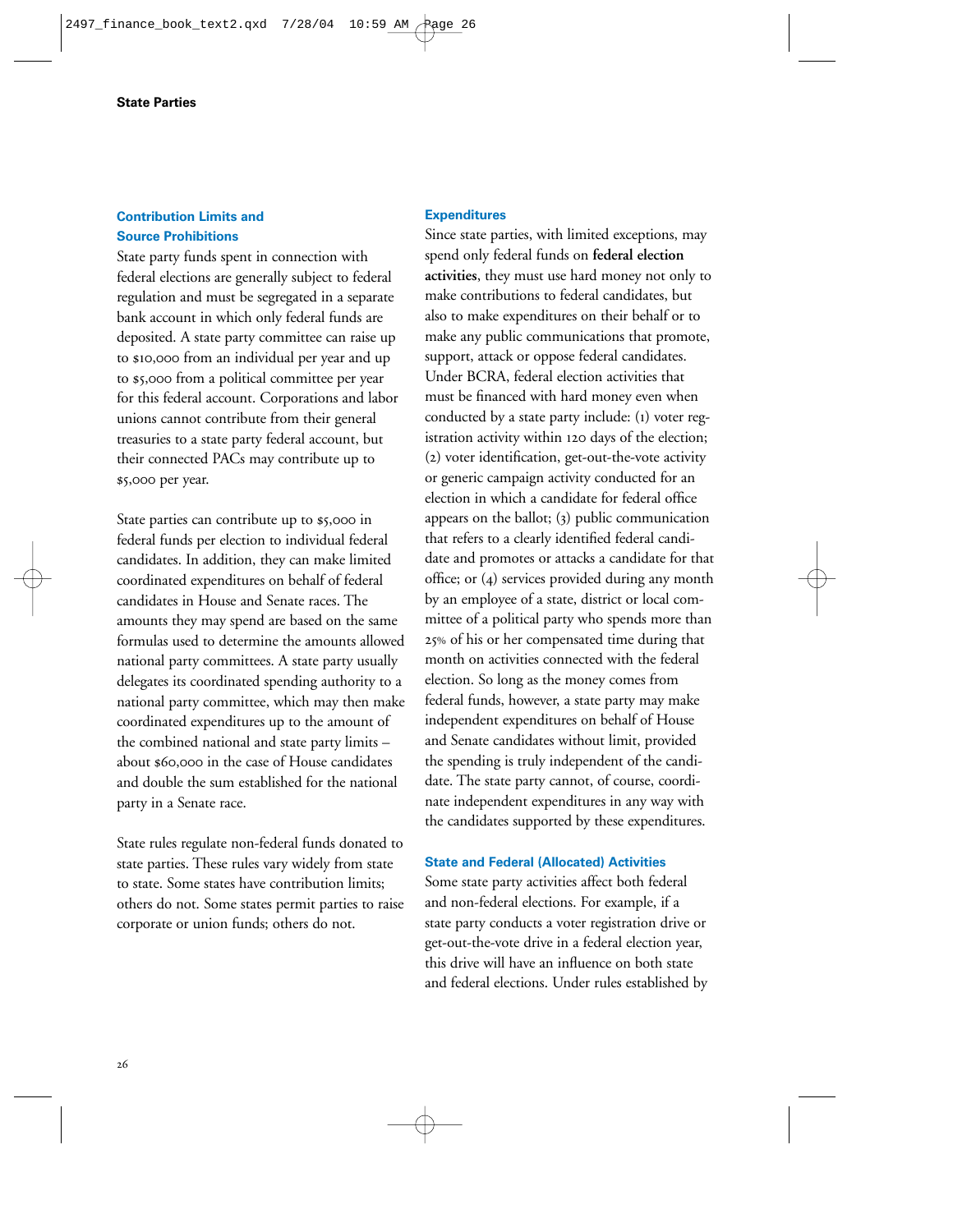## Contribution Limits and Source Prohibitions

State party funds spent in connection with federal elections are generally subject to federal regulation and must be segregated in a separate bank account in which only federal funds are deposited. A state party committee can raise up to $10,000 from an individual per year and up to $5,000 from a political committee per year for this federal account. Corporations and labor unions cannot contribute from their general treasuries to a state party federal account, but their connected PACs may contribute up to $5,000 per year.

State parties can contribute up to $5,000 in federal funds per election to individual federal candidates. In addition, they can make limited coordinated expenditures on behalf of federal candidates in House and Senate races. The amounts they may spend are based on the same formulas used to determine the amounts allowed national party committees. A state party usually delegates its coordinated spending authority to a national party committee, which may then make coordinated expenditures up to the amount of the combined national and state party limits – about $60,000 in the case of House candidates and double the sum established for the national party in a Senate race.

State rules regulate non-federal funds donated to state parties. These rules vary widely from state to state. Some states have contribution limits; others do not. Some states permit parties to raise corporate or union funds; others do not.

## Expenditures

Since state parties, with limited exceptions, may spend only federal funds on **federal election activities**, they must use hard money not only to make contributions to federal candidates, but also to make expenditures on their behalf or to make any public communications that promote, support, attack or oppose federal candidates. Under BCRA, federal election activities that must be financed with hard money even when conducted by a state party include: (1) voter registration activity within 120 days of the election; (2) voter identification, get-out-the-vote activity or generic campaign activity conducted for an election in which a candidate for federal office appears on the ballot; (3) public communication that refers to a clearly identified federal candidate and promotes or attacks a candidate for that office; or (4) services provided during any month by an employee of a state, district or local committee of a political party who spends more than 25% of his or her compensated time during that month on activities connected with the federal election. So long as the money comes from federal funds, however, a state party may make independent expenditures on behalf of House and Senate candidates without limit, provided the spending is truly independent of the candidate. The state party cannot, of course, coordinate independent expenditures in any way with the candidates supported by these expenditures.

## State and Federal (Allocated) Activities

Some state party activities affect both federal and non-federal elections. For example, if a state party conducts a voter registration drive or get-out-the-vote drive in a federal election year, this drive will have an influence on both state and federal elections. Under rules established by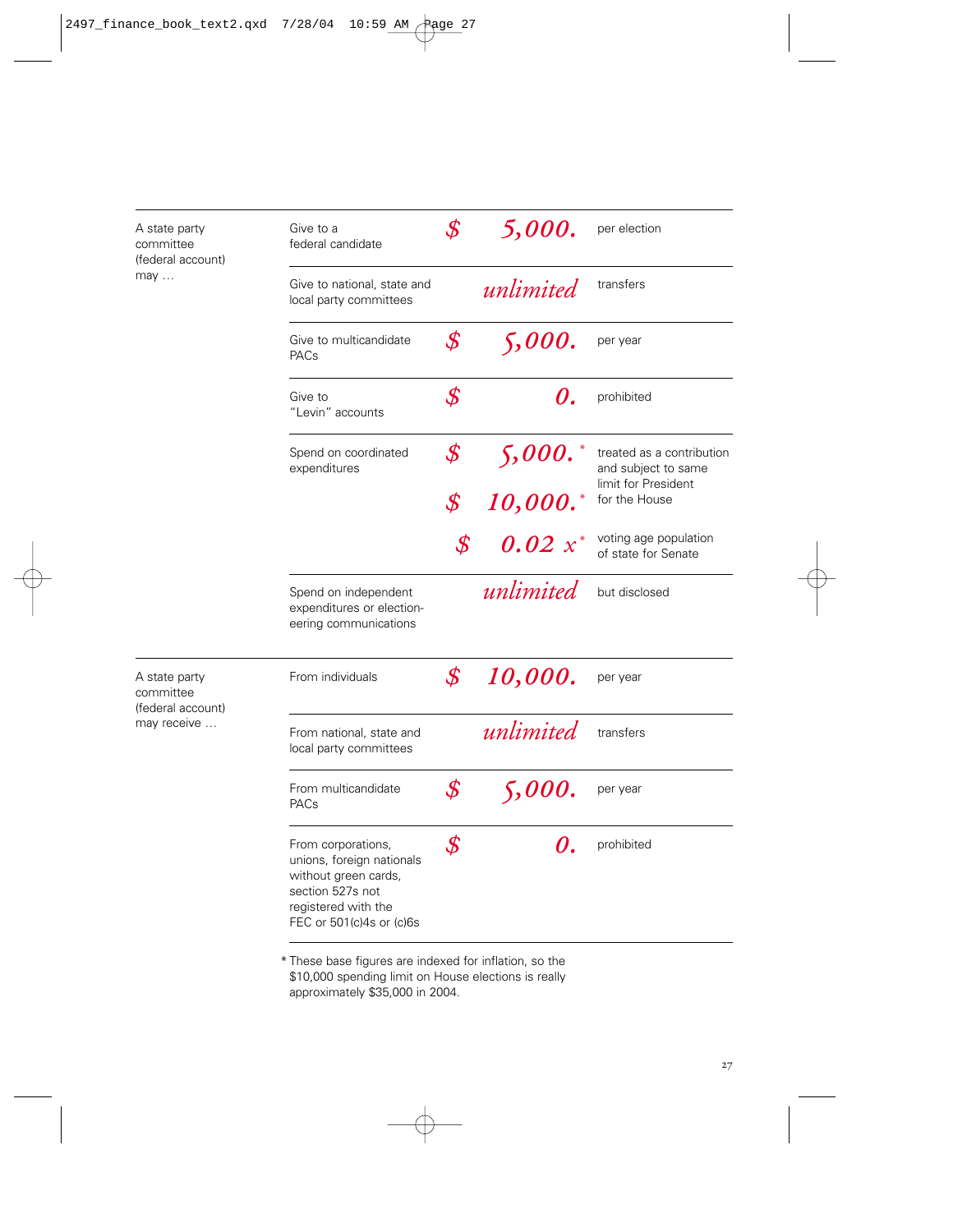| | | | |
|---|---|---|---|
| A state party committee (federal account) may … | Give to a federal candidate | $ 5,000. | per election |
| | Give to national, state and local party committees | unlimited | transfers |
| | Give to multicandidate PACs | $ 5,000. | per year |
| | Give to "Levin" accounts | $ 0. | prohibited |
| | Spend on coordinated expenditures | $ 5,000.* | treated as a contribution and subject to same limit for President |
| | | $ 10,000.* | for the House |
| | | $ 0.02 x* | voting age population of state for Senate |
| | Spend on independent expenditures or electioneering communications | unlimited | but disclosed |
| A state party committee (federal account) may receive … | From individuals | $ 10,000. | per year |
| | From national, state and local party committees | unlimited | transfers |
| | From multicandidate PACs | $ 5,000. | per year |
| | From corporations, unions, foreign nationals without green cards, section 527s not registered with the FEC or 501(c)4s or (c)6s | $ 0. | prohibited |

\* These base figures are indexed for inflation, so the $10,000 spending limit on House elections is really approximately $35,000 in 2004.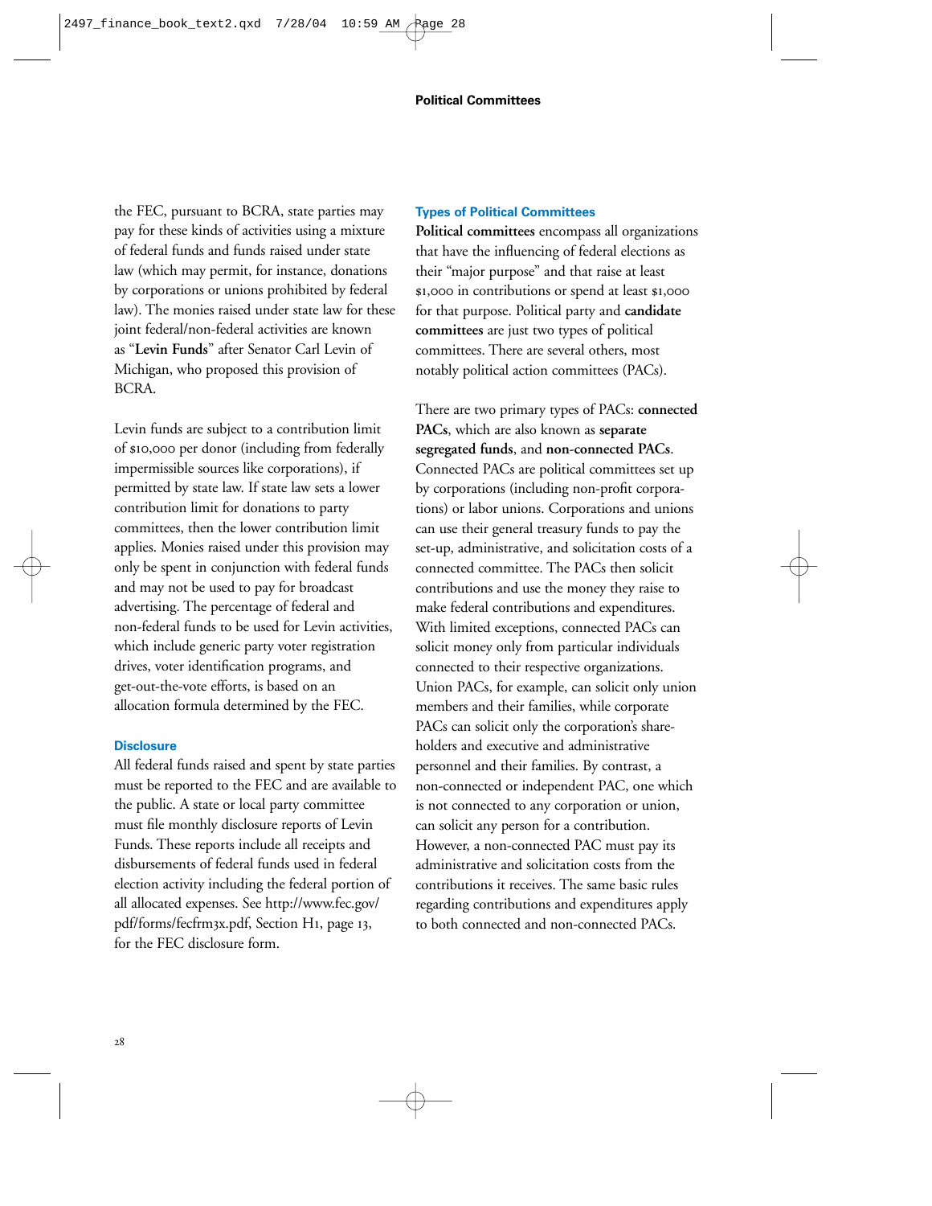the FEC, pursuant to BCRA, state parties may pay for these kinds of activities using a mixture of federal funds and funds raised under state law (which may permit, for instance, donations by corporations or unions prohibited by federal law). The monies raised under state law for these joint federal/non-federal activities are known as "**Levin Funds**" after Senator Carl Levin of Michigan, who proposed this provision of BCRA.

Levin funds are subject to a contribution limit of $10,000 per donor (including from federally impermissible sources like corporations), if permitted by state law. If state law sets a lower contribution limit for donations to party committees, then the lower contribution limit applies. Monies raised under this provision may only be spent in conjunction with federal funds and may not be used to pay for broadcast advertising. The percentage of federal and non-federal funds to be used for Levin activities, which include generic party voter registration drives, voter identification programs, and get-out-the-vote efforts, is based on an allocation formula determined by the FEC.

### Disclosure

All federal funds raised and spent by state parties must be reported to the FEC and are available to the public. A state or local party committee must file monthly disclosure reports of Levin Funds. These reports include all receipts and disbursements of federal funds used in federal election activity including the federal portion of all allocated expenses. See http://www.fec.gov/pdf/forms/fecfrm3x.pdf, Section H1, page 13, for the FEC disclosure form.

### Types of Political Committees

**Political committees** encompass all organizations that have the influencing of federal elections as their "major purpose" and that raise at least $1,000 in contributions or spend at least $1,000 for that purpose. Political party and **candidate committees** are just two types of political committees. There are several others, most notably political action committees (PACs).

There are two primary types of PACs: **connected PACs**, which are also known as **separate segregated funds**, and **non-connected PACs**. Connected PACs are political committees set up by corporations (including non-profit corporations) or labor unions. Corporations and unions can use their general treasury funds to pay the set-up, administrative, and solicitation costs of a connected committee. The PACs then solicit contributions and use the money they raise to make federal contributions and expenditures. With limited exceptions, connected PACs can solicit money only from particular individuals connected to their respective organizations. Union PACs, for example, can solicit only union members and their families, while corporate PACs can solicit only the corporation's shareholders and executive and administrative personnel and their families. By contrast, a non-connected or independent PAC, one which is not connected to any corporation or union, can solicit any person for a contribution. However, a non-connected PAC must pay its administrative and solicitation costs from the contributions it receives. The same basic rules regarding contributions and expenditures apply to both connected and non-connected PACs.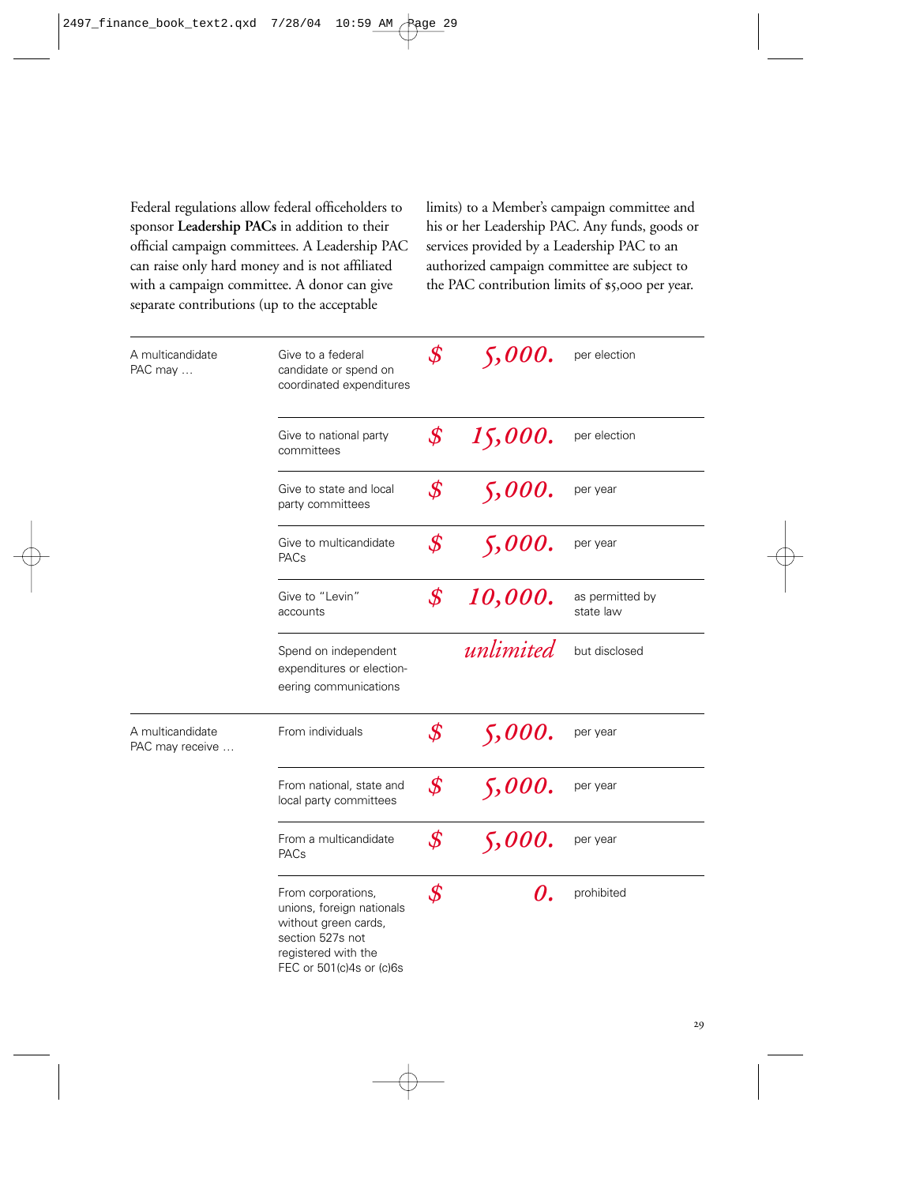Federal regulations allow federal officeholders to sponsor **Leadership PACs** in addition to their official campaign committees. A Leadership PAC can raise only hard money and is not affiliated with a campaign committee. A donor can give separate contributions (up to the acceptable limits) to a Member's campaign committee and his or her Leadership PAC. Any funds, goods or services provided by a Leadership PAC to an authorized campaign committee are subject to the PAC contribution limits of $5,000 per year.

| | | | | |
|---|---|---|---|---|
| A multicandidate PAC may … | Give to a federal candidate or spend on coordinated expenditures | $ | 5,000. | per election |
| | Give to national party committees | $ | 15,000. | per election |
| | Give to state and local party committees | $ | 5,000. | per year |
| | Give to multicandidate PACs | $ | 5,000. | per year |
| | Give to "Levin" accounts | $ | 10,000. | as permitted by state law |
| | Spend on independent expenditures or electioneering communications | | *unlimited* | but disclosed |
| A multicandidate PAC may receive … | From individuals | $ | 5,000. | per year |
| | From national, state and local party committees | $ | 5,000. | per year |
| | From a multicandidate PACs | $ | 5,000. | per year |
| | From corporations, unions, foreign nationals without green cards, section 527s not registered with the FEC or 501(c)4s or (c)6s | $ | 0. | prohibited |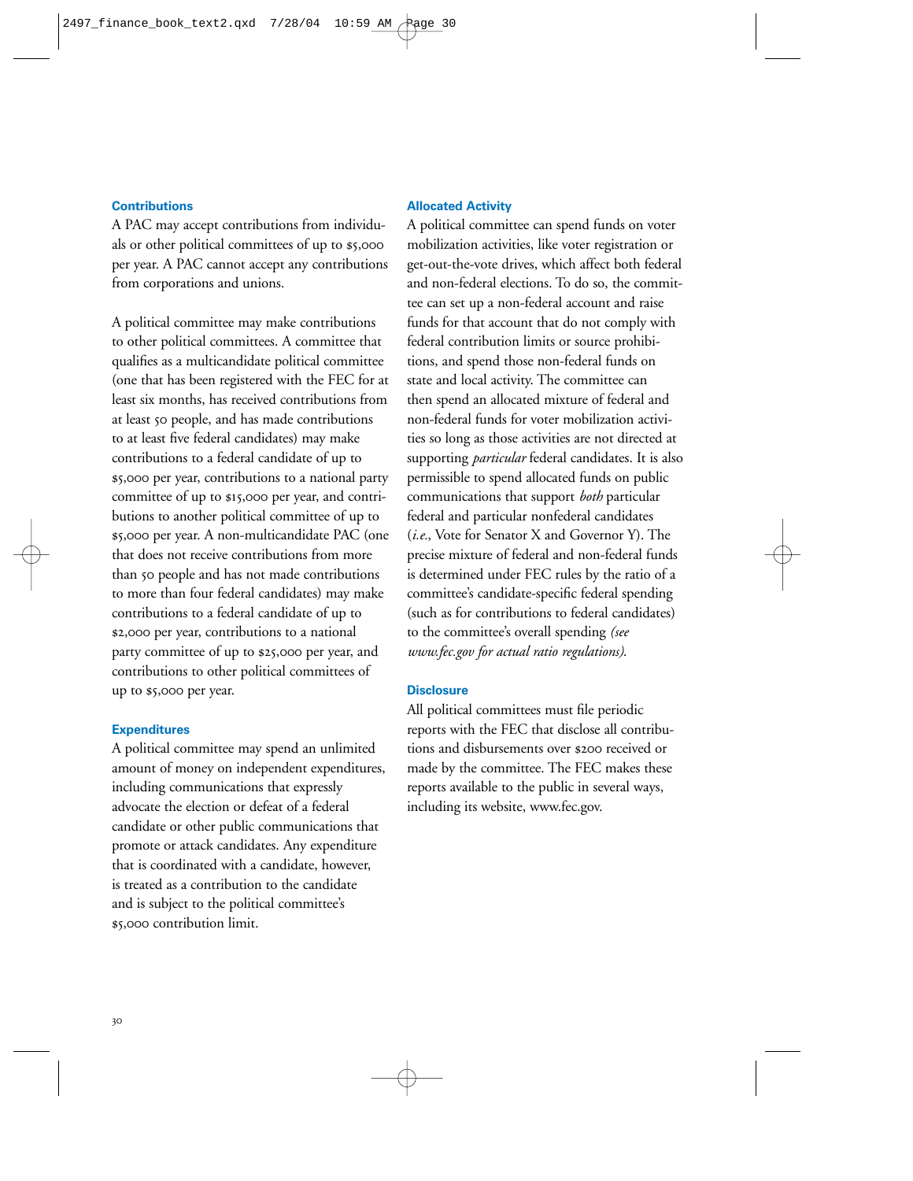### Contributions

A PAC may accept contributions from individuals or other political committees of up to $5,000 per year. A PAC cannot accept any contributions from corporations and unions.

A political committee may make contributions to other political committees. A committee that qualifies as a multicandidate political committee (one that has been registered with the FEC for at least six months, has received contributions from at least 50 people, and has made contributions to at least five federal candidates) may make contributions to a federal candidate of up to $5,000 per year, contributions to a national party committee of up to $15,000 per year, and contributions to another political committee of up to $5,000 per year. A non-multicandidate PAC (one that does not receive contributions from more than 50 people and has not made contributions to more than four federal candidates) may make contributions to a federal candidate of up to $2,000 per year, contributions to a national party committee of up to $25,000 per year, and contributions to other political committees of up to $5,000 per year.

### Expenditures

A political committee may spend an unlimited amount of money on independent expenditures, including communications that expressly advocate the election or defeat of a federal candidate or other public communications that promote or attack candidates. Any expenditure that is coordinated with a candidate, however, is treated as a contribution to the candidate and is subject to the political committee's $5,000 contribution limit.

### Allocated Activity

A political committee can spend funds on voter mobilization activities, like voter registration or get-out-the-vote drives, which affect both federal and non-federal elections. To do so, the committee can set up a non-federal account and raise funds for that account that do not comply with federal contribution limits or source prohibitions, and spend those non-federal funds on state and local activity. The committee can then spend an allocated mixture of federal and non-federal funds for voter mobilization activities so long as those activities are not directed at supporting *particular* federal candidates. It is also permissible to spend allocated funds on public communications that support *both* particular federal and particular nonfederal candidates (*i.e.*, Vote for Senator X and Governor Y). The precise mixture of federal and non-federal funds is determined under FEC rules by the ratio of a committee's candidate-specific federal spending (such as for contributions to federal candidates) to the committee's overall spending *(see www.fec.gov for actual ratio regulations).*

### Disclosure

All political committees must file periodic reports with the FEC that disclose all contributions and disbursements over $200 received or made by the committee. The FEC makes these reports available to the public in several ways, including its website, www.fec.gov.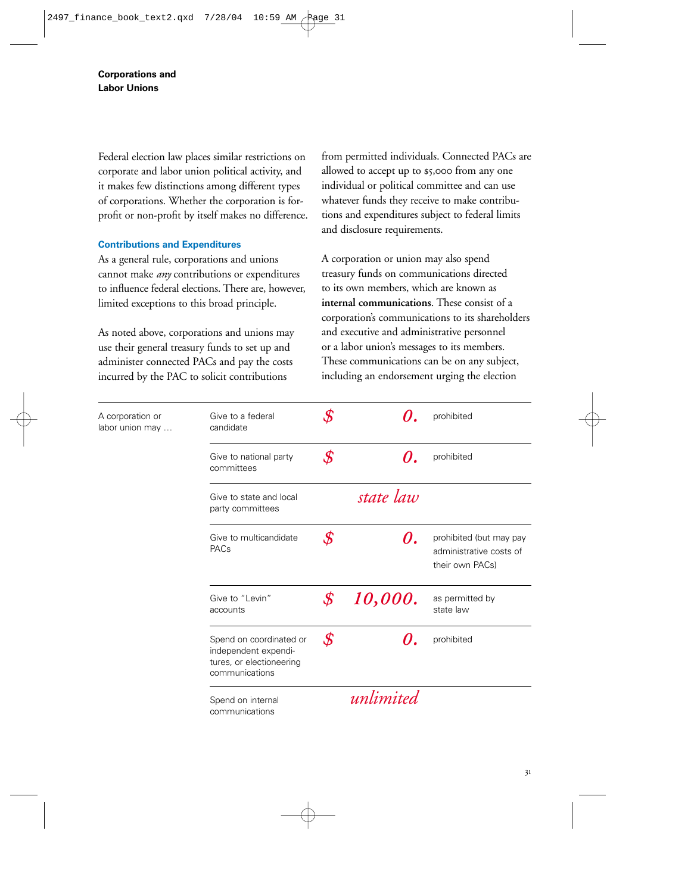## Corporations and Labor Unions

Federal election law places similar restrictions on corporate and labor union political activity, and it makes few distinctions among different types of corporations. Whether the corporation is for-profit or non-profit by itself makes no difference.

### Contributions and Expenditures

As a general rule, corporations and unions cannot make *any* contributions or expenditures to influence federal elections. There are, however, limited exceptions to this broad principle.

As noted above, corporations and unions may use their general treasury funds to set up and administer connected PACs and pay the costs incurred by the PAC to solicit contributions from permitted individuals. Connected PACs are allowed to accept up to $5,000 from any one individual or political committee and can use whatever funds they receive to make contributions and expenditures subject to federal limits and disclosure requirements.

A corporation or union may also spend treasury funds on communications directed to its own members, which are known as **internal communications**. These consist of a corporation's communications to its shareholders and executive and administrative personnel or a labor union's messages to its members. These communications can be on any subject, including an endorsement urging the election

| A corporation or labor union may … | | | |
|---|---|---|---|
| | Give to a federal candidate | $0. | prohibited |
| | Give to national party committees | $0. | prohibited |
| | Give to state and local party committees | state law | |
| | Give to multicandidate PACs | $0. | prohibited (but may pay administrative costs of their own PACs) |
| | Give to "Levin" accounts | $10,000. | as permitted by state law |
| | Spend on coordinated or independent expenditures, or electioneering communications | $0. | prohibited |
| | Spend on internal communications | unlimited | |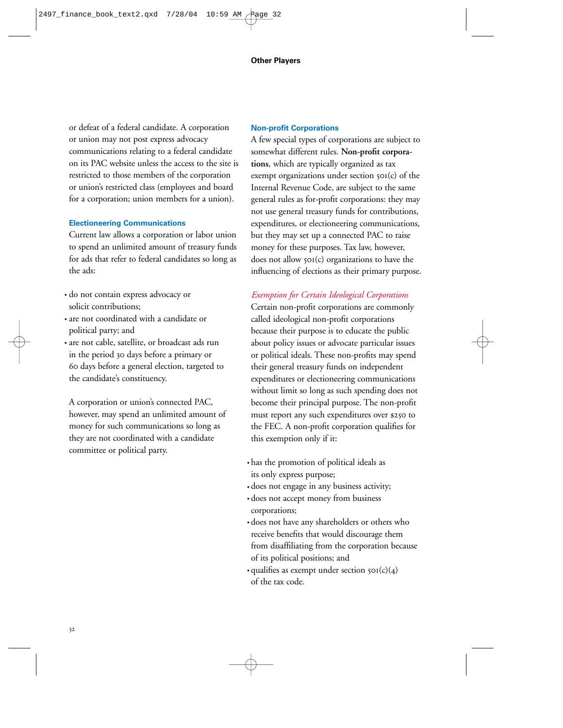or defeat of a federal candidate. A corporation or union may not post express advocacy communications relating to a federal candidate on its PAC website unless the access to the site is restricted to those members of the corporation or union's restricted class (employees and board for a corporation; union members for a union).

### Electioneering Communications

Current law allows a corporation or labor union to spend an unlimited amount of treasury funds for ads that refer to federal candidates so long as the ads:

- do not contain express advocacy or solicit contributions;
- are not coordinated with a candidate or political party; and
- are not cable, satellite, or broadcast ads run in the period 30 days before a primary or 60 days before a general election, targeted to the candidate's constituency.

A corporation or union's connected PAC, however, may spend an unlimited amount of money for such communications so long as they are not coordinated with a candidate committee or political party.

### Non-profit Corporations

A few special types of corporations are subject to somewhat different rules. **Non-profit corporations**, which are typically organized as tax exempt organizations under section 501(c) of the Internal Revenue Code, are subject to the same general rules as for-profit corporations: they may not use general treasury funds for contributions, expenditures, or electioneering communications, but they may set up a connected PAC to raise money for these purposes. Tax law, however, does not allow 501(c) organizations to have the influencing of elections as their primary purpose.

#### *Exemption for Certain Ideological Corporations*

Certain non-profit corporations are commonly called ideological non-profit corporations because their purpose is to educate the public about policy issues or advocate particular issues or political ideals. These non-profits may spend their general treasury funds on independent expenditures or electioneering communications without limit so long as such spending does not become their principal purpose. The non-profit must report any such expenditures over $250 to the FEC. A non-profit corporation qualifies for this exemption only if it:

- has the promotion of political ideals as its only express purpose;
- does not engage in any business activity;
- does not accept money from business corporations;
- does not have any shareholders or others who receive benefits that would discourage them from disaffiliating from the corporation because of its political positions; and
- qualifies as exempt under section 501(c)(4) of the tax code.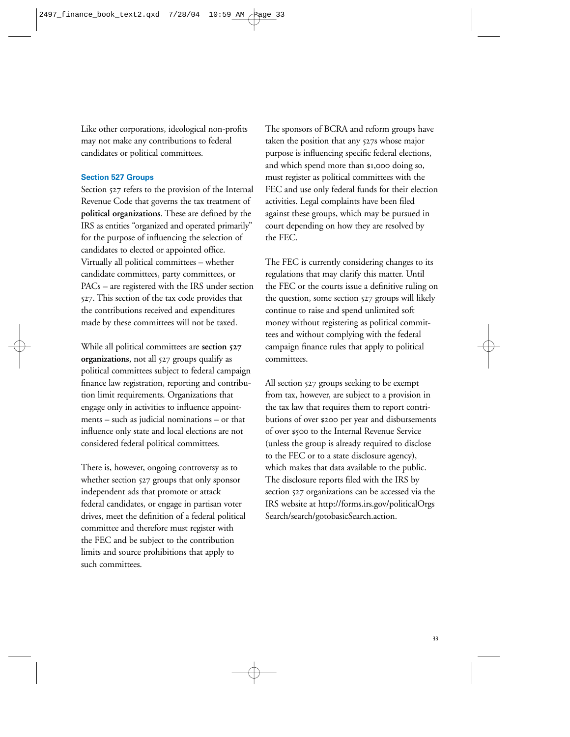Like other corporations, ideological non-profits may not make any contributions to federal candidates or political committees.

### Section 527 Groups

Section 527 refers to the provision of the Internal Revenue Code that governs the tax treatment of **political organizations**. These are defined by the IRS as entities "organized and operated primarily" for the purpose of influencing the selection of candidates to elected or appointed office. Virtually all political committees – whether candidate committees, party committees, or PACs – are registered with the IRS under section 527. This section of the tax code provides that the contributions received and expenditures made by these committees will not be taxed.

While all political committees are **section 527 organizations**, not all 527 groups qualify as political committees subject to federal campaign finance law registration, reporting and contribution limit requirements. Organizations that engage only in activities to influence appointments – such as judicial nominations – or that influence only state and local elections are not considered federal political committees.

There is, however, ongoing controversy as to whether section 527 groups that only sponsor independent ads that promote or attack federal candidates, or engage in partisan voter drives, meet the definition of a federal political committee and therefore must register with the FEC and be subject to the contribution limits and source prohibitions that apply to such committees.

The sponsors of BCRA and reform groups have taken the position that any 527s whose major purpose is influencing specific federal elections, and which spend more than $1,000 doing so, must register as political committees with the FEC and use only federal funds for their election activities. Legal complaints have been filed against these groups, which may be pursued in court depending on how they are resolved by the FEC.

The FEC is currently considering changes to its regulations that may clarify this matter. Until the FEC or the courts issue a definitive ruling on the question, some section 527 groups will likely continue to raise and spend unlimited soft money without registering as political committees and without complying with the federal campaign finance rules that apply to political committees.

All section 527 groups seeking to be exempt from tax, however, are subject to a provision in the tax law that requires them to report contributions of over $200 per year and disbursements of over $500 to the Internal Revenue Service (unless the group is already required to disclose to the FEC or to a state disclosure agency), which makes that data available to the public. The disclosure reports filed with the IRS by section 527 organizations can be accessed via the IRS website at http://forms.irs.gov/politicalOrgsSearch/search/gotobasicSearch.action.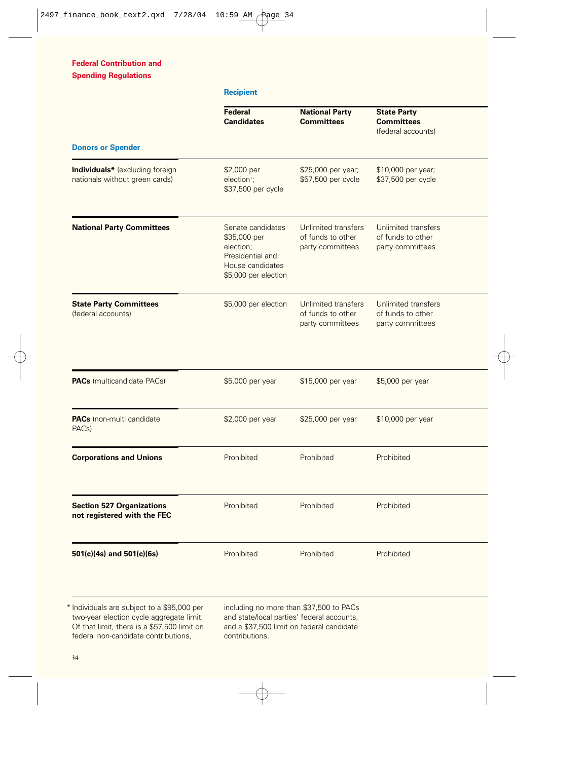## Federal Contribution and Spending Regulations

| Donors or Spender | Recipient: Federal Candidates | National Party Committees | State Party Committees (federal accounts) |
|---|---|---|---|
| **Individuals*** (excluding foreign nationals without green cards) | $2,000 per election[1]; $37,500 per cycle | $25,000 per year; $57,500 per cycle | $10,000 per year; $37,500 per cycle |
| **National Party Committees** | Senate candidates $35,000 per election; Presidential and House candidates $5,000 per election | Unlimited transfers of funds to other party committees | Unlimited transfers of funds to other party committees |
| **State Party Committees** (federal accounts) | $5,000 per election | Unlimited transfers of funds to other party committees | Unlimited transfers of funds to other party committees |
| **PACs** (multicandidate PACs) | $5,000 per year | $15,000 per year | $5,000 per year |
| **PACs** (non-multi candidate PACs) | $2,000 per year | $25,000 per year | $10,000 per year |
| **Corporations and Unions** | Prohibited | Prohibited | Prohibited |
| **Section 527 Organizations not registered with the FEC** | Prohibited | Prohibited | Prohibited |
| **501(c)(4s) and 501(c)(6s)** | Prohibited | Prohibited | Prohibited |

* Individuals are subject to a $95,000 per two-year election cycle aggregate limit. Of that limit, there is a $57,500 limit on federal non-candidate contributions, including no more than $37,500 to PACs and state/local parties' federal accounts, and a $37,500 limit on federal candidate contributions.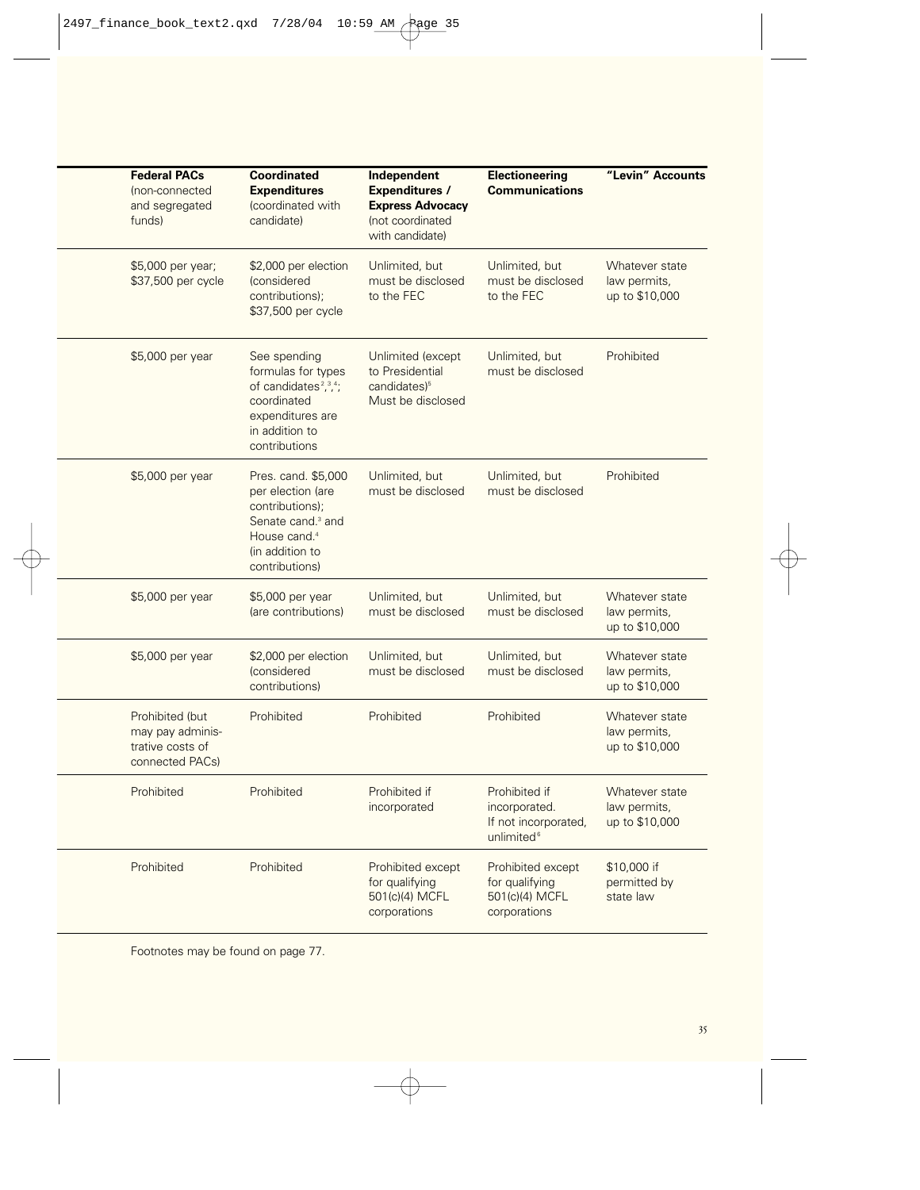| Federal PACs (non-connected and segregated funds) | Coordinated Expenditures (coordinated with candidate) | Independent Expenditures / Express Advocacy (not coordinated with candidate) | Electioneering Communications | "Levin" Accounts |
|---|---|---|---|---|
| $5,000 per year; $37,500 per cycle | $2,000 per election (considered contributions); $37,500 per cycle | Unlimited, but must be disclosed to the FEC | Unlimited, but must be disclosed to the FEC | Whatever state law permits, up to $10,000 |
| $5,000 per year | See spending formulas for types of candidates[2,3,4]; coordinated expenditures are in addition to contributions | Unlimited (except to Presidential candidates)[5] Must be disclosed | Unlimited, but must be disclosed | Prohibited |
| $5,000 per year | Pres. cand. $5,000 per election (are contributions); Senate cand.[3] and House cand.[4] (in addition to contributions) | Unlimited, but must be disclosed | Unlimited, but must be disclosed | Prohibited |
| $5,000 per year | $5,000 per year (are contributions) | Unlimited, but must be disclosed | Unlimited, but must be disclosed | Whatever state law permits, up to $10,000 |
| $5,000 per year | $2,000 per election (considered contributions) | Unlimited, but must be disclosed | Unlimited, but must be disclosed | Whatever state law permits, up to $10,000 |
| Prohibited (but may pay administrative costs of connected PACs) | Prohibited | Prohibited | Prohibited | Whatever state law permits, up to $10,000 |
| Prohibited | Prohibited | Prohibited if incorporated | Prohibited if incorporated. If not incorporated, unlimited[6] | Whatever state law permits, up to $10,000 |
| Prohibited | Prohibited | Prohibited except for qualifying 501(c)(4) MCFL corporations | Prohibited except for qualifying 501(c)(4) MCFL corporations | $10,000 if permitted by state law |

Footnotes may be found on page 77.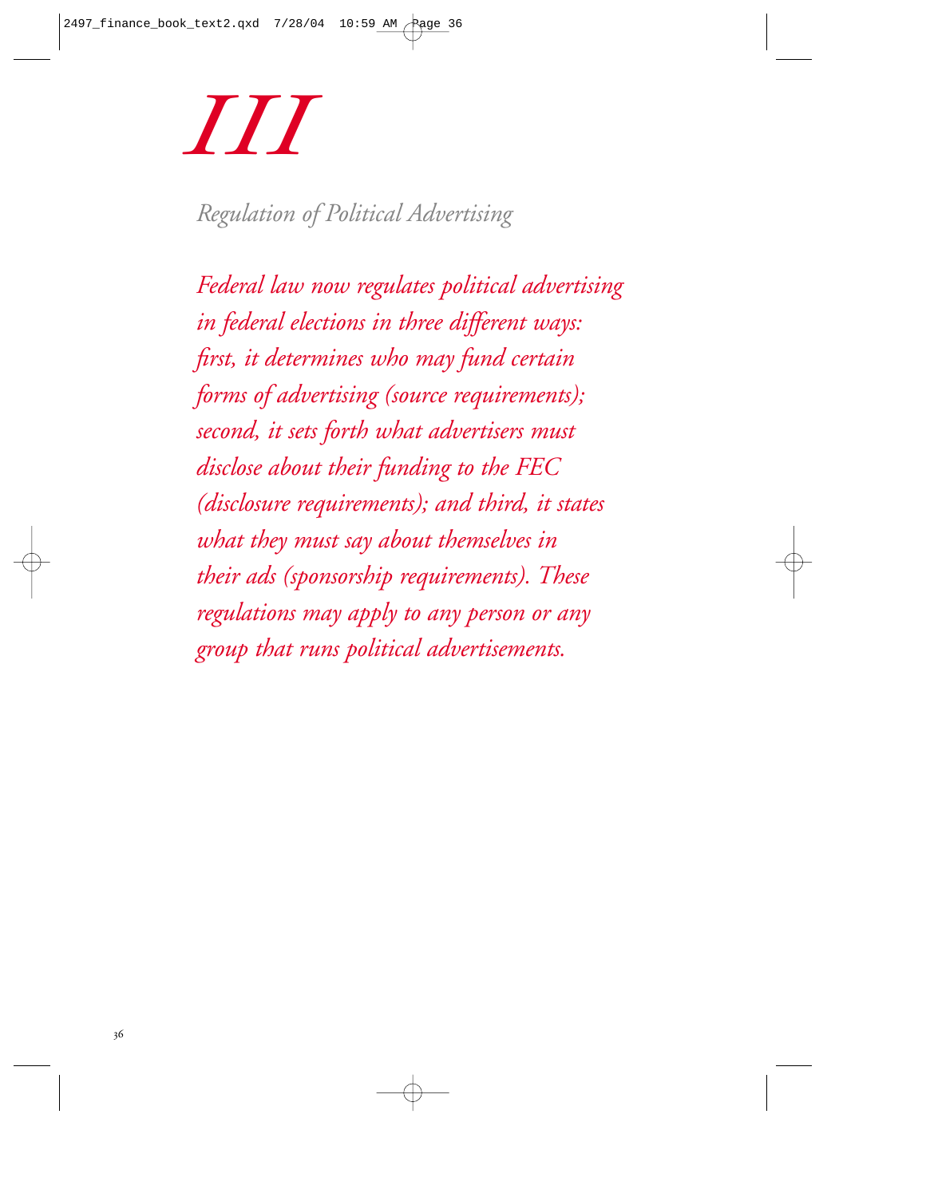# III

## *Regulation of Political Advertising*

*Federal law now regulates political advertising in federal elections in three different ways: first, it determines who may fund certain forms of advertising (source requirements); second, it sets forth what advertisers must disclose about their funding to the FEC (disclosure requirements); and third, it states what they must say about themselves in their ads (sponsorship requirements). These regulations may apply to any person or any group that runs political advertisements.*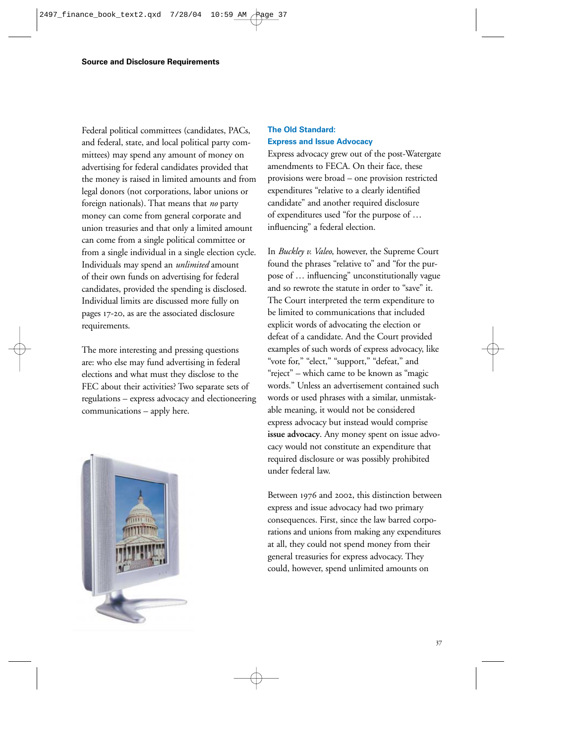Federal political committees (candidates, PACs, and federal, state, and local political party committees) may spend any amount of money on advertising for federal candidates provided that the money is raised in limited amounts and from legal donors (not corporations, labor unions or foreign nationals). That means that *no* party money can come from general corporate and union treasuries and that only a limited amount can come from a single political committee or from a single individual in a single election cycle. Individuals may spend an *unlimited* amount of their own funds on advertising for federal candidates, provided the spending is disclosed. Individual limits are discussed more fully on pages 17-20, as are the associated disclosure requirements.

The more interesting and pressing questions are: who else may fund advertising in federal elections and what must they disclose to the FEC about their activities? Two separate sets of regulations – express advocacy and electioneering communications – apply here.

## The Old Standard: Express and Issue Advocacy

Express advocacy grew out of the post-Watergate amendments to FECA. On their face, these provisions were broad – one provision restricted expenditures "relative to a clearly identified candidate" and another required disclosure of expenditures used "for the purpose of … influencing" a federal election.

In *Buckley v. Valeo*, however, the Supreme Court found the phrases "relative to" and "for the purpose of … influencing" unconstitutionally vague and so rewrote the statute in order to "save" it. The Court interpreted the term expenditure to be limited to communications that included explicit words of advocating the election or defeat of a candidate. And the Court provided examples of such words of express advocacy, like "vote for," "elect," "support," "defeat," and "reject" – which came to be known as "magic words." Unless an advertisement contained such words or used phrases with a similar, unmistakable meaning, it would not be considered express advocacy but instead would comprise **issue advocacy**. Any money spent on issue advocacy would not constitute an expenditure that required disclosure or was possibly prohibited under federal law.

Between 1976 and 2002, this distinction between express and issue advocacy had two primary consequences. First, since the law barred corporations and unions from making any expenditures at all, they could not spend money from their general treasuries for express advocacy. They could, however, spend unlimited amounts on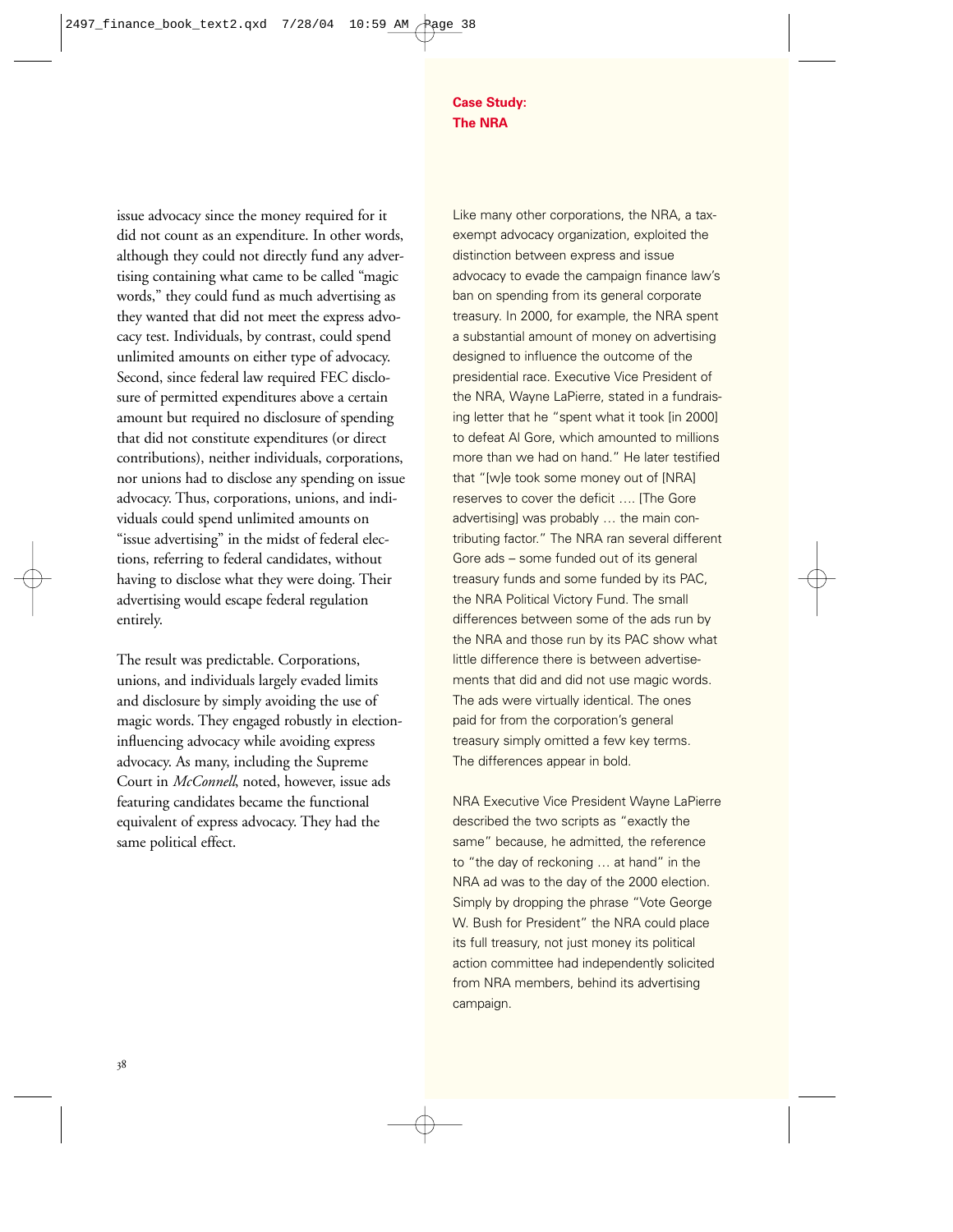issue advocacy since the money required for it did not count as an expenditure. In other words, although they could not directly fund any advertising containing what came to be called "magic words," they could fund as much advertising as they wanted that did not meet the express advocacy test. Individuals, by contrast, could spend unlimited amounts on either type of advocacy. Second, since federal law required FEC disclosure of permitted expenditures above a certain amount but required no disclosure of spending that did not constitute expenditures (or direct contributions), neither individuals, corporations, nor unions had to disclose any spending on issue advocacy. Thus, corporations, unions, and individuals could spend unlimited amounts on "issue advertising" in the midst of federal elections, referring to federal candidates, without having to disclose what they were doing. Their advertising would escape federal regulation entirely.

The result was predictable. Corporations, unions, and individuals largely evaded limits and disclosure by simply avoiding the use of magic words. They engaged robustly in election-influencing advocacy while avoiding express advocacy. As many, including the Supreme Court in *McConnell*, noted, however, issue ads featuring candidates became the functional equivalent of express advocacy. They had the same political effect.

**Case Study: The NRA**

Like many other corporations, the NRA, a tax-exempt advocacy organization, exploited the distinction between express and issue advocacy to evade the campaign finance law's ban on spending from its general corporate treasury. In 2000, for example, the NRA spent a substantial amount of money on advertising designed to influence the outcome of the presidential race. Executive Vice President of the NRA, Wayne LaPierre, stated in a fundraising letter that he "spent what it took [in 2000] to defeat Al Gore, which amounted to millions more than we had on hand." He later testified that "[w]e took some money out of [NRA] reserves to cover the deficit …. [The Gore advertising] was probably … the main contributing factor." The NRA ran several different Gore ads – some funded out of its general treasury funds and some funded by its PAC, the NRA Political Victory Fund. The small differences between some of the ads run by the NRA and those run by its PAC show what little difference there is between advertisements that did and did not use magic words. The ads were virtually identical. The ones paid for from the corporation's general treasury simply omitted a few key terms. The differences appear in bold.

NRA Executive Vice President Wayne LaPierre described the two scripts as "exactly the same" because, he admitted, the reference to "the day of reckoning … at hand" in the NRA ad was to the day of the 2000 election. Simply by dropping the phrase "Vote George W. Bush for President" the NRA could place its full treasury, not just money its political action committee had independently solicited from NRA members, behind its advertising campaign.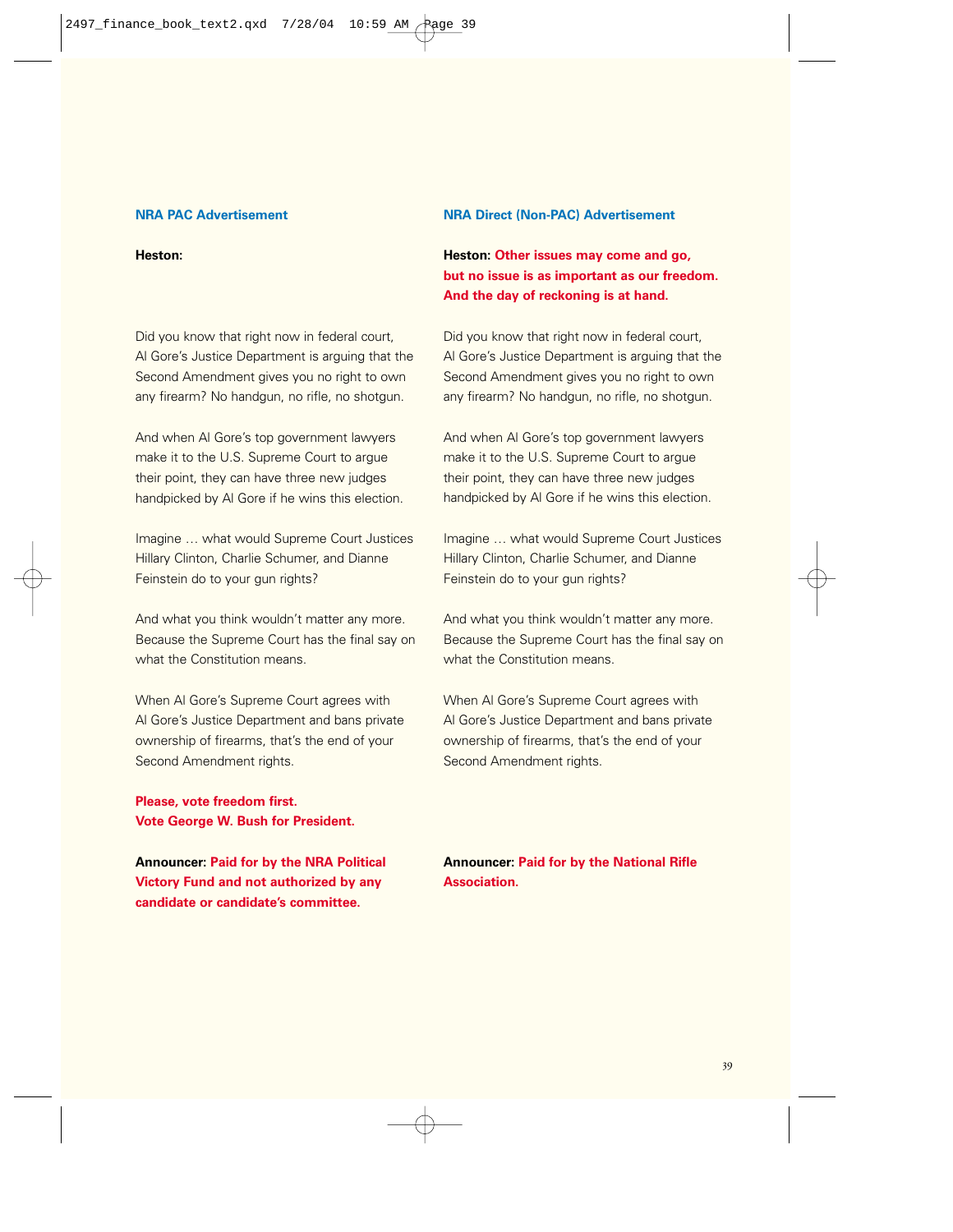### NRA PAC Advertisement

**Heston:**

Did you know that right now in federal court, Al Gore's Justice Department is arguing that the Second Amendment gives you no right to own any firearm? No handgun, no rifle, no shotgun.

And when Al Gore's top government lawyers make it to the U.S. Supreme Court to argue their point, they can have three new judges handpicked by Al Gore if he wins this election.

Imagine … what would Supreme Court Justices Hillary Clinton, Charlie Schumer, and Dianne Feinstein do to your gun rights?

And what you think wouldn't matter any more. Because the Supreme Court has the final say on what the Constitution means.

When Al Gore's Supreme Court agrees with Al Gore's Justice Department and bans private ownership of firearms, that's the end of your Second Amendment rights.

**Please, vote freedom first.**
**Vote George W. Bush for President.**

**Announcer: Paid for by the NRA Political Victory Fund and not authorized by any candidate or candidate's committee.**

### NRA Direct (Non-PAC) Advertisement

**Heston: Other issues may come and go, but no issue is as important as our freedom. And the day of reckoning is at hand.**

Did you know that right now in federal court, Al Gore's Justice Department is arguing that the Second Amendment gives you no right to own any firearm? No handgun, no rifle, no shotgun.

And when Al Gore's top government lawyers make it to the U.S. Supreme Court to argue their point, they can have three new judges handpicked by Al Gore if he wins this election.

Imagine … what would Supreme Court Justices Hillary Clinton, Charlie Schumer, and Dianne Feinstein do to your gun rights?

And what you think wouldn't matter any more. Because the Supreme Court has the final say on what the Constitution means.

When Al Gore's Supreme Court agrees with Al Gore's Justice Department and bans private ownership of firearms, that's the end of your Second Amendment rights.

**Announcer: Paid for by the National Rifle Association.**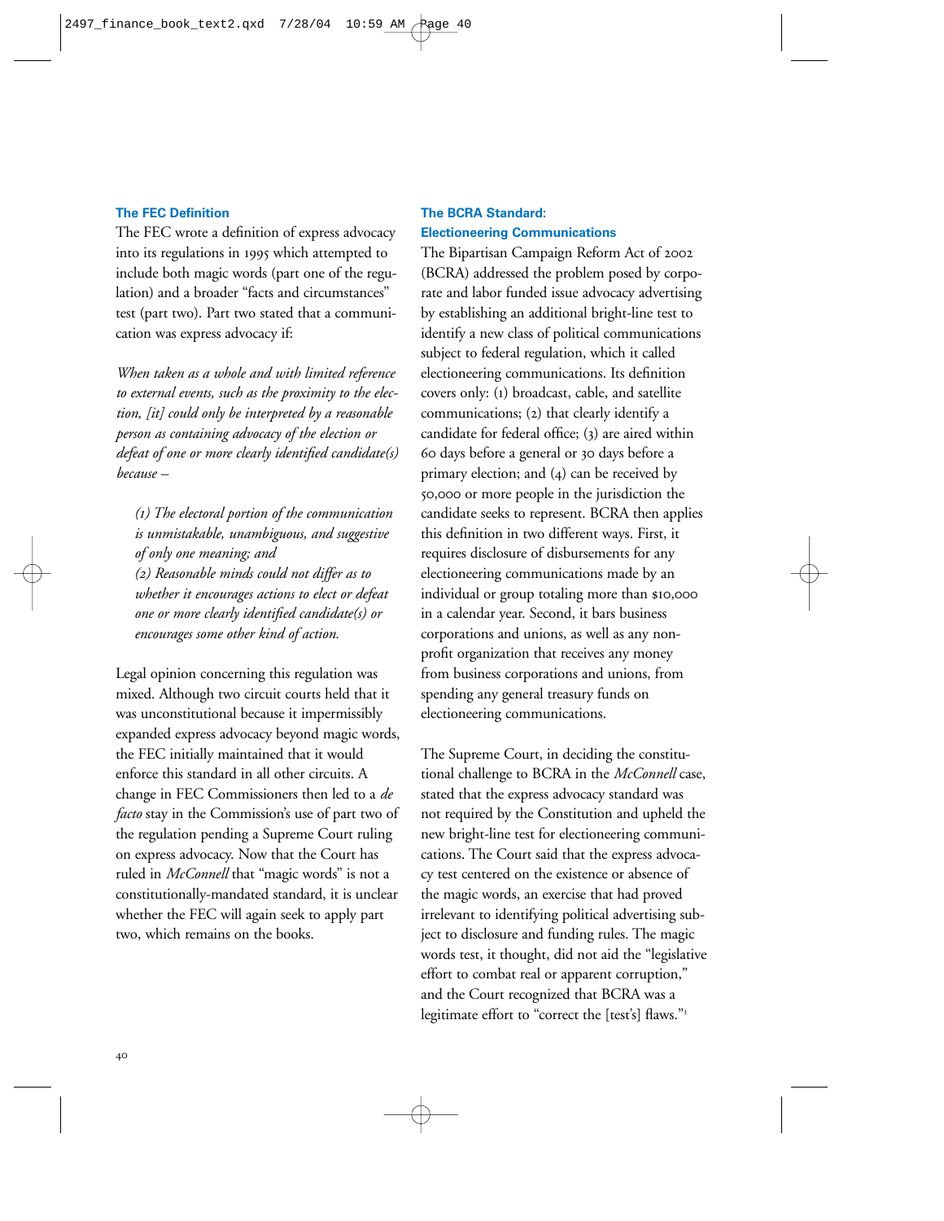### The FEC Definition

The FEC wrote a definition of express advocacy into its regulations in 1995 which attempted to include both magic words (part one of the regulation) and a broader "facts and circumstances" test (part two). Part two stated that a communication was express advocacy if:

*When taken as a whole and with limited reference to external events, such as the proximity to the election, [it] could only be interpreted by a reasonable person as containing advocacy of the election or defeat of one or more clearly identified candidate(s) because –*

> *(1) The electoral portion of the communication is unmistakable, unambiguous, and suggestive of only one meaning; and*
> *(2) Reasonable minds could not differ as to whether it encourages actions to elect or defeat one or more clearly identified candidate(s) or encourages some other kind of action.*

Legal opinion concerning this regulation was mixed. Although two circuit courts held that it was unconstitutional because it impermissibly expanded express advocacy beyond magic words, the FEC initially maintained that it would enforce this standard in all other circuits. A change in FEC Commissioners then led to a *de facto* stay in the Commission's use of part two of the regulation pending a Supreme Court ruling on express advocacy. Now that the Court has ruled in *McConnell* that "magic words" is not a constitutionally-mandated standard, it is unclear whether the FEC will again seek to apply part two, which remains on the books.

### The BCRA Standard: Electioneering Communications

The Bipartisan Campaign Reform Act of 2002 (BCRA) addressed the problem posed by corporate and labor funded issue advocacy advertising by establishing an additional bright-line test to identify a new class of political communications subject to federal regulation, which it called electioneering communications. Its definition covers only: (1) broadcast, cable, and satellite communications; (2) that clearly identify a candidate for federal office; (3) are aired within 60 days before a general or 30 days before a primary election; and (4) can be received by 50,000 or more people in the jurisdiction the candidate seeks to represent. BCRA then applies this definition in two different ways. First, it requires disclosure of disbursements for any electioneering communications made by an individual or group totaling more than $10,000 in a calendar year. Second, it bars business corporations and unions, as well as any non-profit organization that receives any money from business corporations and unions, from spending any general treasury funds on electioneering communications.

The Supreme Court, in deciding the constitutional challenge to BCRA in the *McConnell* case, stated that the express advocacy standard was not required by the Constitution and upheld the new bright-line test for electioneering communications. The Court said that the express advocacy test centered on the existence or absence of the magic words, an exercise that had proved irrelevant to identifying political advertising subject to disclosure and funding rules. The magic words test, it thought, did not aid the "legislative effort to combat real or apparent corruption," and the Court recognized that BCRA was a legitimate effort to "correct the [test's] flaws."[3]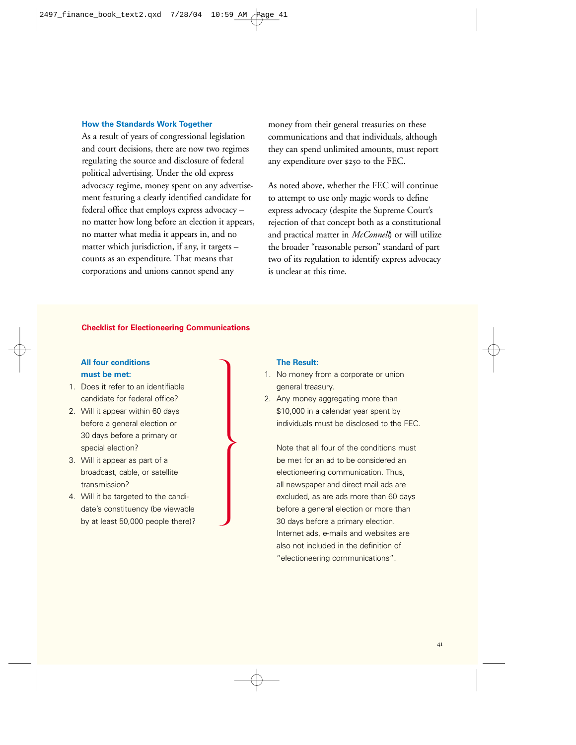### How the Standards Work Together

As a result of years of congressional legislation and court decisions, there are now two regimes regulating the source and disclosure of federal political advertising. Under the old express advocacy regime, money spent on any advertisement featuring a clearly identified candidate for federal office that employs express advocacy – no matter how long before an election it appears, no matter what media it appears in, and no matter which jurisdiction, if any, it targets – counts as an expenditure. That means that corporations and unions cannot spend any money from their general treasuries on these communications and that individuals, although they can spend unlimited amounts, must report any expenditure over $250 to the FEC.

As noted above, whether the FEC will continue to attempt to use only magic words to define express advocacy (despite the Supreme Court's rejection of that concept both as a constitutional and practical matter in *McConnell*) or will utilize the broader "reasonable person" standard of part two of its regulation to identify express advocacy is unclear at this time.

#### Checklist for Electioneering Communications

**All four conditions must be met:**

1. Does it refer to an identifiable candidate for federal office?
2. Will it appear within 60 days before a general election or 30 days before a primary or special election?
3. Will it appear as part of a broadcast, cable, or satellite transmission?
4. Will it be targeted to the candidate's constituency (be viewable by at least 50,000 people there)?

**The Result:**

1. No money from a corporate or union general treasury.
2. Any money aggregating more than $10,000 in a calendar year spent by individuals must be disclosed to the FEC.

Note that all four of the conditions must be met for an ad to be considered an electioneering communication. Thus, all newspaper and direct mail ads are excluded, as are ads more than 60 days before a general election or more than 30 days before a primary election. Internet ads, e-mails and websites are also not included in the definition of "electioneering communications".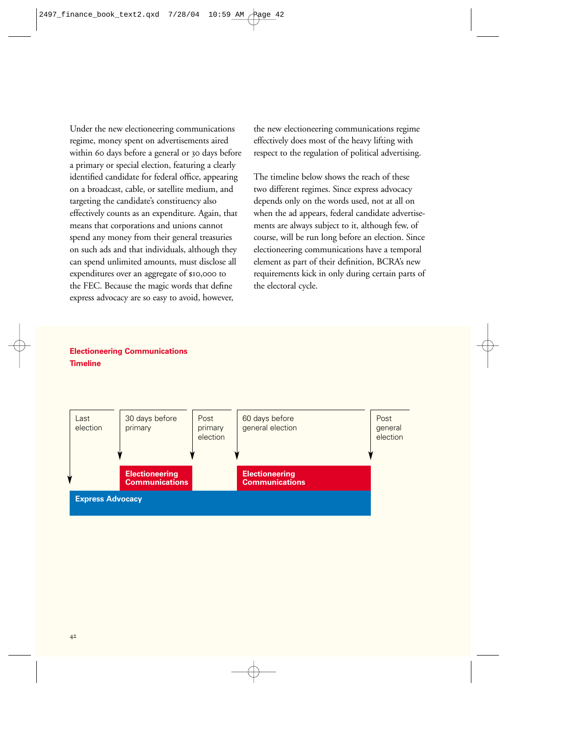Under the new electioneering communications regime, money spent on advertisements aired within 60 days before a general or 30 days before a primary or special election, featuring a clearly identified candidate for federal office, appearing on a broadcast, cable, or satellite medium, and targeting the candidate's constituency also effectively counts as an expenditure. Again, that means that corporations and unions cannot spend any money from their general treasuries on such ads and that individuals, although they can spend unlimited amounts, must disclose all expenditures over an aggregate of $10,000 to the FEC. Because the magic words that define express advocacy are so easy to avoid, however, the new electioneering communications regime effectively does most of the heavy lifting with respect to the regulation of political advertising.

The timeline below shows the reach of these two different regimes. Since express advocacy depends only on the words used, not at all on when the ad appears, federal candidate advertisements are always subject to it, although few, of course, will be run long before an election. Since electioneering communications have a temporal element as part of their definition, BCRA's new requirements kick in only during certain parts of the electoral cycle.

**Electioneering Communications Timeline**

| Last election | 30 days before primary | Post primary election | 60 days before general election | Post general election |
|---|---|---|---|---|
| | Electioneering Communications | | Electioneering Communications | |
| Express Advocacy | Express Advocacy | Express Advocacy | Express Advocacy | |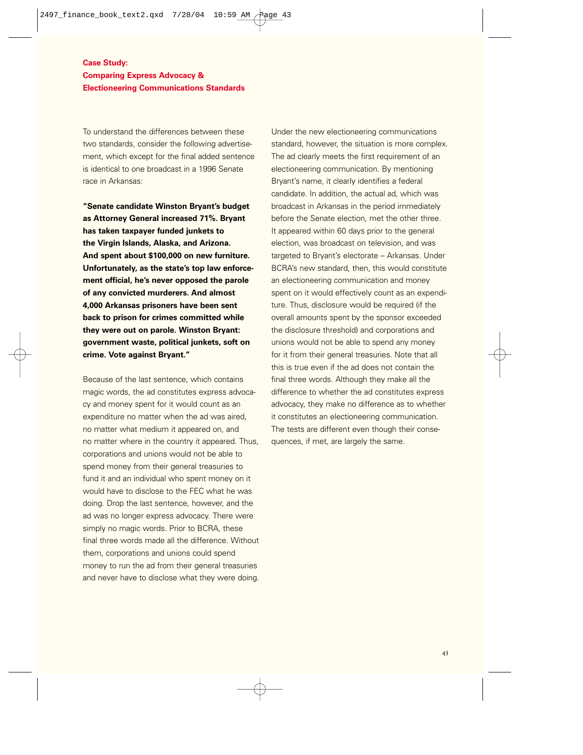### Case Study: Comparing Express Advocacy & Electioneering Communications Standards

To understand the differences between these two standards, consider the following advertisement, which except for the final added sentence is identical to one broadcast in a 1996 Senate race in Arkansas:

**"Senate candidate Winston Bryant's budget as Attorney General increased 71%. Bryant has taken taxpayer funded junkets to the Virgin Islands, Alaska, and Arizona. And spent about $100,000 on new furniture. Unfortunately, as the state's top law enforcement official, he's never opposed the parole of any convicted murderers. And almost 4,000 Arkansas prisoners have been sent back to prison for crimes committed while they were out on parole. Winston Bryant: government waste, political junkets, soft on crime. Vote against Bryant."**

Because of the last sentence, which contains magic words, the ad constitutes express advocacy and money spent for it would count as an expenditure no matter when the ad was aired, no matter what medium it appeared on, and no matter where in the country it appeared. Thus, corporations and unions would not be able to spend money from their general treasuries to fund it and an individual who spent money on it would have to disclose to the FEC what he was doing. Drop the last sentence, however, and the ad was no longer express advocacy. There were simply no magic words. Prior to BCRA, these final three words made all the difference. Without them, corporations and unions could spend money to run the ad from their general treasuries and never have to disclose what they were doing.

Under the new electioneering communications standard, however, the situation is more complex. The ad clearly meets the first requirement of an electioneering communication. By mentioning Bryant's name, it clearly identifies a federal candidate. In addition, the actual ad, which was broadcast in Arkansas in the period immediately before the Senate election, met the other three. It appeared within 60 days prior to the general election, was broadcast on television, and was targeted to Bryant's electorate – Arkansas. Under BCRA's new standard, then, this would constitute an electioneering communication and money spent on it would effectively count as an expenditure. Thus, disclosure would be required (if the overall amounts spent by the sponsor exceeded the disclosure threshold) and corporations and unions would not be able to spend any money for it from their general treasuries. Note that all this is true even if the ad does not contain the final three words. Although they make all the difference to whether the ad constitutes express advocacy, they make no difference as to whether it constitutes an electioneering communication. The tests are different even though their consequences, if met, are largely the same.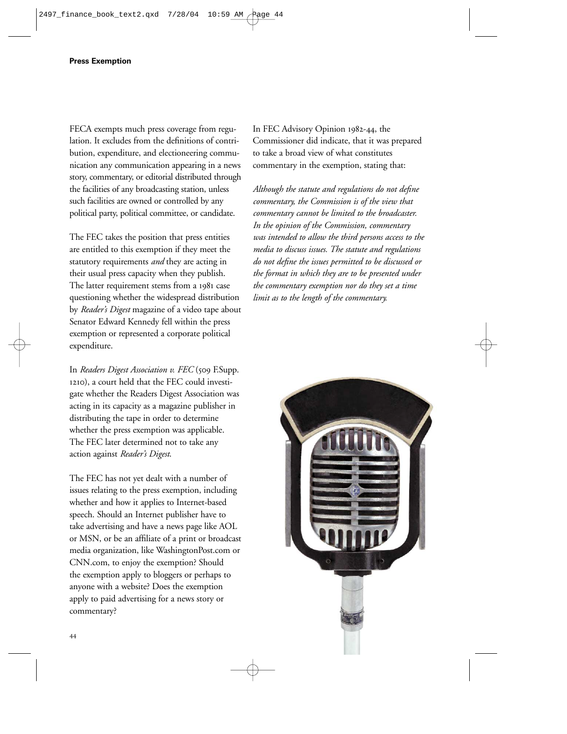## Press Exemption

FECA exempts much press coverage from regulation. It excludes from the definitions of contribution, expenditure, and electioneering communication any communication appearing in a news story, commentary, or editorial distributed through the facilities of any broadcasting station, unless such facilities are owned or controlled by any political party, political committee, or candidate.

The FEC takes the position that press entities are entitled to this exemption if they meet the statutory requirements *and* they are acting in their usual press capacity when they publish. The latter requirement stems from a 1981 case questioning whether the widespread distribution by *Reader's Digest* magazine of a video tape about Senator Edward Kennedy fell within the press exemption or represented a corporate political expenditure.

In *Readers Digest Association v. FEC* (509 F.Supp. 1210), a court held that the FEC could investigate whether the Readers Digest Association was acting in its capacity as a magazine publisher in distributing the tape in order to determine whether the press exemption was applicable. The FEC later determined not to take any action against *Reader's Digest*.

The FEC has not yet dealt with a number of issues relating to the press exemption, including whether and how it applies to Internet-based speech. Should an Internet publisher have to take advertising and have a news page like AOL or MSN, or be an affiliate of a print or broadcast media organization, like WashingtonPost.com or CNN.com, to enjoy the exemption? Should the exemption apply to bloggers or perhaps to anyone with a website? Does the exemption apply to paid advertising for a news story or commentary?

In FEC Advisory Opinion 1982-44, the Commissioner did indicate, that it was prepared to take a broad view of what constitutes commentary in the exemption, stating that:

*Although the statute and regulations do not define commentary, the Commission is of the view that commentary cannot be limited to the broadcaster. In the opinion of the Commission, commentary was intended to allow the third persons access to the media to discuss issues. The statute and regulations do not define the issues permitted to be discussed or the format in which they are to be presented under the commentary exemption nor do they set a time limit as to the length of the commentary.*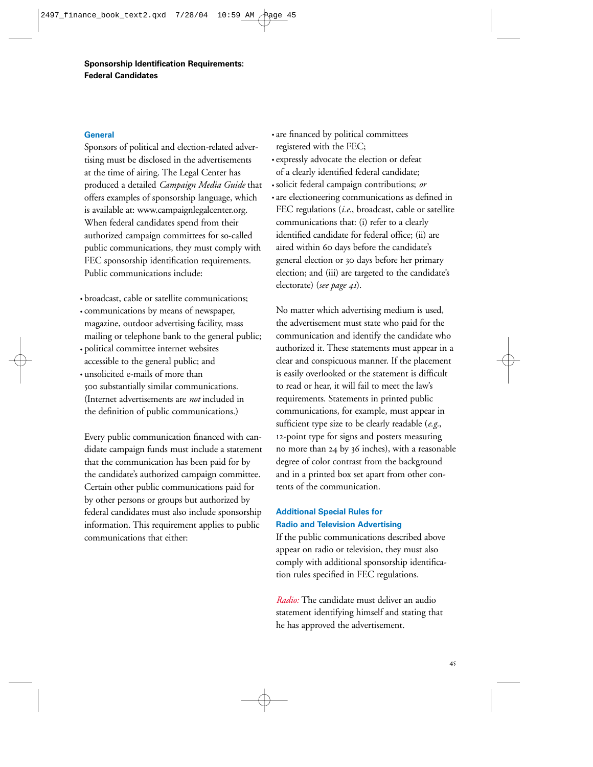## Sponsorship Identification Requirements: Federal Candidates

### General

Sponsors of political and election-related advertising must be disclosed in the advertisements at the time of airing. The Legal Center has produced a detailed *Campaign Media Guide* that offers examples of sponsorship language, which is available at: www.campaignlegalcenter.org. When federal candidates spend from their authorized campaign committees for so-called public communications, they must comply with FEC sponsorship identification requirements. Public communications include:

- broadcast, cable or satellite communications;
- communications by means of newspaper, magazine, outdoor advertising facility, mass mailing or telephone bank to the general public;
- political committee internet websites accessible to the general public; and
- unsolicited e-mails of more than 500 substantially similar communications. (Internet advertisements are *not* included in the definition of public communications.)

Every public communication financed with candidate campaign funds must include a statement that the communication has been paid for by the candidate's authorized campaign committee. Certain other public communications paid for by other persons or groups but authorized by federal candidates must also include sponsorship information. This requirement applies to public communications that either:

- are financed by political committees registered with the FEC;
- expressly advocate the election or defeat of a clearly identified federal candidate;
- solicit federal campaign contributions; *or*
- are electioneering communications as defined in FEC regulations (*i.e.*, broadcast, cable or satellite communications that: (i) refer to a clearly identified candidate for federal office; (ii) are aired within 60 days before the candidate's general election or 30 days before her primary election; and (iii) are targeted to the candidate's electorate) (*see page 41*).

No matter which advertising medium is used, the advertisement must state who paid for the communication and identify the candidate who authorized it. These statements must appear in a clear and conspicuous manner. If the placement is easily overlooked or the statement is difficult to read or hear, it will fail to meet the law's requirements. Statements in printed public communications, for example, must appear in sufficient type size to be clearly readable (*e.g.*, 12-point type for signs and posters measuring no more than 24 by 36 inches), with a reasonable degree of color contrast from the background and in a printed box set apart from other contents of the communication.

### Additional Special Rules for Radio and Television Advertising

If the public communications described above appear on radio or television, they must also comply with additional sponsorship identification rules specified in FEC regulations.

*Radio:* The candidate must deliver an audio statement identifying himself and stating that he has approved the advertisement.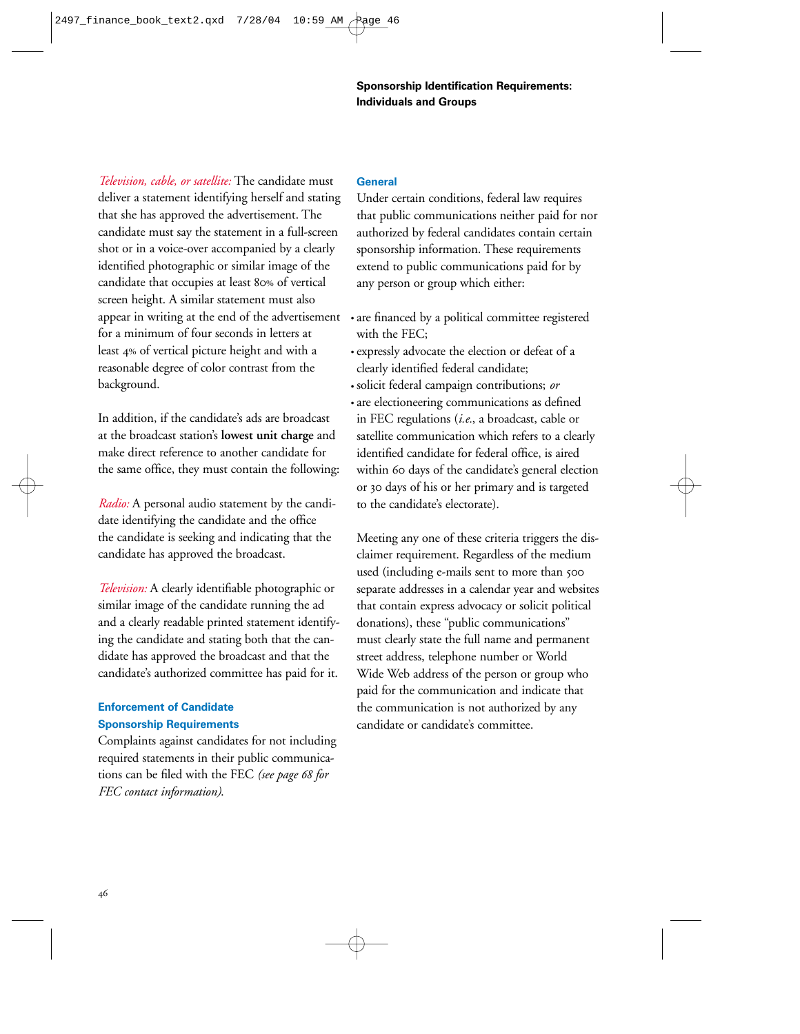*Television, cable, or satellite:* The candidate must deliver a statement identifying herself and stating that she has approved the advertisement. The candidate must say the statement in a full-screen shot or in a voice-over accompanied by a clearly identified photographic or similar image of the candidate that occupies at least 80% of vertical screen height. A similar statement must also appear in writing at the end of the advertisement for a minimum of four seconds in letters at least 4% of vertical picture height and with a reasonable degree of color contrast from the background.

In addition, if the candidate's ads are broadcast at the broadcast station's **lowest unit charge** and make direct reference to another candidate for the same office, they must contain the following:

*Radio:* A personal audio statement by the candidate identifying the candidate and the office the candidate is seeking and indicating that the candidate has approved the broadcast.

*Television:* A clearly identifiable photographic or similar image of the candidate running the ad and a clearly readable printed statement identifying the candidate and stating both that the candidate has approved the broadcast and that the candidate's authorized committee has paid for it.

### Enforcement of Candidate Sponsorship Requirements

Complaints against candidates for not including required statements in their public communications can be filed with the FEC *(see page 68 for FEC contact information).*

## Sponsorship Identification Requirements: Individuals and Groups

### General

Under certain conditions, federal law requires that public communications neither paid for nor authorized by federal candidates contain certain sponsorship information. These requirements extend to public communications paid for by any person or group which either:

- are financed by a political committee registered with the FEC;
- expressly advocate the election or defeat of a clearly identified federal candidate;
- solicit federal campaign contributions; *or*
- are electioneering communications as defined in FEC regulations (*i.e.*, a broadcast, cable or satellite communication which refers to a clearly identified candidate for federal office, is aired within 60 days of the candidate's general election or 30 days of his or her primary and is targeted to the candidate's electorate).

Meeting any one of these criteria triggers the disclaimer requirement. Regardless of the medium used (including e-mails sent to more than 500 separate addresses in a calendar year and websites that contain express advocacy or solicit political donations), these "public communications" must clearly state the full name and permanent street address, telephone number or World Wide Web address of the person or group who paid for the communication and indicate that the communication is not authorized by any candidate or candidate's committee.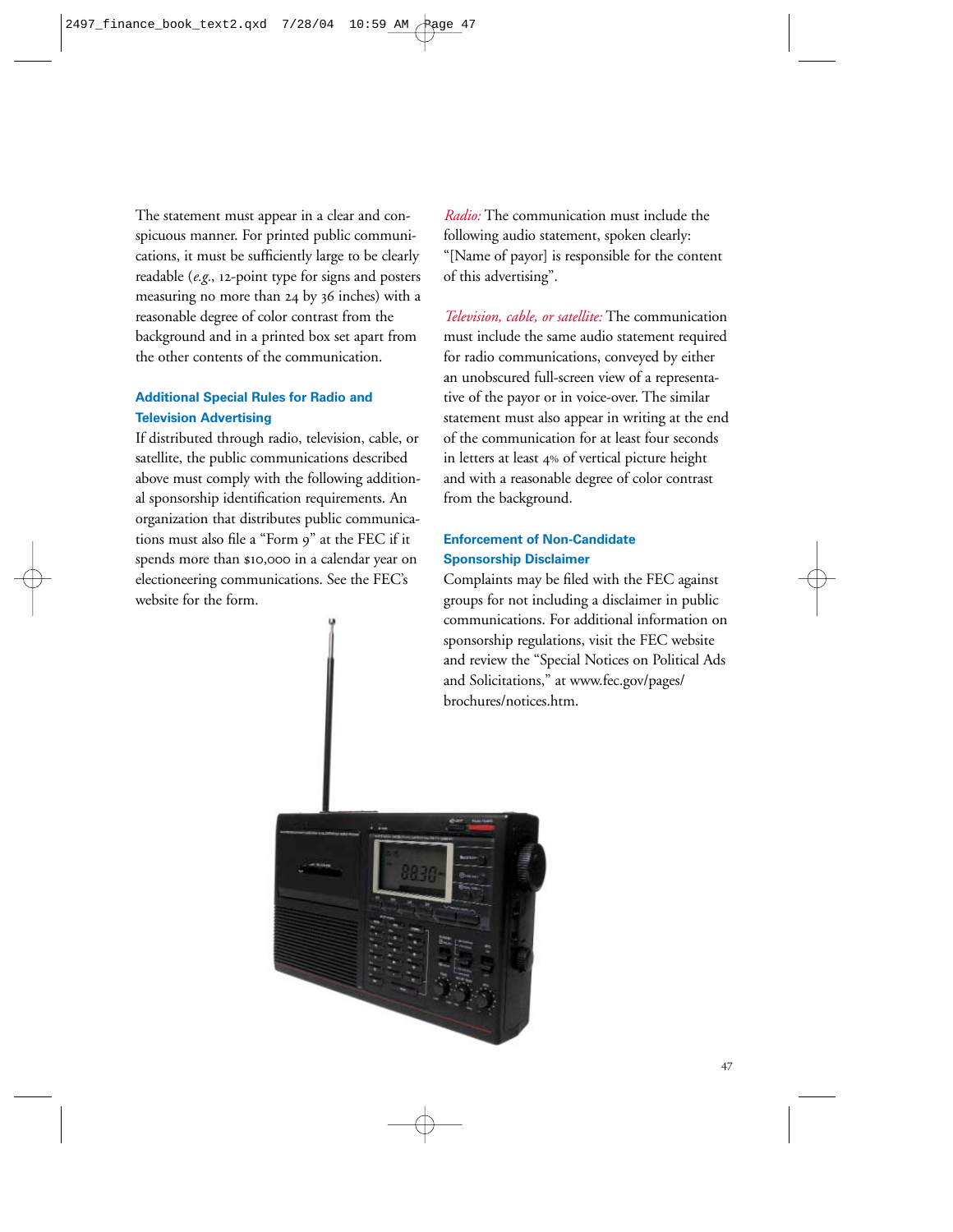The statement must appear in a clear and conspicuous manner. For printed public communications, it must be sufficiently large to be clearly readable (*e.g.*, 12-point type for signs and posters measuring no more than 24 by 36 inches) with a reasonable degree of color contrast from the background and in a printed box set apart from the other contents of the communication.

### Additional Special Rules for Radio and Television Advertising

If distributed through radio, television, cable, or satellite, the public communications described above must comply with the following additional sponsorship identification requirements. An organization that distributes public communications must also file a "Form 9" at the FEC if it spends more than $10,000 in a calendar year on electioneering communications. See the FEC's website for the form.

*Radio:* The communication must include the following audio statement, spoken clearly: "[Name of payor] is responsible for the content of this advertising".

*Television, cable, or satellite:* The communication must include the same audio statement required for radio communications, conveyed by either an unobscured full-screen view of a representative of the payor or in voice-over. The similar statement must also appear in writing at the end of the communication for at least four seconds in letters at least 4% of vertical picture height and with a reasonable degree of color contrast from the background.

### Enforcement of Non-Candidate Sponsorship Disclaimer

Complaints may be filed with the FEC against groups for not including a disclaimer in public communications. For additional information on sponsorship regulations, visit the FEC website and review the "Special Notices on Political Ads and Solicitations," at www.fec.gov/pages/brochures/notices.htm.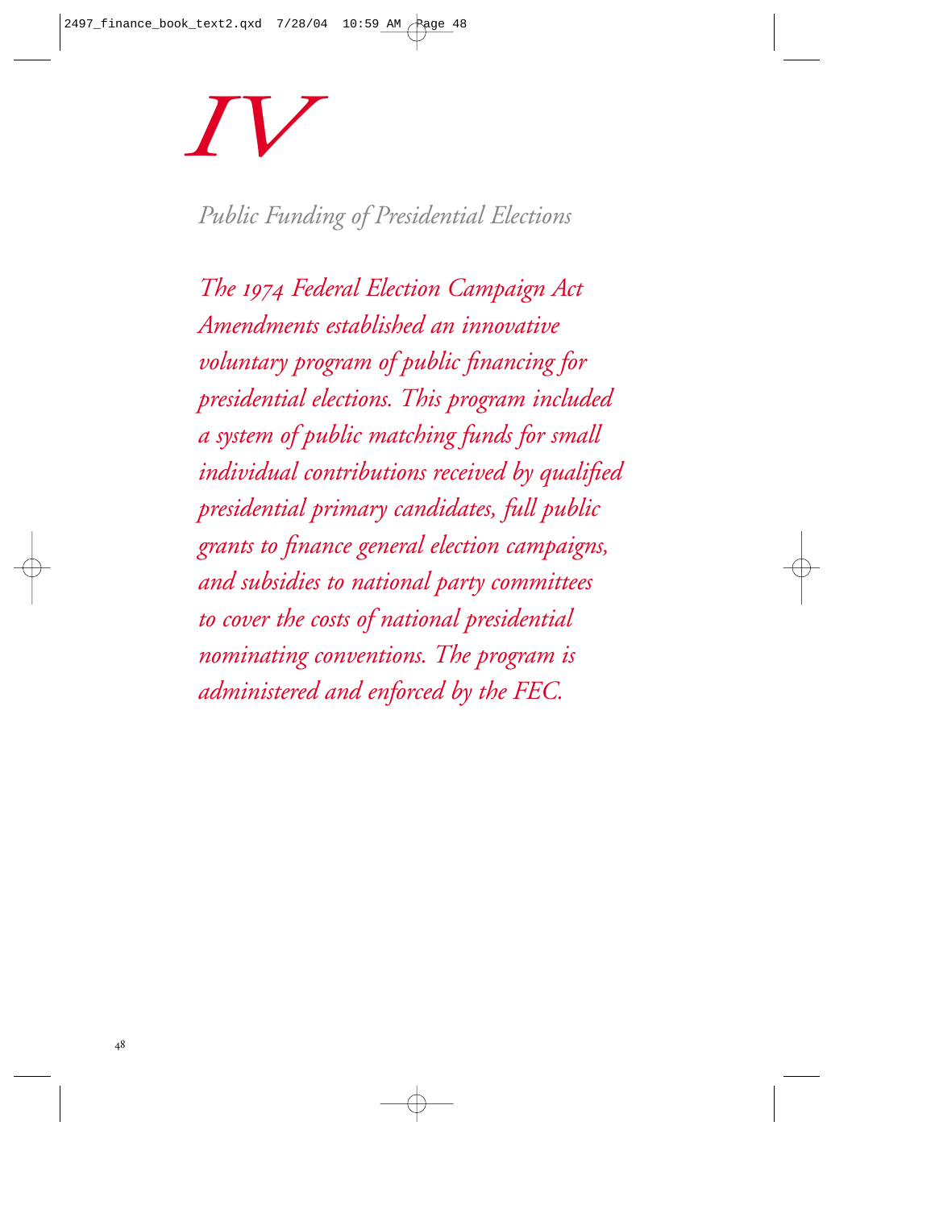# IV

## *Public Funding of Presidential Elections*

*The 1974 Federal Election Campaign Act Amendments established an innovative voluntary program of public financing for presidential elections. This program included a system of public matching funds for small individual contributions received by qualified presidential primary candidates, full public grants to finance general election campaigns, and subsidies to national party committees to cover the costs of national presidential nominating conventions. The program is administered and enforced by the FEC.*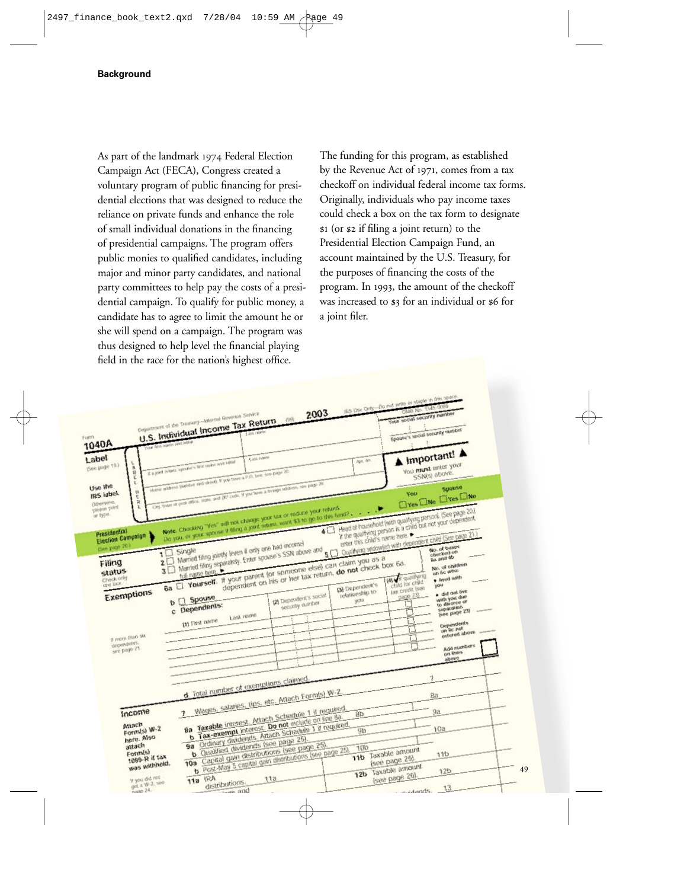As part of the landmark 1974 Federal Election Campaign Act (FECA), Congress created a voluntary program of public financing for presidential elections that was designed to reduce the reliance on private funds and enhance the role of small individual donations in the financing of presidential campaigns. The program offers public monies to qualified candidates, including major and minor party candidates, and national party committees to help pay the costs of a presidential campaign. To qualify for public money, a candidate has to agree to limit the amount he or she will spend on a campaign. The program was thus designed to help level the financial playing field in the race for the nation's highest office.

The funding for this program, as established by the Revenue Act of 1971, comes from a tax checkoff on individual federal income tax forms. Originally, individuals who pay income taxes could check a box on the tax form to designate $1 (or $2 if filing a joint return) to the Presidential Election Campaign Fund, an account maintained by the U.S. Treasury, for the purposes of financing the costs of the program. In 1993, the amount of the checkoff was increased to $3 for an individual or $6 for a joint filer.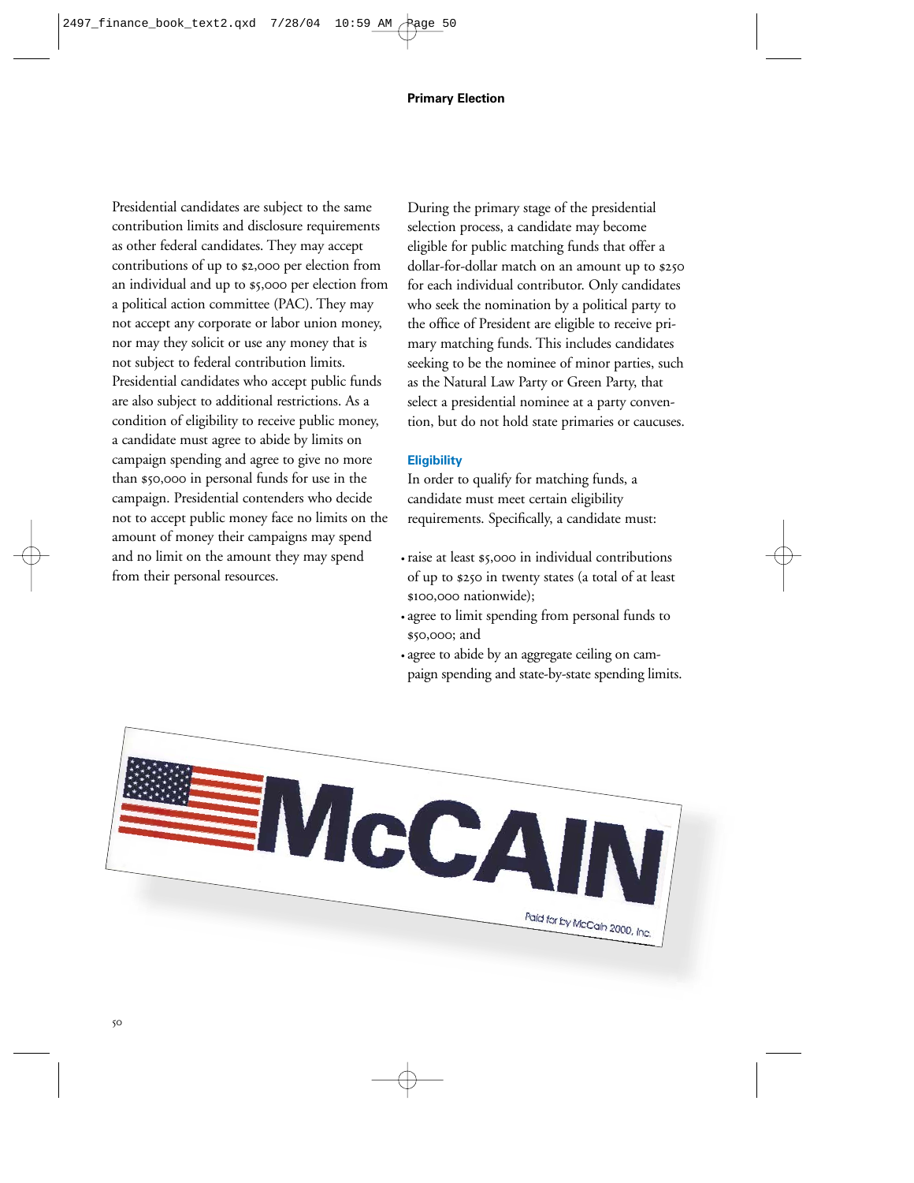Presidential candidates are subject to the same contribution limits and disclosure requirements as other federal candidates. They may accept contributions of up to $2,000 per election from an individual and up to $5,000 per election from a political action committee (PAC). They may not accept any corporate or labor union money, nor may they solicit or use any money that is not subject to federal contribution limits. Presidential candidates who accept public funds are also subject to additional restrictions. As a condition of eligibility to receive public money, a candidate must agree to abide by limits on campaign spending and agree to give no more than $50,000 in personal funds for use in the campaign. Presidential contenders who decide not to accept public money face no limits on the amount of money their campaigns may spend and no limit on the amount they may spend from their personal resources.

During the primary stage of the presidential selection process, a candidate may become eligible for public matching funds that offer a dollar-for-dollar match on an amount up to $250 for each individual contributor. Only candidates who seek the nomination by a political party to the office of President are eligible to receive primary matching funds. This includes candidates seeking to be the nominee of minor parties, such as the Natural Law Party or Green Party, that select a presidential nominee at a party convention, but do not hold state primaries or caucuses.

### Eligibility

In order to qualify for matching funds, a candidate must meet certain eligibility requirements. Specifically, a candidate must:

- raise at least $5,000 in individual contributions of up to $250 in twenty states (a total of at least $100,000 nationwide);
- agree to limit spending from personal funds to $50,000; and
- agree to abide by an aggregate ceiling on campaign spending and state-by-state spending limits.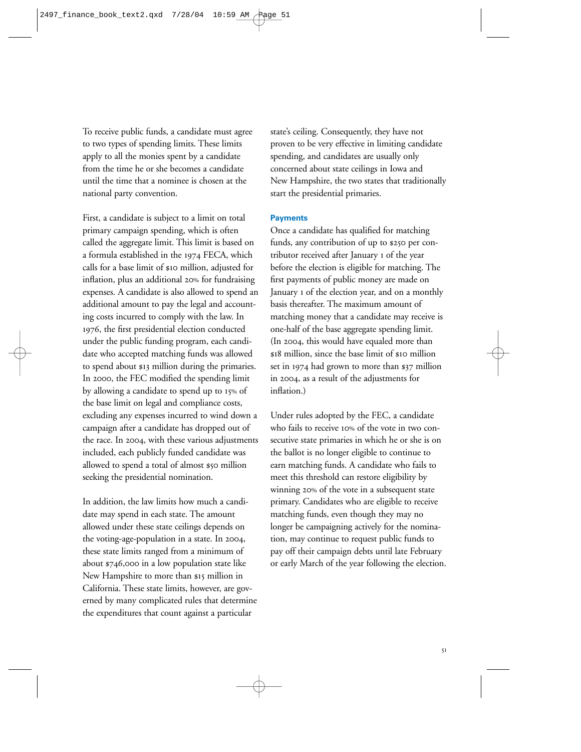To receive public funds, a candidate must agree to two types of spending limits. These limits apply to all the monies spent by a candidate from the time he or she becomes a candidate until the time that a nominee is chosen at the national party convention.

First, a candidate is subject to a limit on total primary campaign spending, which is often called the aggregate limit. This limit is based on a formula established in the 1974 FECA, which calls for a base limit of $10 million, adjusted for inflation, plus an additional 20% for fundraising expenses. A candidate is also allowed to spend an additional amount to pay the legal and accounting costs incurred to comply with the law. In 1976, the first presidential election conducted under the public funding program, each candidate who accepted matching funds was allowed to spend about $13 million during the primaries. In 2000, the FEC modified the spending limit by allowing a candidate to spend up to 15% of the base limit on legal and compliance costs, excluding any expenses incurred to wind down a campaign after a candidate has dropped out of the race. In 2004, with these various adjustments included, each publicly funded candidate was allowed to spend a total of almost $50 million seeking the presidential nomination.

In addition, the law limits how much a candidate may spend in each state. The amount allowed under these state ceilings depends on the voting-age-population in a state. In 2004, these state limits ranged from a minimum of about $746,000 in a low population state like New Hampshire to more than $15 million in California. These state limits, however, are governed by many complicated rules that determine the expenditures that count against a particular state's ceiling. Consequently, they have not proven to be very effective in limiting candidate spending, and candidates are usually only concerned about state ceilings in Iowa and New Hampshire, the two states that traditionally start the presidential primaries.

### Payments

Once a candidate has qualified for matching funds, any contribution of up to $250 per contributor received after January 1 of the year before the election is eligible for matching. The first payments of public money are made on January 1 of the election year, and on a monthly basis thereafter. The maximum amount of matching money that a candidate may receive is one-half of the base aggregate spending limit. (In 2004, this would have equaled more than $18 million, since the base limit of $10 million set in 1974 had grown to more than $37 million in 2004, as a result of the adjustments for inflation.)

Under rules adopted by the FEC, a candidate who fails to receive 10% of the vote in two consecutive state primaries in which he or she is on the ballot is no longer eligible to continue to earn matching funds. A candidate who fails to meet this threshold can restore eligibility by winning 20% of the vote in a subsequent state primary. Candidates who are eligible to receive matching funds, even though they may no longer be campaigning actively for the nomination, may continue to request public funds to pay off their campaign debts until late February or early March of the year following the election.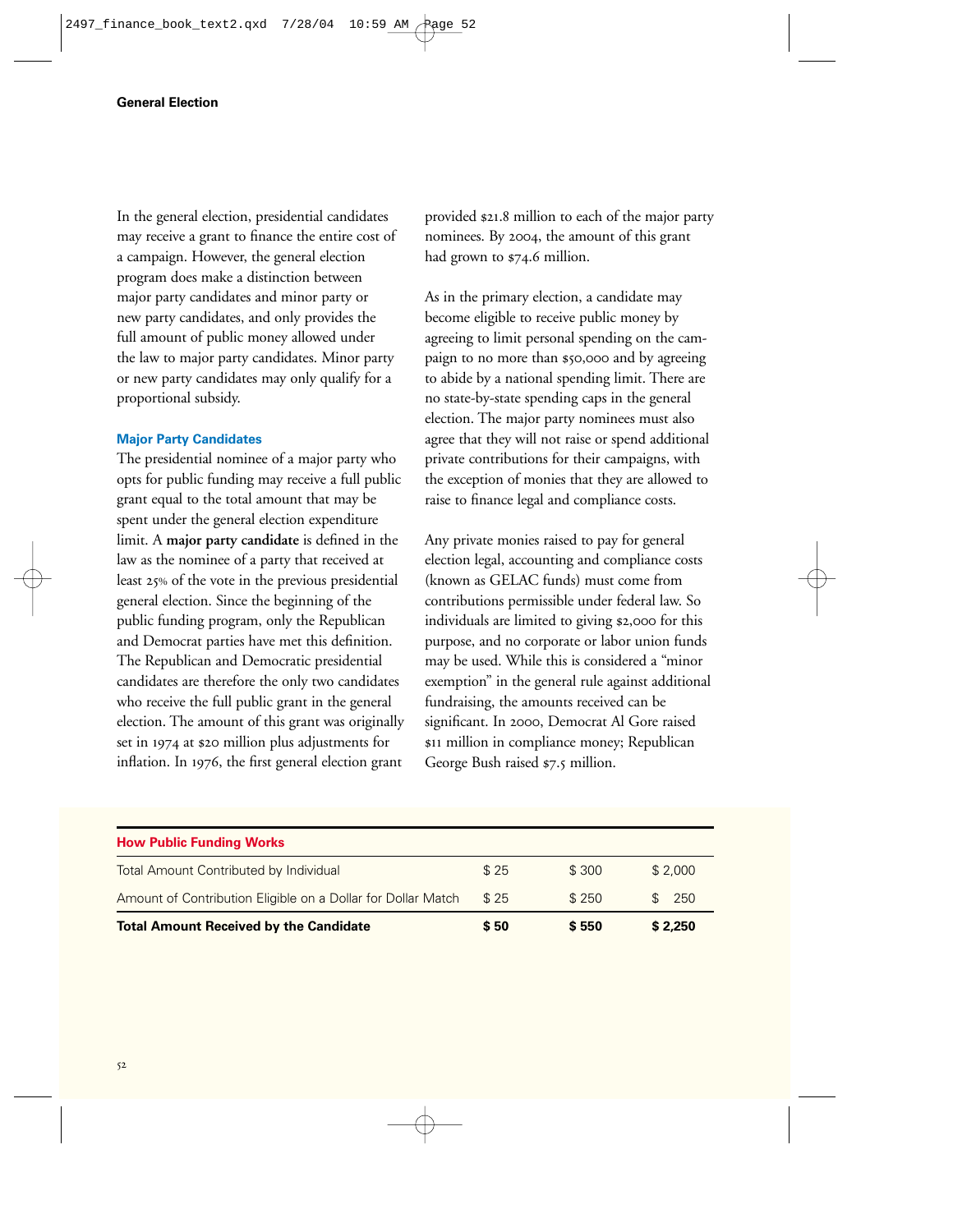## General Election

In the general election, presidential candidates may receive a grant to finance the entire cost of a campaign. However, the general election program does make a distinction between major party candidates and minor party or new party candidates, and only provides the full amount of public money allowed under the law to major party candidates. Minor party or new party candidates may only qualify for a proportional subsidy.

### Major Party Candidates

The presidential nominee of a major party who opts for public funding may receive a full public grant equal to the total amount that may be spent under the general election expenditure limit. A **major party candidate** is defined in the law as the nominee of a party that received at least 25% of the vote in the previous presidential general election. Since the beginning of the public funding program, only the Republican and Democrat parties have met this definition. The Republican and Democratic presidential candidates are therefore the only two candidates who receive the full public grant in the general election. The amount of this grant was originally set in 1974 at $20 million plus adjustments for inflation. In 1976, the first general election grant provided $21.8 million to each of the major party nominees. By 2004, the amount of this grant had grown to $74.6 million.

As in the primary election, a candidate may become eligible to receive public money by agreeing to limit personal spending on the campaign to no more than $50,000 and by agreeing to abide by a national spending limit. There are no state-by-state spending caps in the general election. The major party nominees must also agree that they will not raise or spend additional private contributions for their campaigns, with the exception of monies that they are allowed to raise to finance legal and compliance costs.

Any private monies raised to pay for general election legal, accounting and compliance costs (known as GELAC funds) must come from contributions permissible under federal law. So individuals are limited to giving $2,000 for this purpose, and no corporate or labor union funds may be used. While this is considered a "minor exemption" in the general rule against additional fundraising, the amounts received can be significant. In 2000, Democrat Al Gore raised $11 million in compliance money; Republican George Bush raised $7.5 million.

| How Public Funding Works | | | |
|---|---|---|---|
| Total Amount Contributed by Individual | $ 25 | $ 300 | $ 2,000 |
| Amount of Contribution Eligible on a Dollar for Dollar Match | $ 25 | $ 250 | $ 250 |
| **Total Amount Received by the Candidate** | **$ 50** | **$ 550** | **$ 2,250** |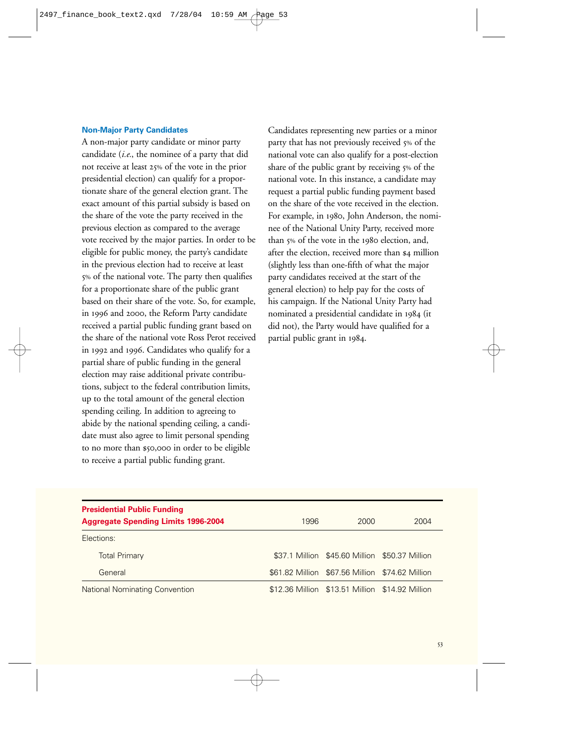### Non-Major Party Candidates

A non-major party candidate or minor party candidate (*i.e.*, the nominee of a party that did not receive at least 25% of the vote in the prior presidential election) can qualify for a proportionate share of the general election grant. The exact amount of this partial subsidy is based on the share of the vote the party received in the previous election as compared to the average vote received by the major parties. In order to be eligible for public money, the party's candidate in the previous election had to receive at least 5% of the national vote. The party then qualifies for a proportionate share of the public grant based on their share of the vote. So, for example, in 1996 and 2000, the Reform Party candidate received a partial public funding grant based on the share of the national vote Ross Perot received in 1992 and 1996. Candidates who qualify for a partial share of public funding in the general election may raise additional private contributions, subject to the federal contribution limits, up to the total amount of the general election spending ceiling. In addition to agreeing to abide by the national spending ceiling, a candidate must also agree to limit personal spending to no more than $50,000 in order to be eligible to receive a partial public funding grant.

Candidates representing new parties or a minor party that has not previously received 5% of the national vote can also qualify for a post-election share of the public grant by receiving 5% of the national vote. In this instance, a candidate may request a partial public funding payment based on the share of the vote received in the election. For example, in 1980, John Anderson, the nominee of the National Unity Party, received more than 5% of the vote in the 1980 election, and, after the election, received more than $4 million (slightly less than one-fifth of what the major party candidates received at the start of the general election) to help pay for the costs of his campaign. If the National Unity Party had nominated a presidential candidate in 1984 (it did not), the Party would have qualified for a partial public grant in 1984.

| **Presidential Public Funding Aggregate Spending Limits 1996-2004** | 1996 | 2000 | 2004 |
|---|---|---|---|
| Elections: | | | |
| Total Primary | $37.1 Million | $45.60 Million | $50.37 Million |
| General | $61.82 Million | $67.56 Million | $74.62 Million |
| National Nominating Convention | $12.36 Million | $13.51 Million | $14.92 Million |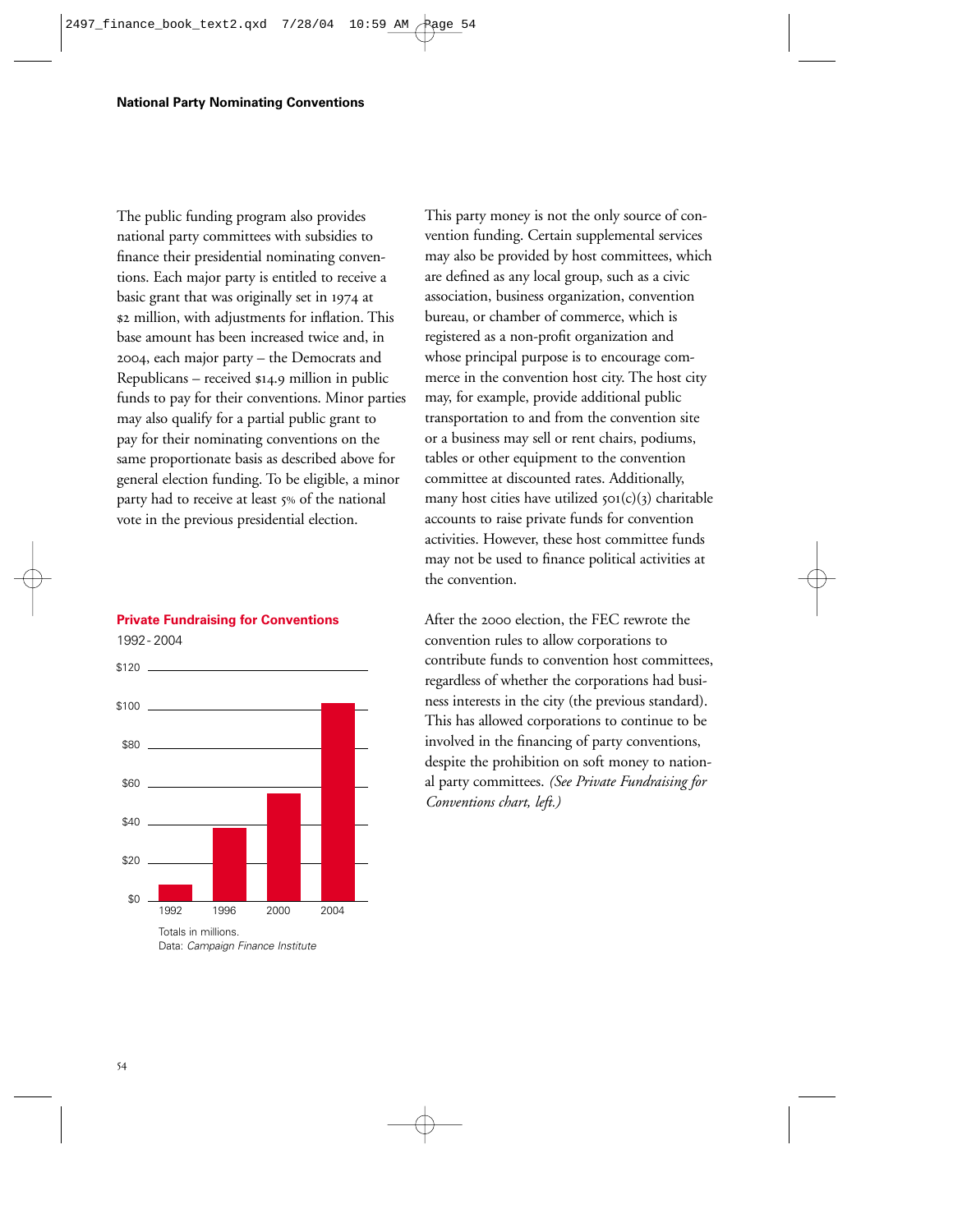The public funding program also provides national party committees with subsidies to finance their presidential nominating conventions. Each major party is entitled to receive a basic grant that was originally set in 1974 at $2 million, with adjustments for inflation. This base amount has been increased twice and, in 2004, each major party – the Democrats and Republicans – received $14.9 million in public funds to pay for their conventions. Minor parties may also qualify for a partial public grant to pay for their nominating conventions on the same proportionate basis as described above for general election funding. To be eligible, a minor party had to receive at least 5% of the national vote in the previous presidential election.

**Private Fundraising for Conventions**

1992 - 2004

Totals in millions.
Data: *Campaign Finance Institute*

This party money is not the only source of convention funding. Certain supplemental services may also be provided by host committees, which are defined as any local group, such as a civic association, business organization, convention bureau, or chamber of commerce, which is registered as a non-profit organization and whose principal purpose is to encourage commerce in the convention host city. The host city may, for example, provide additional public transportation to and from the convention site or a business may sell or rent chairs, podiums, tables or other equipment to the convention committee at discounted rates. Additionally, many host cities have utilized 501(c)(3) charitable accounts to raise private funds for convention activities. However, these host committee funds may not be used to finance political activities at the convention.

After the 2000 election, the FEC rewrote the convention rules to allow corporations to contribute funds to convention host committees, regardless of whether the corporations had business interests in the city (the previous standard). This has allowed corporations to continue to be involved in the financing of party conventions, despite the prohibition on soft money to national party committees. *(See Private Fundraising for Conventions chart, left.)*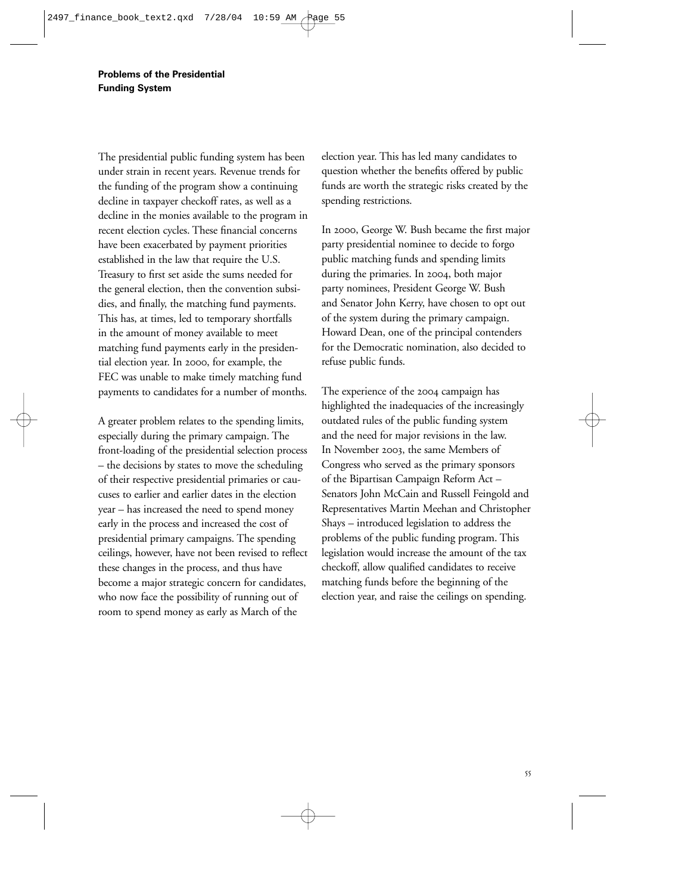## Problems of the Presidential Funding System

The presidential public funding system has been under strain in recent years. Revenue trends for the funding of the program show a continuing decline in taxpayer checkoff rates, as well as a decline in the monies available to the program in recent election cycles. These financial concerns have been exacerbated by payment priorities established in the law that require the U.S. Treasury to first set aside the sums needed for the general election, then the convention subsidies, and finally, the matching fund payments. This has, at times, led to temporary shortfalls in the amount of money available to meet matching fund payments early in the presidential election year. In 2000, for example, the FEC was unable to make timely matching fund payments to candidates for a number of months.

A greater problem relates to the spending limits, especially during the primary campaign. The front-loading of the presidential selection process – the decisions by states to move the scheduling of their respective presidential primaries or caucuses to earlier and earlier dates in the election year – has increased the need to spend money early in the process and increased the cost of presidential primary campaigns. The spending ceilings, however, have not been revised to reflect these changes in the process, and thus have become a major strategic concern for candidates, who now face the possibility of running out of room to spend money as early as March of the election year. This has led many candidates to question whether the benefits offered by public funds are worth the strategic risks created by the spending restrictions.

In 2000, George W. Bush became the first major party presidential nominee to decide to forgo public matching funds and spending limits during the primaries. In 2004, both major party nominees, President George W. Bush and Senator John Kerry, have chosen to opt out of the system during the primary campaign. Howard Dean, one of the principal contenders for the Democratic nomination, also decided to refuse public funds.

The experience of the 2004 campaign has highlighted the inadequacies of the increasingly outdated rules of the public funding system and the need for major revisions in the law. In November 2003, the same Members of Congress who served as the primary sponsors of the Bipartisan Campaign Reform Act – Senators John McCain and Russell Feingold and Representatives Martin Meehan and Christopher Shays – introduced legislation to address the problems of the public funding program. This legislation would increase the amount of the tax checkoff, allow qualified candidates to receive matching funds before the beginning of the election year, and raise the ceilings on spending.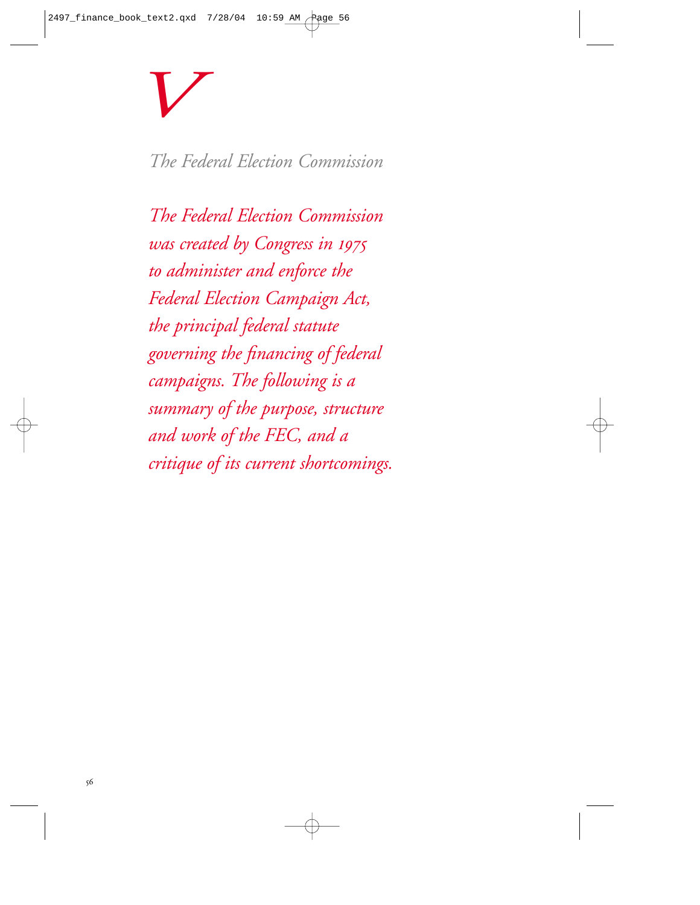# V

## The Federal Election Commission

*The Federal Election Commission was created by Congress in 1975 to administer and enforce the Federal Election Campaign Act, the principal federal statute governing the financing of federal campaigns. The following is a summary of the purpose, structure and work of the FEC, and a critique of its current shortcomings.*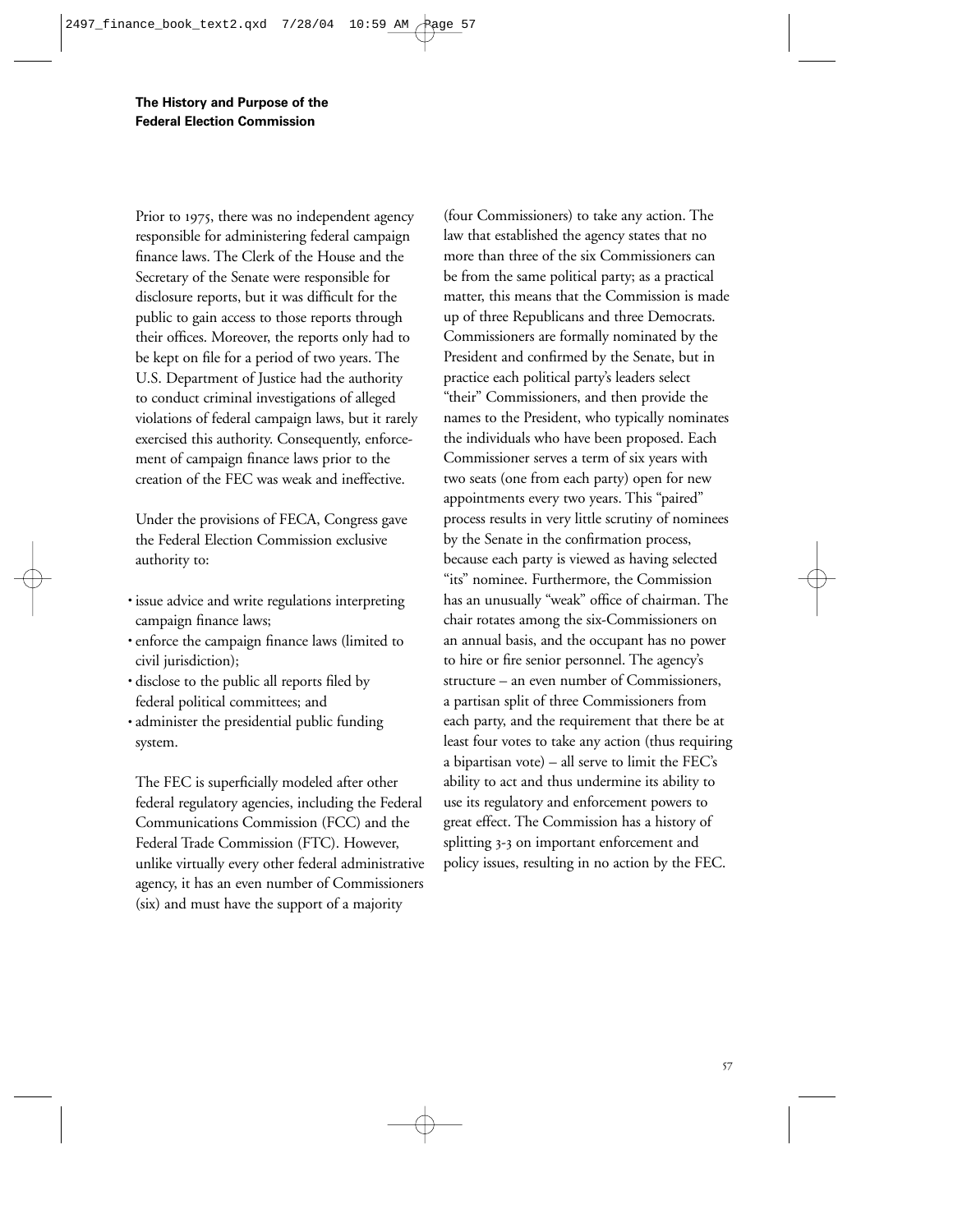Prior to 1975, there was no independent agency responsible for administering federal campaign finance laws. The Clerk of the House and the Secretary of the Senate were responsible for disclosure reports, but it was difficult for the public to gain access to those reports through their offices. Moreover, the reports only had to be kept on file for a period of two years. The U.S. Department of Justice had the authority to conduct criminal investigations of alleged violations of federal campaign laws, but it rarely exercised this authority. Consequently, enforcement of campaign finance laws prior to the creation of the FEC was weak and ineffective.

Under the provisions of FECA, Congress gave the Federal Election Commission exclusive authority to:

- issue advice and write regulations interpreting campaign finance laws;
- enforce the campaign finance laws (limited to civil jurisdiction);
- disclose to the public all reports filed by federal political committees; and
- administer the presidential public funding system.

The FEC is superficially modeled after other federal regulatory agencies, including the Federal Communications Commission (FCC) and the Federal Trade Commission (FTC). However, unlike virtually every other federal administrative agency, it has an even number of Commissioners (six) and must have the support of a majority (four Commissioners) to take any action. The law that established the agency states that no more than three of the six Commissioners can be from the same political party; as a practical matter, this means that the Commission is made up of three Republicans and three Democrats. Commissioners are formally nominated by the President and confirmed by the Senate, but in practice each political party's leaders select "their" Commissioners, and then provide the names to the President, who typically nominates the individuals who have been proposed. Each Commissioner serves a term of six years with two seats (one from each party) open for new appointments every two years. This "paired" process results in very little scrutiny of nominees by the Senate in the confirmation process, because each party is viewed as having selected "its" nominee. Furthermore, the Commission has an unusually "weak" office of chairman. The chair rotates among the six-Commissioners on an annual basis, and the occupant has no power to hire or fire senior personnel. The agency's structure – an even number of Commissioners, a partisan split of three Commissioners from each party, and the requirement that there be at least four votes to take any action (thus requiring a bipartisan vote) – all serve to limit the FEC's ability to act and thus undermine its ability to use its regulatory and enforcement powers to great effect. The Commission has a history of splitting 3-3 on important enforcement and policy issues, resulting in no action by the FEC.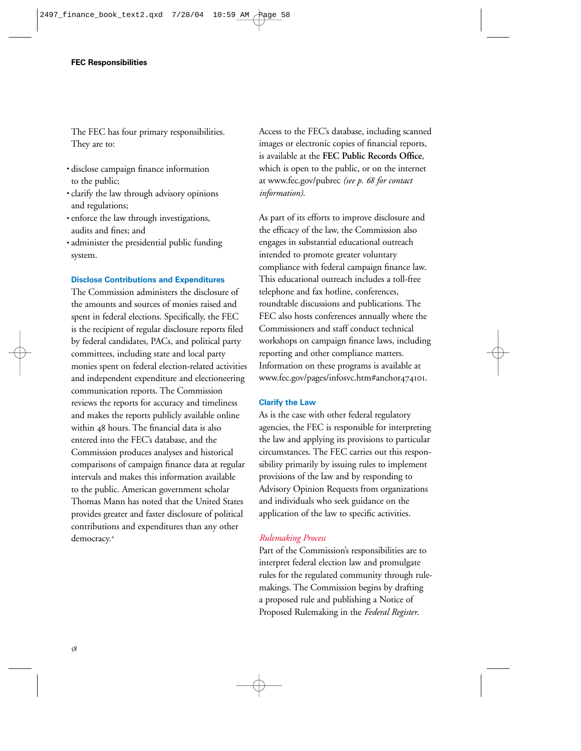## FEC Responsibilities

The FEC has four primary responsibilities. They are to:

- disclose campaign finance information to the public;
- clarify the law through advisory opinions and regulations;
- enforce the law through investigations, audits and fines; and
- administer the presidential public funding system.

### Disclose Contributions and Expenditures

The Commission administers the disclosure of the amounts and sources of monies raised and spent in federal elections. Specifically, the FEC is the recipient of regular disclosure reports filed by federal candidates, PACs, and political party committees, including state and local party monies spent on federal election-related activities and independent expenditure and electioneering communication reports. The Commission reviews the reports for accuracy and timeliness and makes the reports publicly available online within 48 hours. The financial data is also entered into the FEC's database, and the Commission produces analyses and historical comparisons of campaign finance data at regular intervals and makes this information available to the public. American government scholar Thomas Mann has noted that the United States provides greater and faster disclosure of political contributions and expenditures than any other democracy.[4]

Access to the FEC's database, including scanned images or electronic copies of financial reports, is available at the **FEC Public Records Office**, which is open to the public, or on the internet at www.fec.gov/pubrec *(see p. 68 for contact information).*

As part of its efforts to improve disclosure and the efficacy of the law, the Commission also engages in substantial educational outreach intended to promote greater voluntary compliance with federal campaign finance law. This educational outreach includes a toll-free telephone and fax hotline, conferences, roundtable discussions and publications. The FEC also hosts conferences annually where the Commissioners and staff conduct technical workshops on campaign finance laws, including reporting and other compliance matters. Information on these programs is available at www.fec.gov/pages/infosvc.htm#anchor474101.

### Clarify the Law

As is the case with other federal regulatory agencies, the FEC is responsible for interpreting the law and applying its provisions to particular circumstances. The FEC carries out this responsibility primarily by issuing rules to implement provisions of the law and by responding to Advisory Opinion Requests from organizations and individuals who seek guidance on the application of the law to specific activities.

#### *Rulemaking Process*

Part of the Commission's responsibilities are to interpret federal election law and promulgate rules for the regulated community through rulemakings. The Commission begins by drafting a proposed rule and publishing a Notice of Proposed Rulemaking in the *Federal Register*.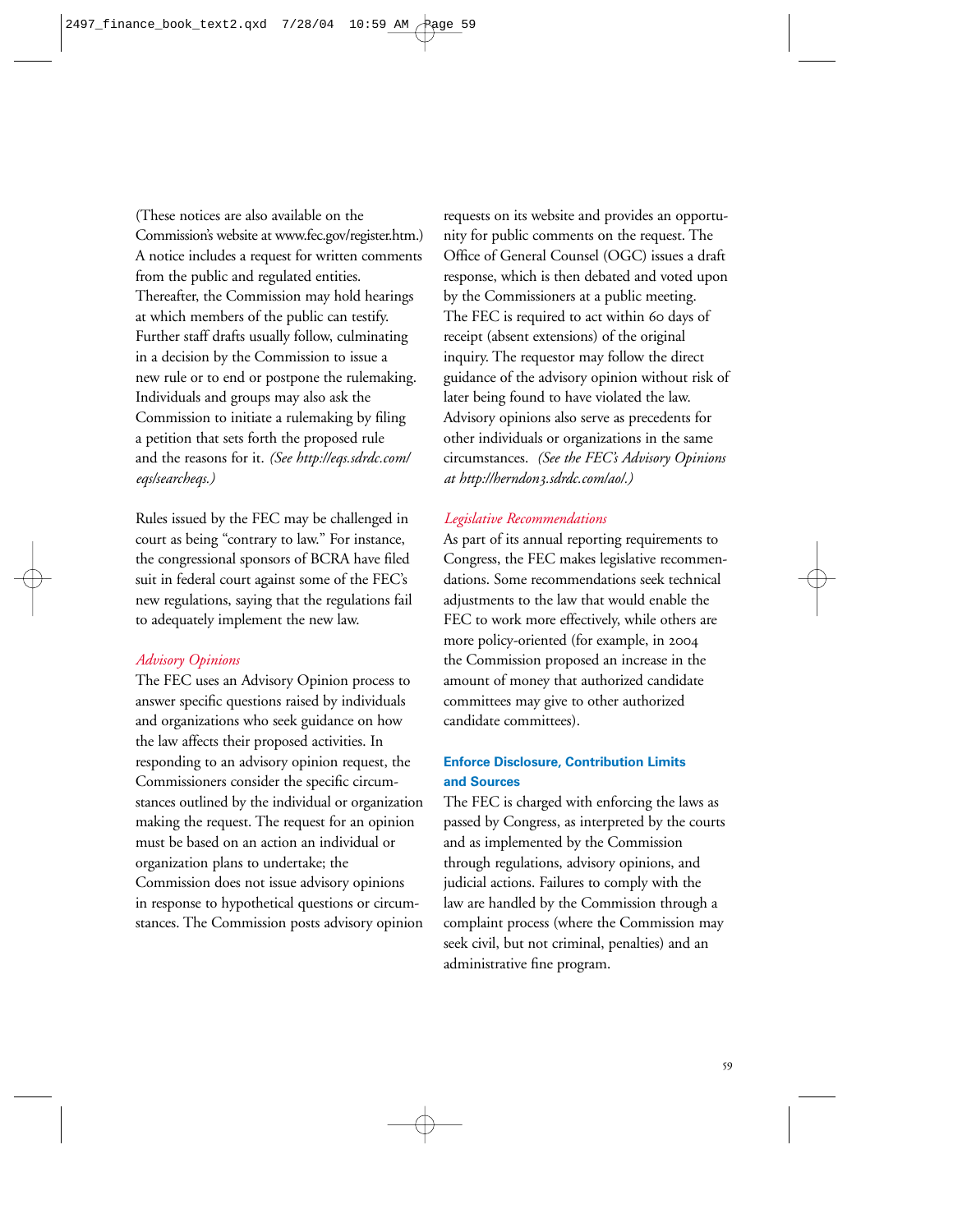(These notices are also available on the Commission's website at www.fec.gov/register.htm.) A notice includes a request for written comments from the public and regulated entities. Thereafter, the Commission may hold hearings at which members of the public can testify. Further staff drafts usually follow, culminating in a decision by the Commission to issue a new rule or to end or postpone the rulemaking. Individuals and groups may also ask the Commission to initiate a rulemaking by filing a petition that sets forth the proposed rule and the reasons for it. *(See http://eqs.sdrdc.com/eqs/searcheqs.)*

Rules issued by the FEC may be challenged in court as being "contrary to law." For instance, the congressional sponsors of BCRA have filed suit in federal court against some of the FEC's new regulations, saying that the regulations fail to adequately implement the new law.

*Advisory Opinions*

The FEC uses an Advisory Opinion process to answer specific questions raised by individuals and organizations who seek guidance on how the law affects their proposed activities. In responding to an advisory opinion request, the Commissioners consider the specific circumstances outlined by the individual or organization making the request. The request for an opinion must be based on an action an individual or organization plans to undertake; the Commission does not issue advisory opinions in response to hypothetical questions or circumstances. The Commission posts advisory opinion requests on its website and provides an opportunity for public comments on the request. The Office of General Counsel (OGC) issues a draft response, which is then debated and voted upon by the Commissioners at a public meeting. The FEC is required to act within 60 days of receipt (absent extensions) of the original inquiry. The requestor may follow the direct guidance of the advisory opinion without risk of later being found to have violated the law. Advisory opinions also serve as precedents for other individuals or organizations in the same circumstances. *(See the FEC's Advisory Opinions at http://herndon3.sdrdc.com/ao/.)*

*Legislative Recommendations*

As part of its annual reporting requirements to Congress, the FEC makes legislative recommendations. Some recommendations seek technical adjustments to the law that would enable the FEC to work more effectively, while others are more policy-oriented (for example, in 2004 the Commission proposed an increase in the amount of money that authorized candidate committees may give to other authorized candidate committees).

**Enforce Disclosure, Contribution Limits and Sources**

The FEC is charged with enforcing the laws as passed by Congress, as interpreted by the courts and as implemented by the Commission through regulations, advisory opinions, and judicial actions. Failures to comply with the law are handled by the Commission through a complaint process (where the Commission may seek civil, but not criminal, penalties) and an administrative fine program.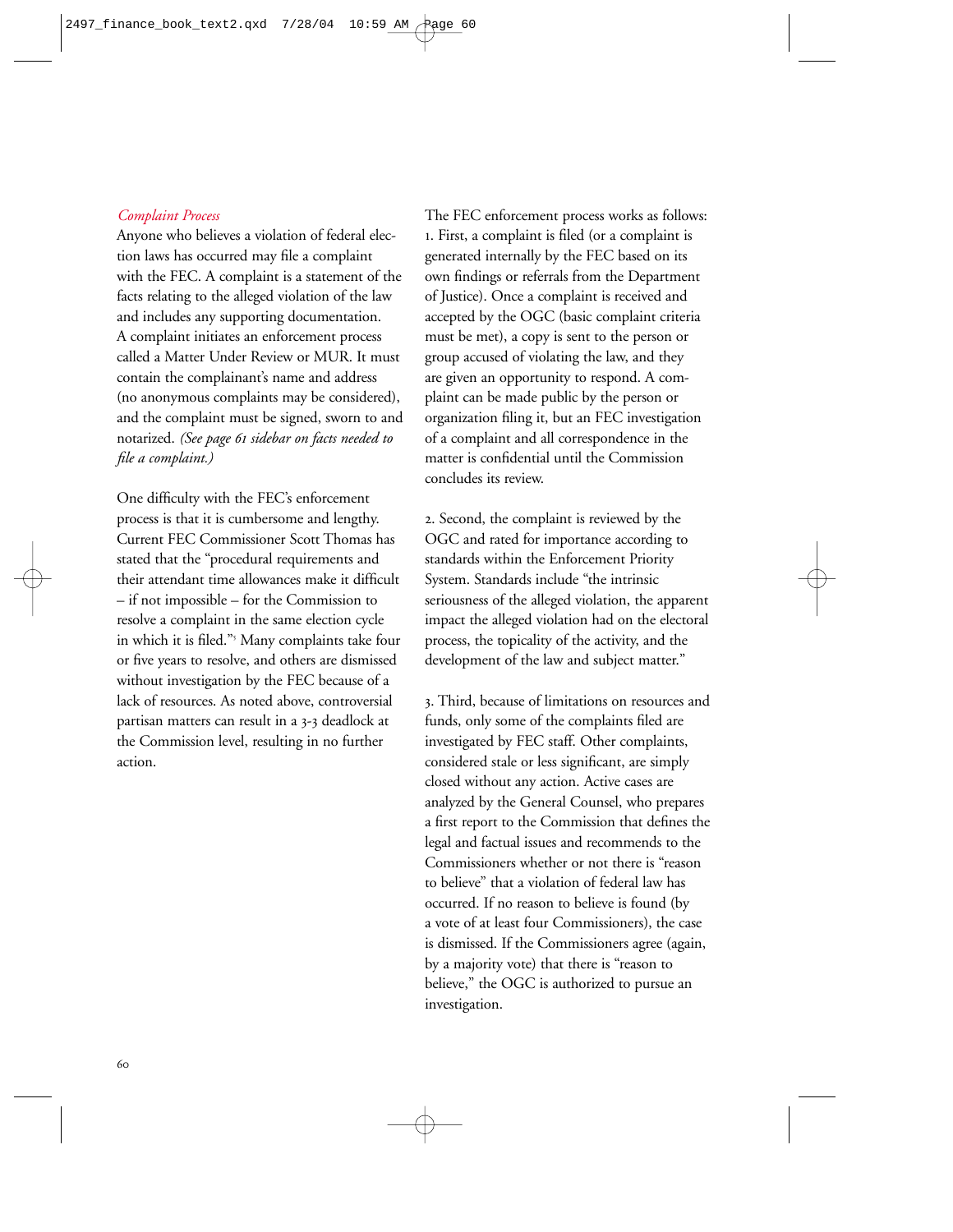*Complaint Process*

Anyone who believes a violation of federal election laws has occurred may file a complaint with the FEC. A complaint is a statement of the facts relating to the alleged violation of the law and includes any supporting documentation. A complaint initiates an enforcement process called a Matter Under Review or MUR. It must contain the complainant's name and address (no anonymous complaints may be considered), and the complaint must be signed, sworn to and notarized. *(See page 61 sidebar on facts needed to file a complaint.)*

One difficulty with the FEC's enforcement process is that it is cumbersome and lengthy. Current FEC Commissioner Scott Thomas has stated that the "procedural requirements and their attendant time allowances make it difficult – if not impossible – for the Commission to resolve a complaint in the same election cycle in which it is filed."[5] Many complaints take four or five years to resolve, and others are dismissed without investigation by the FEC because of a lack of resources. As noted above, controversial partisan matters can result in a 3-3 deadlock at the Commission level, resulting in no further action.

The FEC enforcement process works as follows:

1. First, a complaint is filed (or a complaint is generated internally by the FEC based on its own findings or referrals from the Department of Justice). Once a complaint is received and accepted by the OGC (basic complaint criteria must be met), a copy is sent to the person or group accused of violating the law, and they are given an opportunity to respond. A complaint can be made public by the person or organization filing it, but an FEC investigation of a complaint and all correspondence in the matter is confidential until the Commission concludes its review.

2. Second, the complaint is reviewed by the OGC and rated for importance according to standards within the Enforcement Priority System. Standards include "the intrinsic seriousness of the alleged violation, the apparent impact the alleged violation had on the electoral process, the topicality of the activity, and the development of the law and subject matter."

3. Third, because of limitations on resources and funds, only some of the complaints filed are investigated by FEC staff. Other complaints, considered stale or less significant, are simply closed without any action. Active cases are analyzed by the General Counsel, who prepares a first report to the Commission that defines the legal and factual issues and recommends to the Commissioners whether or not there is "reason to believe" that a violation of federal law has occurred. If no reason to believe is found (by a vote of at least four Commissioners), the case is dismissed. If the Commissioners agree (again, by a majority vote) that there is "reason to believe," the OGC is authorized to pursue an investigation.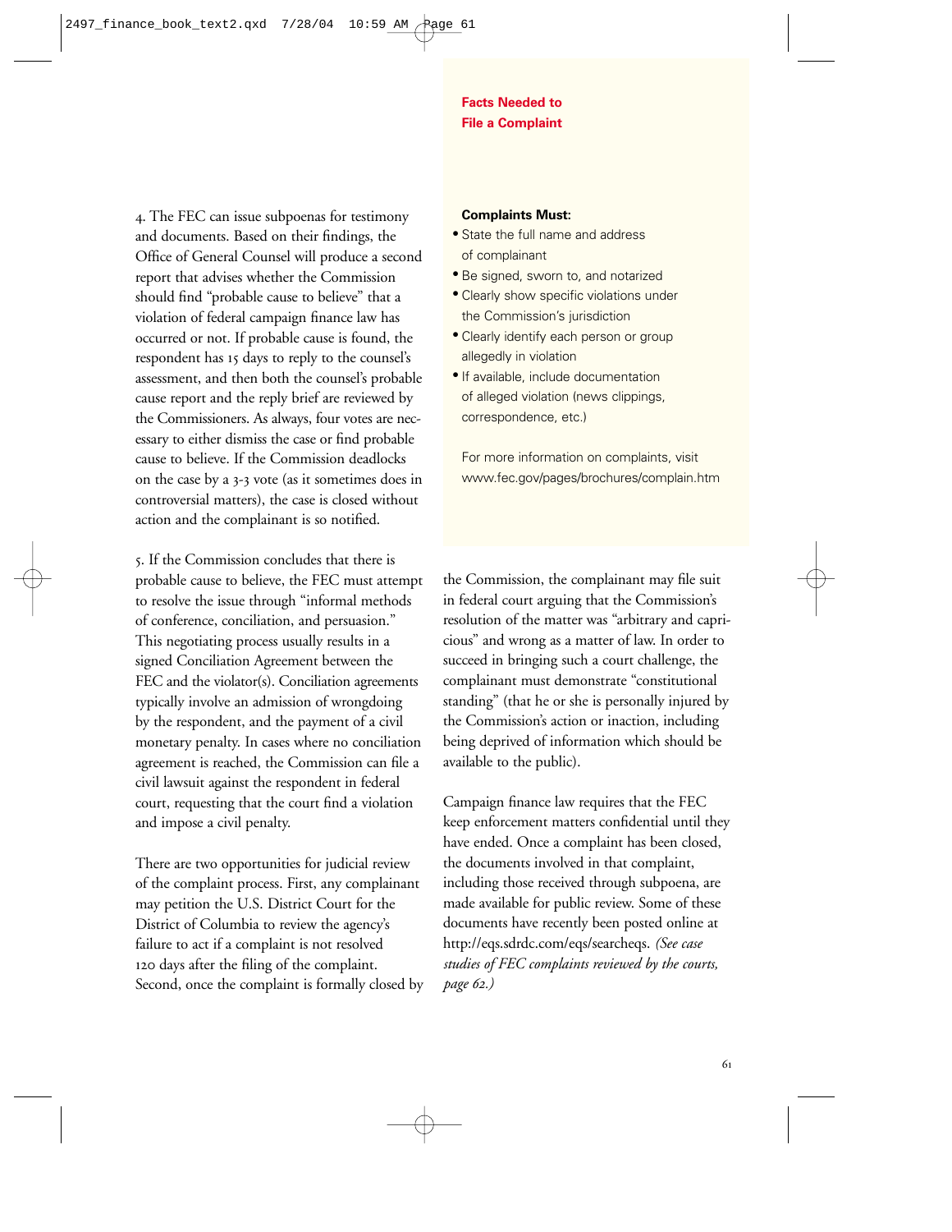4. The FEC can issue subpoenas for testimony and documents. Based on their findings, the Office of General Counsel will produce a second report that advises whether the Commission should find "probable cause to believe" that a violation of federal campaign finance law has occurred or not. If probable cause is found, the respondent has 15 days to reply to the counsel's assessment, and then both the counsel's probable cause report and the reply brief are reviewed by the Commissioners. As always, four votes are necessary to either dismiss the case or find probable cause to believe. If the Commission deadlocks on the case by a 3-3 vote (as it sometimes does in controversial matters), the case is closed without action and the complainant is so notified.

5. If the Commission concludes that there is probable cause to believe, the FEC must attempt to resolve the issue through "informal methods of conference, conciliation, and persuasion." This negotiating process usually results in a signed Conciliation Agreement between the FEC and the violator(s). Conciliation agreements typically involve an admission of wrongdoing by the respondent, and the payment of a civil monetary penalty. In cases where no conciliation agreement is reached, the Commission can file a civil lawsuit against the respondent in federal court, requesting that the court find a violation and impose a civil penalty.

There are two opportunities for judicial review of the complaint process. First, any complainant may petition the U.S. District Court for the District of Columbia to review the agency's failure to act if a complaint is not resolved 120 days after the filing of the complaint. Second, once the complaint is formally closed by the Commission, the complainant may file suit in federal court arguing that the Commission's resolution of the matter was "arbitrary and capricious" and wrong as a matter of law. In order to succeed in bringing such a court challenge, the complainant must demonstrate "constitutional standing" (that he or she is personally injured by the Commission's action or inaction, including being deprived of information which should be available to the public).

Campaign finance law requires that the FEC keep enforcement matters confidential until they have ended. Once a complaint has been closed, the documents involved in that complaint, including those received through subpoena, are made available for public review. Some of these documents have recently been posted online at http://eqs.sdrdc.com/eqs/searcheqs. *(See case studies of FEC complaints reviewed by the courts, page 62.)*

## Facts Needed to File a Complaint

**Complaints Must:**

- State the full name and address of complainant
- Be signed, sworn to, and notarized
- Clearly show specific violations under the Commission's jurisdiction
- Clearly identify each person or group allegedly in violation
- If available, include documentation of alleged violation (news clippings, correspondence, etc.)

For more information on complaints, visit www.fec.gov/pages/brochures/complain.htm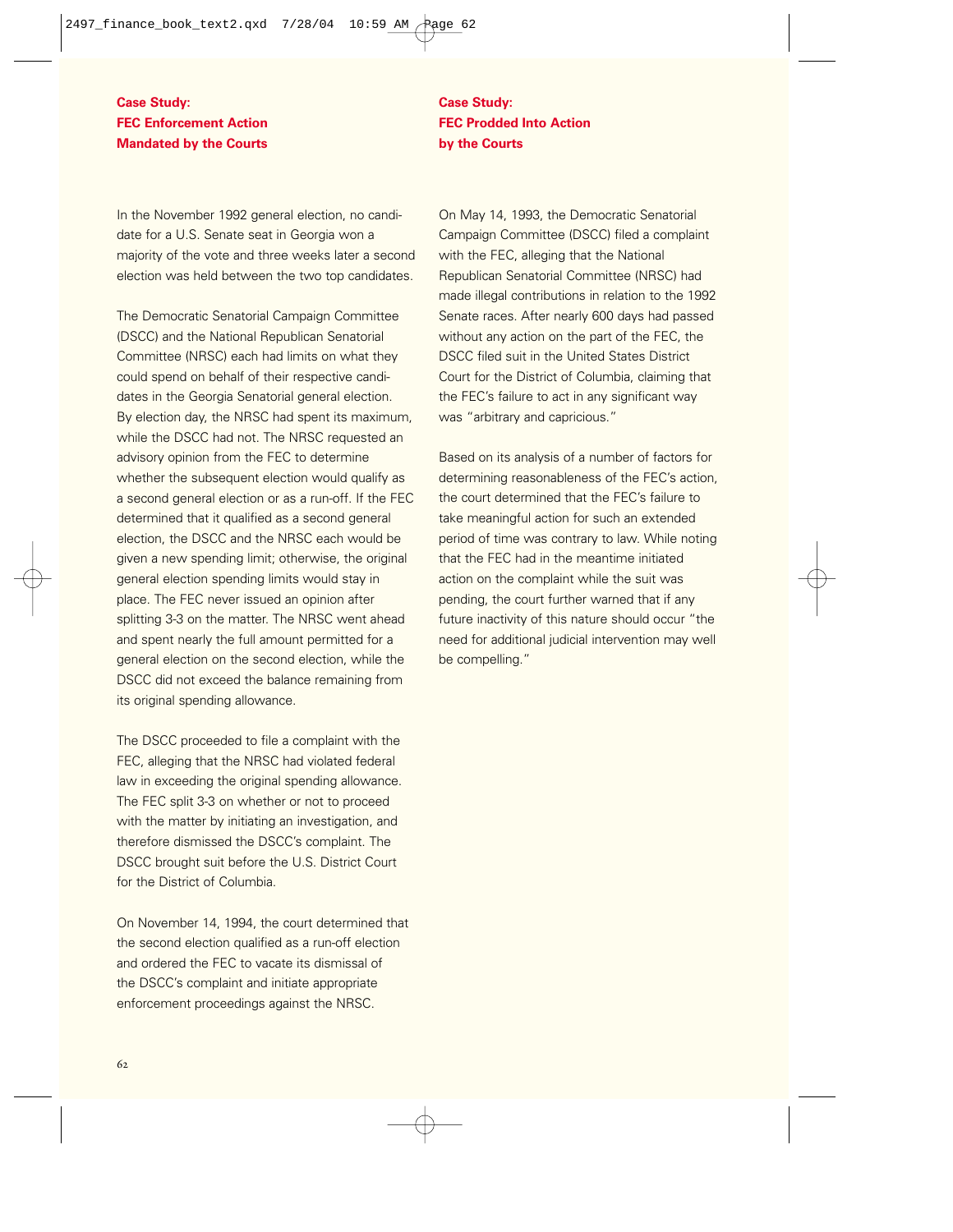### Case Study: FEC Enforcement Action Mandated by the Courts

In the November 1992 general election, no candidate for a U.S. Senate seat in Georgia won a majority of the vote and three weeks later a second election was held between the two top candidates.

The Democratic Senatorial Campaign Committee (DSCC) and the National Republican Senatorial Committee (NRSC) each had limits on what they could spend on behalf of their respective candidates in the Georgia Senatorial general election. By election day, the NRSC had spent its maximum, while the DSCC had not. The NRSC requested an advisory opinion from the FEC to determine whether the subsequent election would qualify as a second general election or as a run-off. If the FEC determined that it qualified as a second general election, the DSCC and the NRSC each would be given a new spending limit; otherwise, the original general election spending limits would stay in place. The FEC never issued an opinion after splitting 3-3 on the matter. The NRSC went ahead and spent nearly the full amount permitted for a general election on the second election, while the DSCC did not exceed the balance remaining from its original spending allowance.

The DSCC proceeded to file a complaint with the FEC, alleging that the NRSC had violated federal law in exceeding the original spending allowance. The FEC split 3-3 on whether or not to proceed with the matter by initiating an investigation, and therefore dismissed the DSCC's complaint. The DSCC brought suit before the U.S. District Court for the District of Columbia.

On November 14, 1994, the court determined that the second election qualified as a run-off election and ordered the FEC to vacate its dismissal of the DSCC's complaint and initiate appropriate enforcement proceedings against the NRSC.

### Case Study: FEC Prodded Into Action by the Courts

On May 14, 1993, the Democratic Senatorial Campaign Committee (DSCC) filed a complaint with the FEC, alleging that the National Republican Senatorial Committee (NRSC) had made illegal contributions in relation to the 1992 Senate races. After nearly 600 days had passed without any action on the part of the FEC, the DSCC filed suit in the United States District Court for the District of Columbia, claiming that the FEC's failure to act in any significant way was "arbitrary and capricious."

Based on its analysis of a number of factors for determining reasonableness of the FEC's action, the court determined that the FEC's failure to take meaningful action for such an extended period of time was contrary to law. While noting that the FEC had in the meantime initiated action on the complaint while the suit was pending, the court further warned that if any future inactivity of this nature should occur "the need for additional judicial intervention may well be compelling."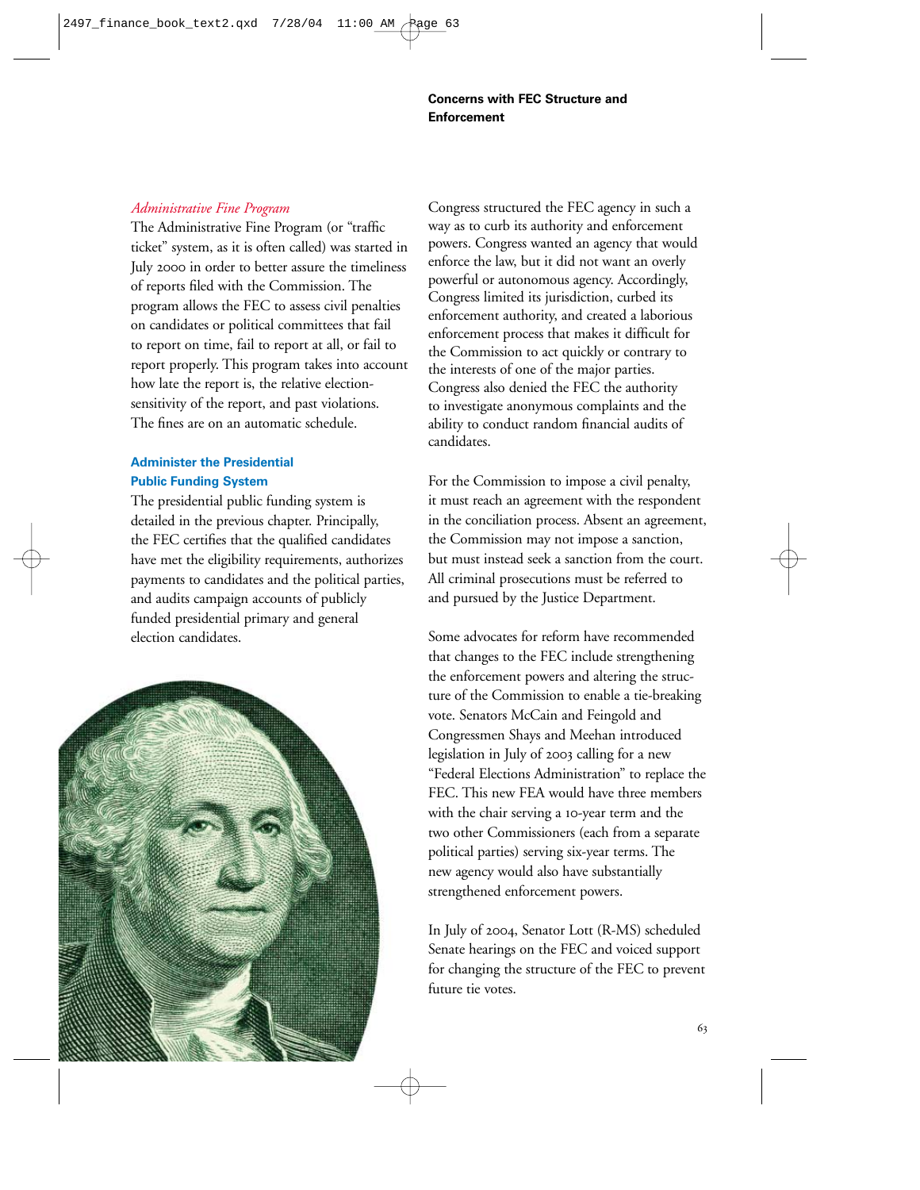*Administrative Fine Program*

The Administrative Fine Program (or "traffic ticket" system, as it is often called) was started in July 2000 in order to better assure the timeliness of reports filed with the Commission. The program allows the FEC to assess civil penalties on candidates or political committees that fail to report on time, fail to report at all, or fail to report properly. This program takes into account how late the report is, the relative election-sensitivity of the report, and past violations. The fines are on an automatic schedule.

### Administer the Presidential Public Funding System

The presidential public funding system is detailed in the previous chapter. Principally, the FEC certifies that the qualified candidates have met the eligibility requirements, authorizes payments to candidates and the political parties, and audits campaign accounts of publicly funded presidential primary and general election candidates.

### Concerns with FEC Structure and Enforcement

Congress structured the FEC agency in such a way as to curb its authority and enforcement powers. Congress wanted an agency that would enforce the law, but it did not want an overly powerful or autonomous agency. Accordingly, Congress limited its jurisdiction, curbed its enforcement authority, and created a laborious enforcement process that makes it difficult for the Commission to act quickly or contrary to the interests of one of the major parties. Congress also denied the FEC the authority to investigate anonymous complaints and the ability to conduct random financial audits of candidates.

For the Commission to impose a civil penalty, it must reach an agreement with the respondent in the conciliation process. Absent an agreement, the Commission may not impose a sanction, but must instead seek a sanction from the court. All criminal prosecutions must be referred to and pursued by the Justice Department.

Some advocates for reform have recommended that changes to the FEC include strengthening the enforcement powers and altering the structure of the Commission to enable a tie-breaking vote. Senators McCain and Feingold and Congressmen Shays and Meehan introduced legislation in July of 2003 calling for a new "Federal Elections Administration" to replace the FEC. This new FEA would have three members with the chair serving a 10-year term and the two other Commissioners (each from a separate political parties) serving six-year terms. The new agency would also have substantially strengthened enforcement powers.

In July of 2004, Senator Lott (R-MS) scheduled Senate hearings on the FEC and voiced support for changing the structure of the FEC to prevent future tie votes.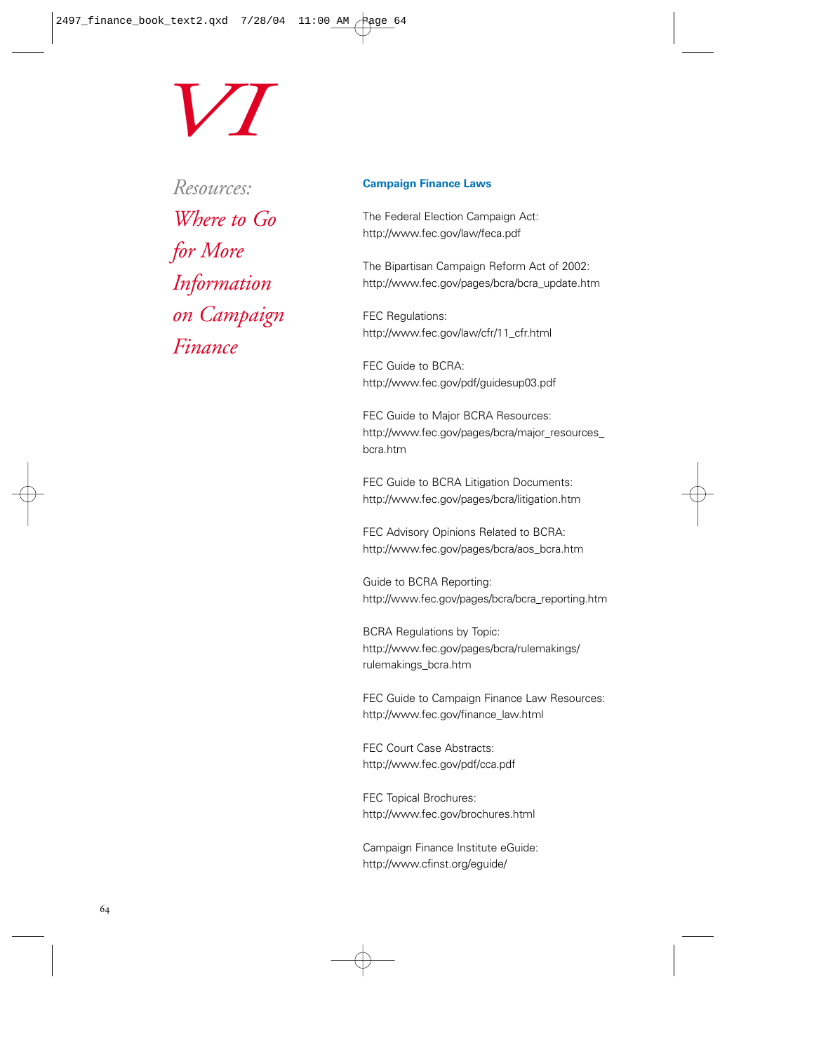# VI

## *Resources: Where to Go for More Information on Campaign Finance*

### Campaign Finance Laws

The Federal Election Campaign Act:
http://www.fec.gov/law/feca.pdf

The Bipartisan Campaign Reform Act of 2002:
http://www.fec.gov/pages/bcra/bcra_update.htm

FEC Regulations:
http://www.fec.gov/law/cfr/11_cfr.html

FEC Guide to BCRA:
http://www.fec.gov/pdf/guidesup03.pdf

FEC Guide to Major BCRA Resources:
http://www.fec.gov/pages/bcra/major_resources_bcra.htm

FEC Guide to BCRA Litigation Documents:
http://www.fec.gov/pages/bcra/litigation.htm

FEC Advisory Opinions Related to BCRA:
http://www.fec.gov/pages/bcra/aos_bcra.htm

Guide to BCRA Reporting:
http://www.fec.gov/pages/bcra/bcra_reporting.htm

BCRA Regulations by Topic:
http://www.fec.gov/pages/bcra/rulemakings/rulemakings_bcra.htm

FEC Guide to Campaign Finance Law Resources:
http://www.fec.gov/finance_law.html

FEC Court Case Abstracts:
http://www.fec.gov/pdf/cca.pdf

FEC Topical Brochures:
http://www.fec.gov/brochures.html

Campaign Finance Institute eGuide:
http://www.cfinst.org/eguide/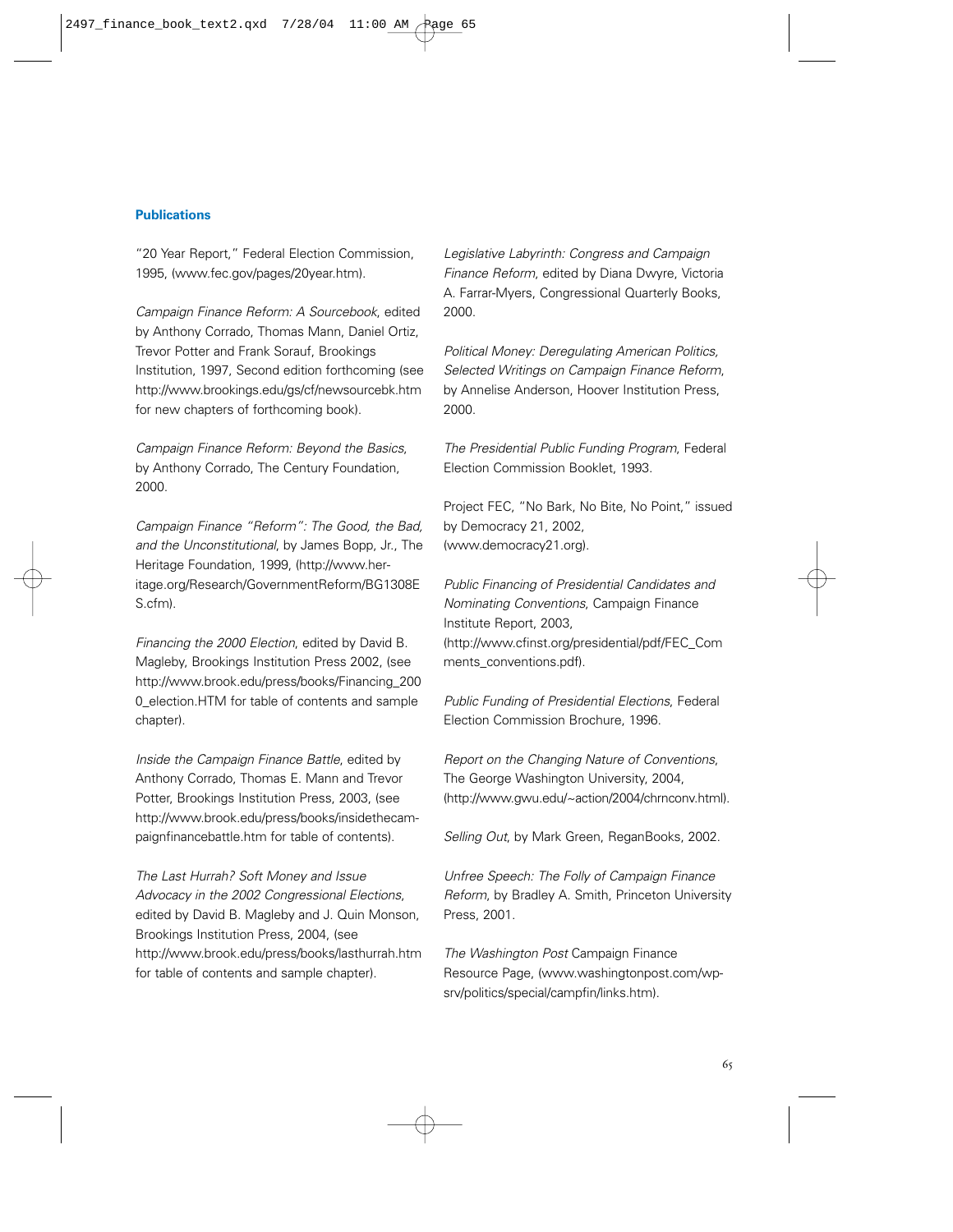### Publications

"20 Year Report," Federal Election Commission, 1995, (www.fec.gov/pages/20year.htm).

*Campaign Finance Reform: A Sourcebook*, edited by Anthony Corrado, Thomas Mann, Daniel Ortiz, Trevor Potter and Frank Sorauf, Brookings Institution, 1997, Second edition forthcoming (see http://www.brookings.edu/gs/cf/newsourcebk.htm for new chapters of forthcoming book).

*Campaign Finance Reform: Beyond the Basics*, by Anthony Corrado, The Century Foundation, 2000.

*Campaign Finance "Reform": The Good, the Bad, and the Unconstitutional*, by James Bopp, Jr., The Heritage Foundation, 1999, (http://www.heritage.org/Research/GovernmentReform/BG1308ES.cfm).

*Financing the 2000 Election*, edited by David B. Magleby, Brookings Institution Press 2002, (see http://www.brook.edu/press/books/Financing_2000_election.HTM for table of contents and sample chapter).

*Inside the Campaign Finance Battle*, edited by Anthony Corrado, Thomas E. Mann and Trevor Potter, Brookings Institution Press, 2003, (see http://www.brook.edu/press/books/insidethecampaignfinancebattle.htm for table of contents).

*The Last Hurrah? Soft Money and Issue Advocacy in the 2002 Congressional Elections*, edited by David B. Magleby and J. Quin Monson, Brookings Institution Press, 2004, (see http://www.brook.edu/press/books/lasthurrah.htm for table of contents and sample chapter).

*Legislative Labyrinth: Congress and Campaign Finance Reform*, edited by Diana Dwyre, Victoria A. Farrar-Myers, Congressional Quarterly Books, 2000.

*Political Money: Deregulating American Politics, Selected Writings on Campaign Finance Reform*, by Annelise Anderson, Hoover Institution Press, 2000.

*The Presidential Public Funding Program*, Federal Election Commission Booklet, 1993.

Project FEC, "No Bark, No Bite, No Point," issued by Democracy 21, 2002, (www.democracy21.org).

*Public Financing of Presidential Candidates and Nominating Conventions*, Campaign Finance Institute Report, 2003, (http://www.cfinst.org/presidential/pdf/FEC_Comments_conventions.pdf).

*Public Funding of Presidential Elections*, Federal Election Commission Brochure, 1996.

*Report on the Changing Nature of Conventions*, The George Washington University, 2004, (http://www.gwu.edu/~action/2004/chrnconv.html).

*Selling Out*, by Mark Green, ReganBooks, 2002.

*Unfree Speech: The Folly of Campaign Finance Reform*, by Bradley A. Smith, Princeton University Press, 2001.

*The Washington Post* Campaign Finance Resource Page, (www.washingtonpost.com/wp-srv/politics/special/campfin/links.htm).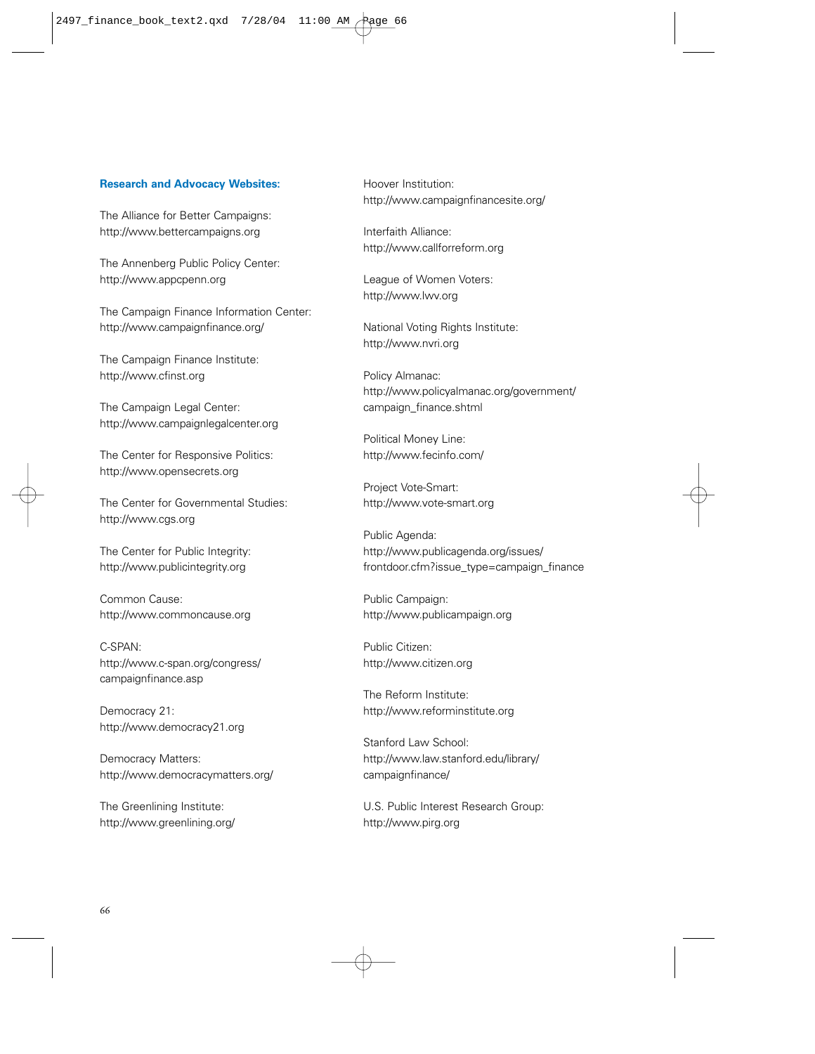### Research and Advocacy Websites:

The Alliance for Better Campaigns:
http://www.bettercampaigns.org

The Annenberg Public Policy Center:
http://www.appcpenn.org

The Campaign Finance Information Center:
http://www.campaignfinance.org/

The Campaign Finance Institute:
http://www.cfinst.org

The Campaign Legal Center:
http://www.campaignlegalcenter.org

The Center for Responsive Politics:
http://www.opensecrets.org

The Center for Governmental Studies:
http://www.cgs.org

The Center for Public Integrity:
http://www.publicintegrity.org

Common Cause:
http://www.commoncause.org

C-SPAN:
http://www.c-span.org/congress/campaignfinance.asp

Democracy 21:
http://www.democracy21.org

Democracy Matters:
http://www.democracymatters.org/

The Greenlining Institute:
http://www.greenlining.org/

Hoover Institution:
http://www.campaignfinancesite.org/

Interfaith Alliance:
http://www.callforreform.org

League of Women Voters:
http://www.lwv.org

National Voting Rights Institute:
http://www.nvri.org

Policy Almanac:
http://www.policyalmanac.org/government/campaign_finance.shtml

Political Money Line:
http://www.fecinfo.com/

Project Vote-Smart:
http://www.vote-smart.org

Public Agenda:
http://www.publicagenda.org/issues/frontdoor.cfm?issue_type=campaign_finance

Public Campaign:
http://www.publicampaign.org

Public Citizen:
http://www.citizen.org

The Reform Institute:
http://www.reforminstitute.org

Stanford Law School:
http://www.law.stanford.edu/library/campaignfinance/

U.S. Public Interest Research Group:
http://www.pirg.org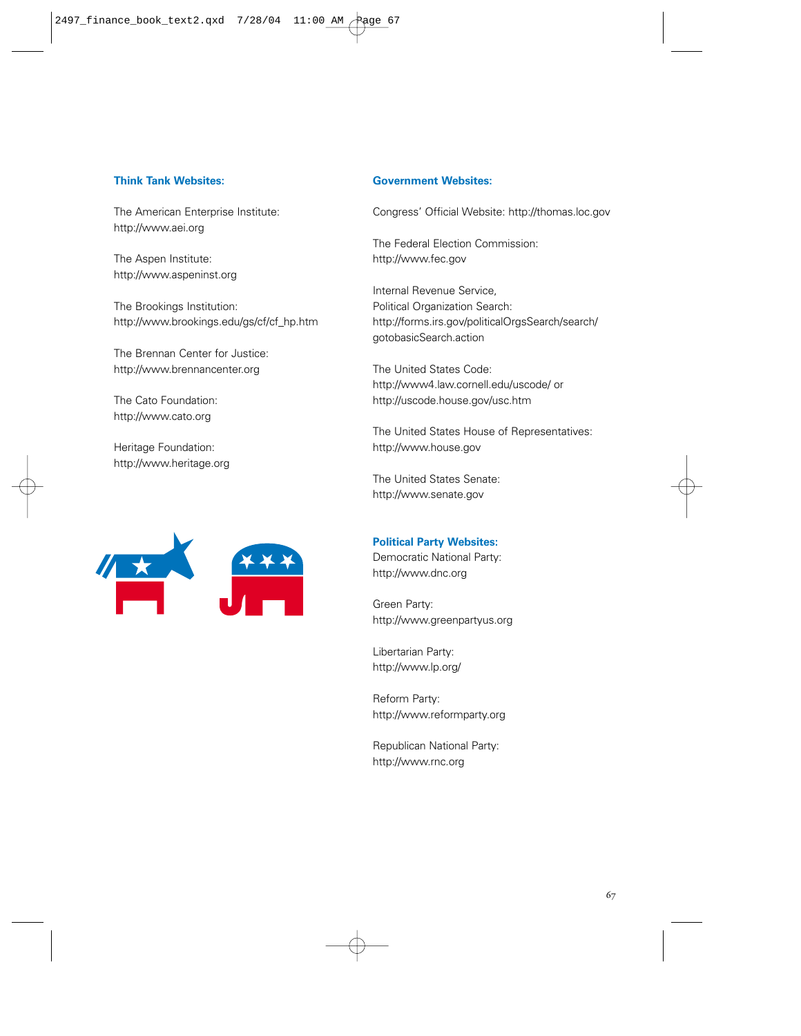### Think Tank Websites:

The American Enterprise Institute:
http://www.aei.org

The Aspen Institute:
http://www.aspeninst.org

The Brookings Institution:
http://www.brookings.edu/gs/cf/cf_hp.htm

The Brennan Center for Justice:
http://www.brennancenter.org

The Cato Foundation:
http://www.cato.org

Heritage Foundation:
http://www.heritage.org

### Government Websites:

Congress' Official Website: http://thomas.loc.gov

The Federal Election Commission:
http://www.fec.gov

Internal Revenue Service,
Political Organization Search:
http://forms.irs.gov/politicalOrgsSearch/search/gotobasicSearch.action

The United States Code:
http://www4.law.cornell.edu/uscode/ or
http://uscode.house.gov/usc.htm

The United States House of Representatives:
http://www.house.gov

The United States Senate:
http://www.senate.gov

### Political Party Websites:

Democratic National Party:
http://www.dnc.org

Green Party:
http://www.greenpartyus.org

Libertarian Party:
http://www.lp.org/

Reform Party:
http://www.reformparty.org

Republican National Party:
http://www.rnc.org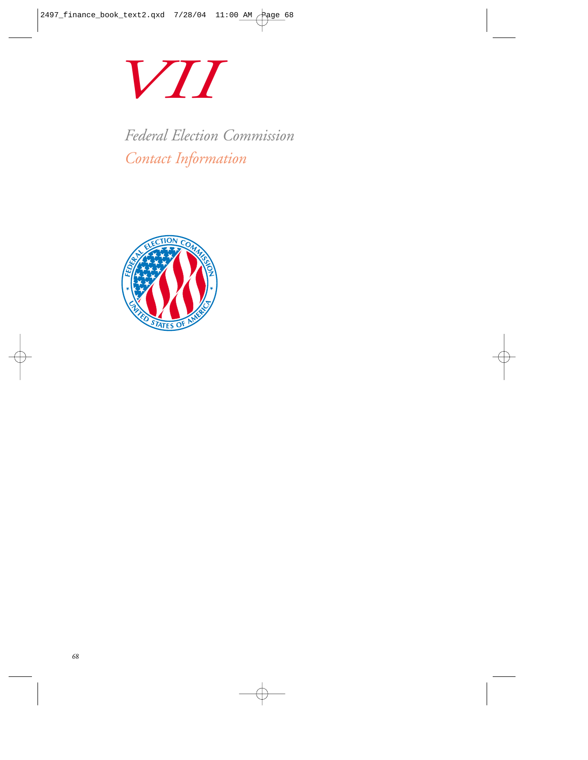# VII

## *Federal Election Commission*

## *Contact Information*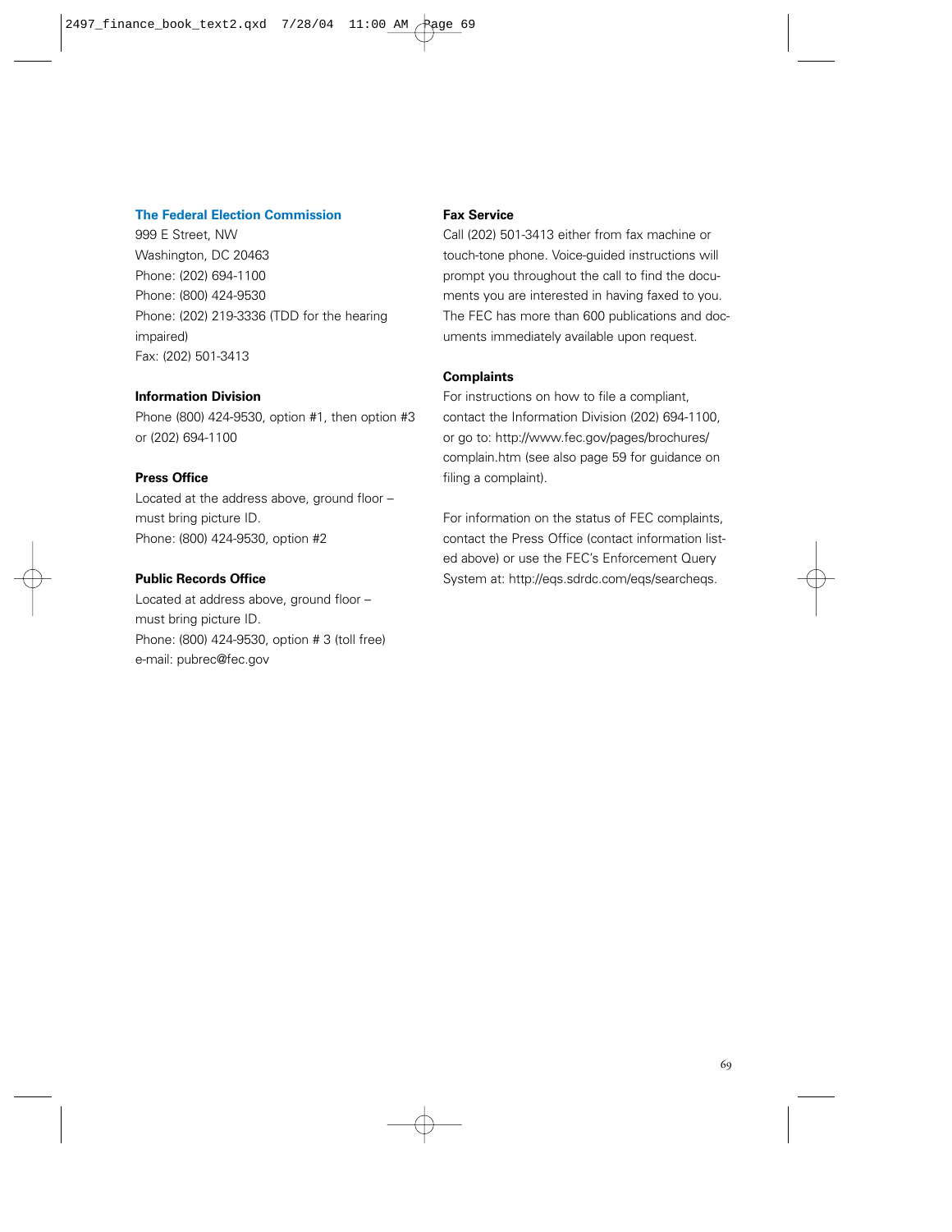### The Federal Election Commission

999 E Street, NW
Washington, DC 20463
Phone: (202) 694-1100
Phone: (800) 424-9530
Phone: (202) 219-3336 (TDD for the hearing impaired)
Fax: (202) 501-3413

**Information Division**

Phone (800) 424-9530, option #1, then option #3 or (202) 694-1100

**Press Office**

Located at the address above, ground floor – must bring picture ID.
Phone: (800) 424-9530, option #2

**Public Records Office**

Located at address above, ground floor – must bring picture ID.
Phone: (800) 424-9530, option # 3 (toll free)
e-mail: pubrec@fec.gov

**Fax Service**

Call (202) 501-3413 either from fax machine or touch-tone phone. Voice-guided instructions will prompt you throughout the call to find the documents you are interested in having faxed to you. The FEC has more than 600 publications and documents immediately available upon request.

**Complaints**

For instructions on how to file a compliant, contact the Information Division (202) 694-1100, or go to: http://www.fec.gov/pages/brochures/complain.htm (see also page 59 for guidance on filing a complaint).

For information on the status of FEC complaints, contact the Press Office (contact information listed above) or use the FEC's Enforcement Query System at: http://eqs.sdrdc.com/eqs/searcheqs.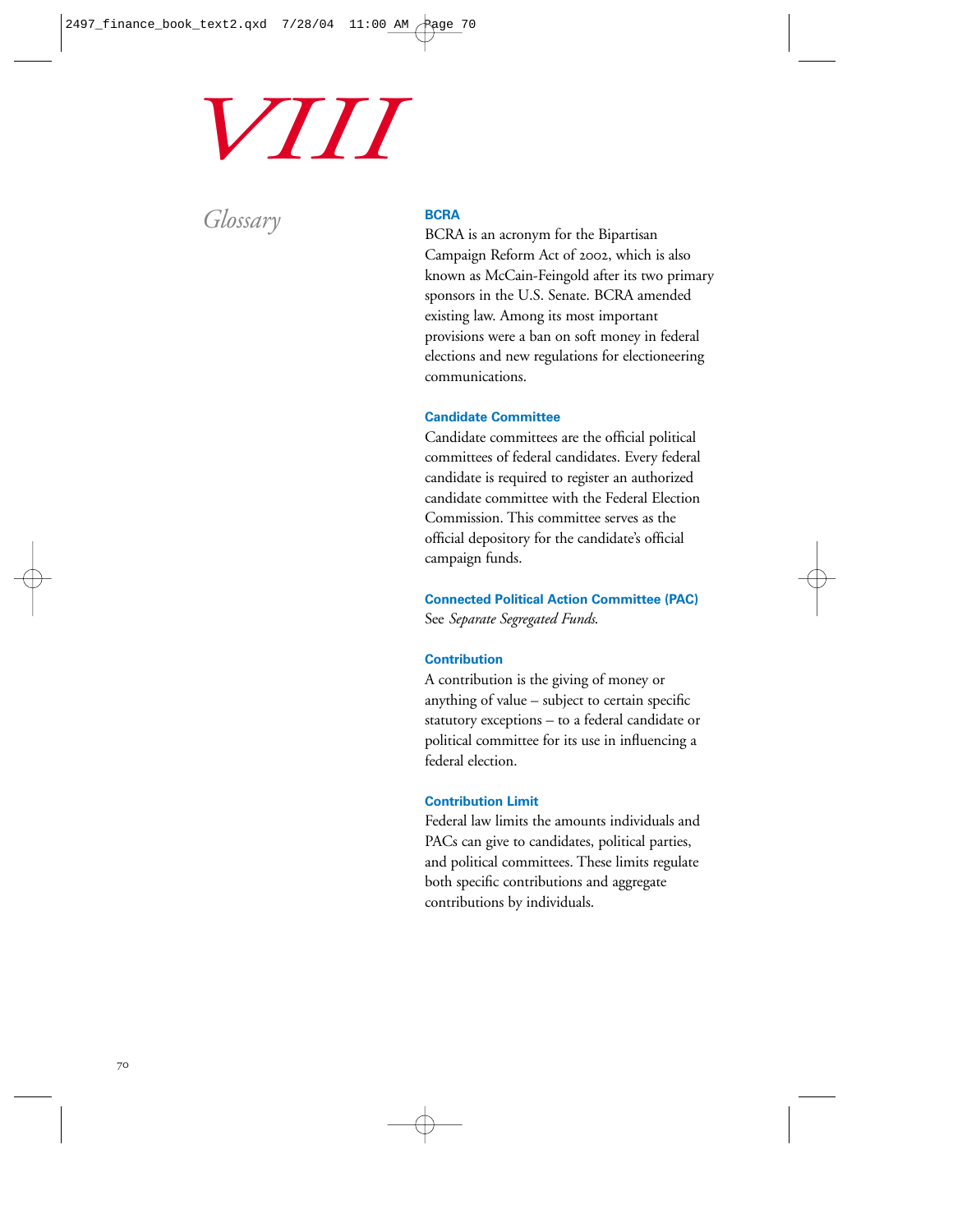# VIII

## Glossary

### BCRA

BCRA is an acronym for the Bipartisan Campaign Reform Act of 2002, which is also known as McCain-Feingold after its two primary sponsors in the U.S. Senate. BCRA amended existing law. Among its most important provisions were a ban on soft money in federal elections and new regulations for electioneering communications.

### Candidate Committee

Candidate committees are the official political committees of federal candidates. Every federal candidate is required to register an authorized candidate committee with the Federal Election Commission. This committee serves as the official depository for the candidate's official campaign funds.

### Connected Political Action Committee (PAC)

See *Separate Segregated Funds.*

### Contribution

A contribution is the giving of money or anything of value – subject to certain specific statutory exceptions – to a federal candidate or political committee for its use in influencing a federal election.

### Contribution Limit

Federal law limits the amounts individuals and PACs can give to candidates, political parties, and political committees. These limits regulate both specific contributions and aggregate contributions by individuals.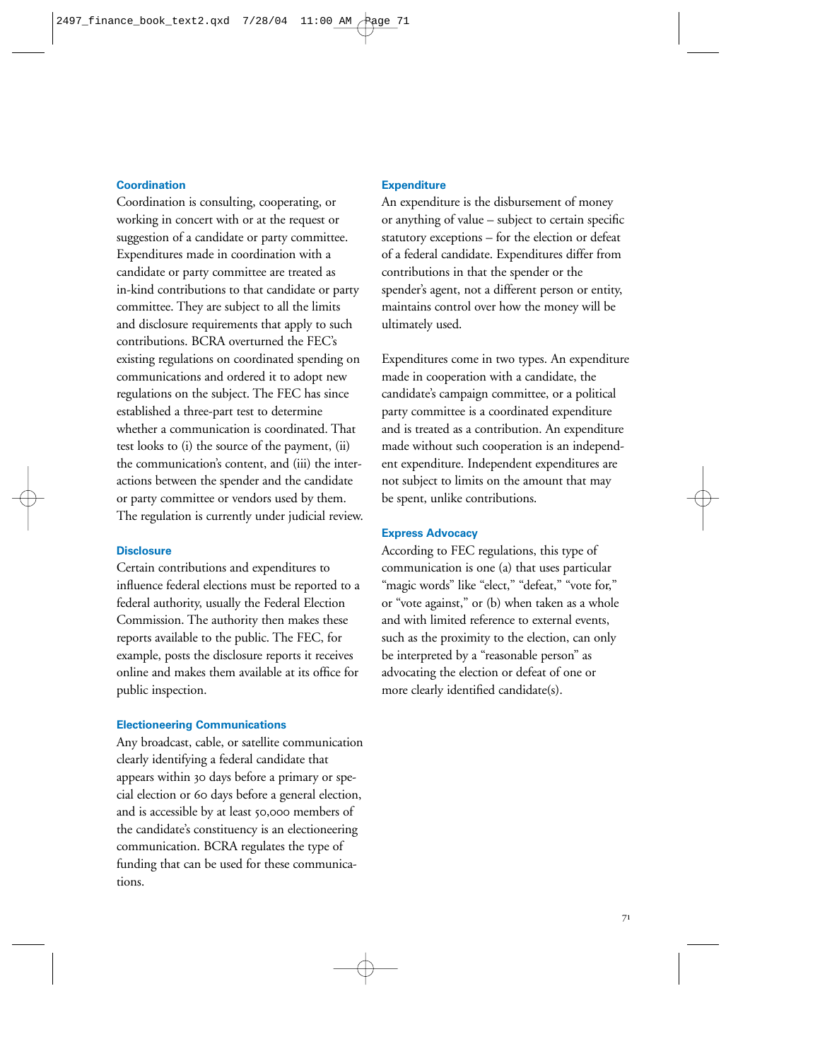### Coordination

Coordination is consulting, cooperating, or working in concert with or at the request or suggestion of a candidate or party committee. Expenditures made in coordination with a candidate or party committee are treated as in-kind contributions to that candidate or party committee. They are subject to all the limits and disclosure requirements that apply to such contributions. BCRA overturned the FEC's existing regulations on coordinated spending on communications and ordered it to adopt new regulations on the subject. The FEC has since established a three-part test to determine whether a communication is coordinated. That test looks to (i) the source of the payment, (ii) the communication's content, and (iii) the interactions between the spender and the candidate or party committee or vendors used by them. The regulation is currently under judicial review.

### Disclosure

Certain contributions and expenditures to influence federal elections must be reported to a federal authority, usually the Federal Election Commission. The authority then makes these reports available to the public. The FEC, for example, posts the disclosure reports it receives online and makes them available at its office for public inspection.

### Electioneering Communications

Any broadcast, cable, or satellite communication clearly identifying a federal candidate that appears within 30 days before a primary or special election or 60 days before a general election, and is accessible by at least 50,000 members of the candidate's constituency is an electioneering communication. BCRA regulates the type of funding that can be used for these communications.

### Expenditure

An expenditure is the disbursement of money or anything of value – subject to certain specific statutory exceptions – for the election or defeat of a federal candidate. Expenditures differ from contributions in that the spender or the spender's agent, not a different person or entity, maintains control over how the money will be ultimately used.

Expenditures come in two types. An expenditure made in cooperation with a candidate, the candidate's campaign committee, or a political party committee is a coordinated expenditure and is treated as a contribution. An expenditure made without such cooperation is an independent expenditure. Independent expenditures are not subject to limits on the amount that may be spent, unlike contributions.

### Express Advocacy

According to FEC regulations, this type of communication is one (a) that uses particular "magic words" like "elect," "defeat," "vote for," or "vote against," or (b) when taken as a whole and with limited reference to external events, such as the proximity to the election, can only be interpreted by a "reasonable person" as advocating the election or defeat of one or more clearly identified candidate(s).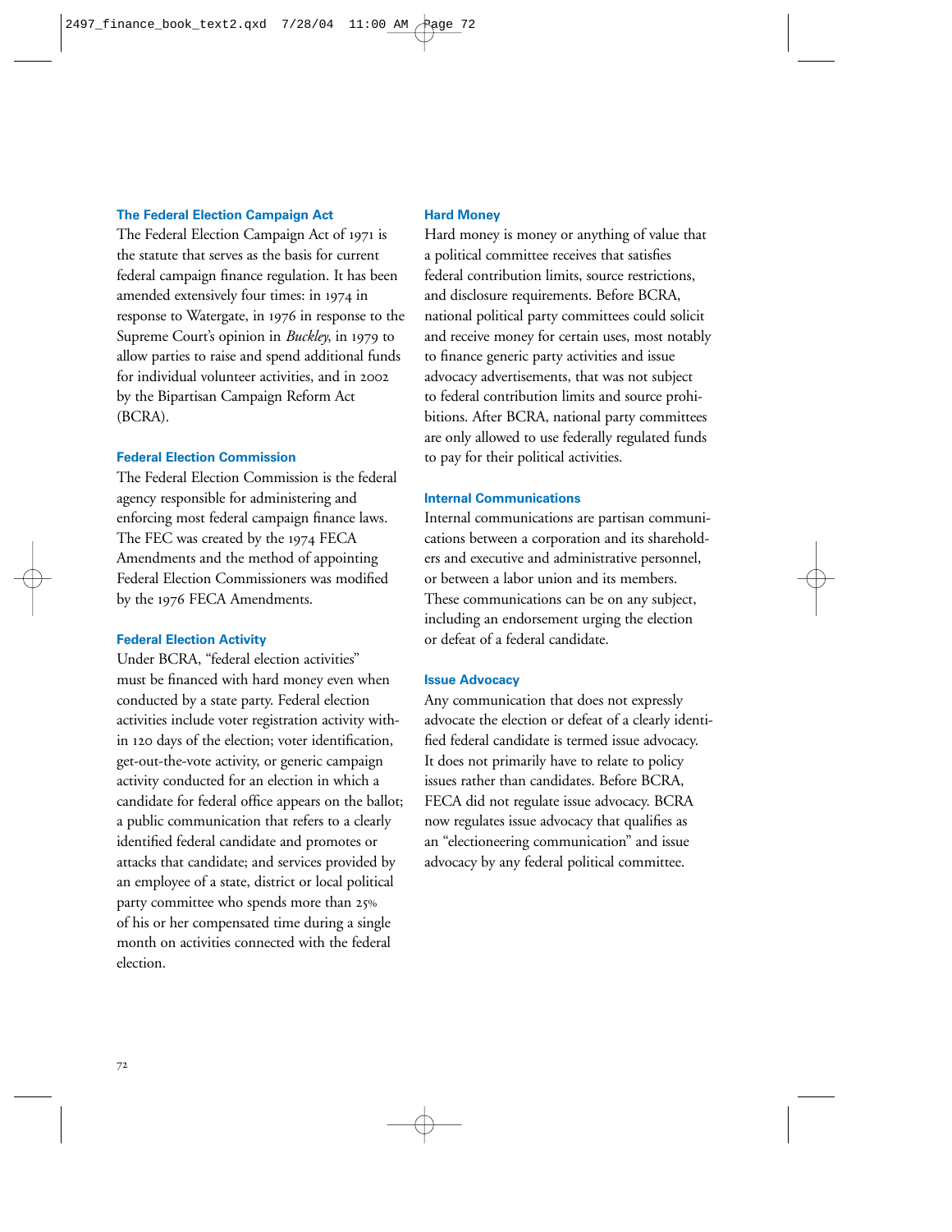### The Federal Election Campaign Act

The Federal Election Campaign Act of 1971 is the statute that serves as the basis for current federal campaign finance regulation. It has been amended extensively four times: in 1974 in response to Watergate, in 1976 in response to the Supreme Court's opinion in *Buckley*, in 1979 to allow parties to raise and spend additional funds for individual volunteer activities, and in 2002 by the Bipartisan Campaign Reform Act (BCRA).

### Federal Election Commission

The Federal Election Commission is the federal agency responsible for administering and enforcing most federal campaign finance laws. The FEC was created by the 1974 FECA Amendments and the method of appointing Federal Election Commissioners was modified by the 1976 FECA Amendments.

### Federal Election Activity

Under BCRA, "federal election activities" must be financed with hard money even when conducted by a state party. Federal election activities include voter registration activity within 120 days of the election; voter identification, get-out-the-vote activity, or generic campaign activity conducted for an election in which a candidate for federal office appears on the ballot; a public communication that refers to a clearly identified federal candidate and promotes or attacks that candidate; and services provided by an employee of a state, district or local political party committee who spends more than 25% of his or her compensated time during a single month on activities connected with the federal election.

### Hard Money

Hard money is money or anything of value that a political committee receives that satisfies federal contribution limits, source restrictions, and disclosure requirements. Before BCRA, national political party committees could solicit and receive money for certain uses, most notably to finance generic party activities and issue advocacy advertisements, that was not subject to federal contribution limits and source prohibitions. After BCRA, national party committees are only allowed to use federally regulated funds to pay for their political activities.

### Internal Communications

Internal communications are partisan communications between a corporation and its shareholders and executive and administrative personnel, or between a labor union and its members. These communications can be on any subject, including an endorsement urging the election or defeat of a federal candidate.

### Issue Advocacy

Any communication that does not expressly advocate the election or defeat of a clearly identified federal candidate is termed issue advocacy. It does not primarily have to relate to policy issues rather than candidates. Before BCRA, FECA did not regulate issue advocacy. BCRA now regulates issue advocacy that qualifies as an "electioneering communication" and issue advocacy by any federal political committee.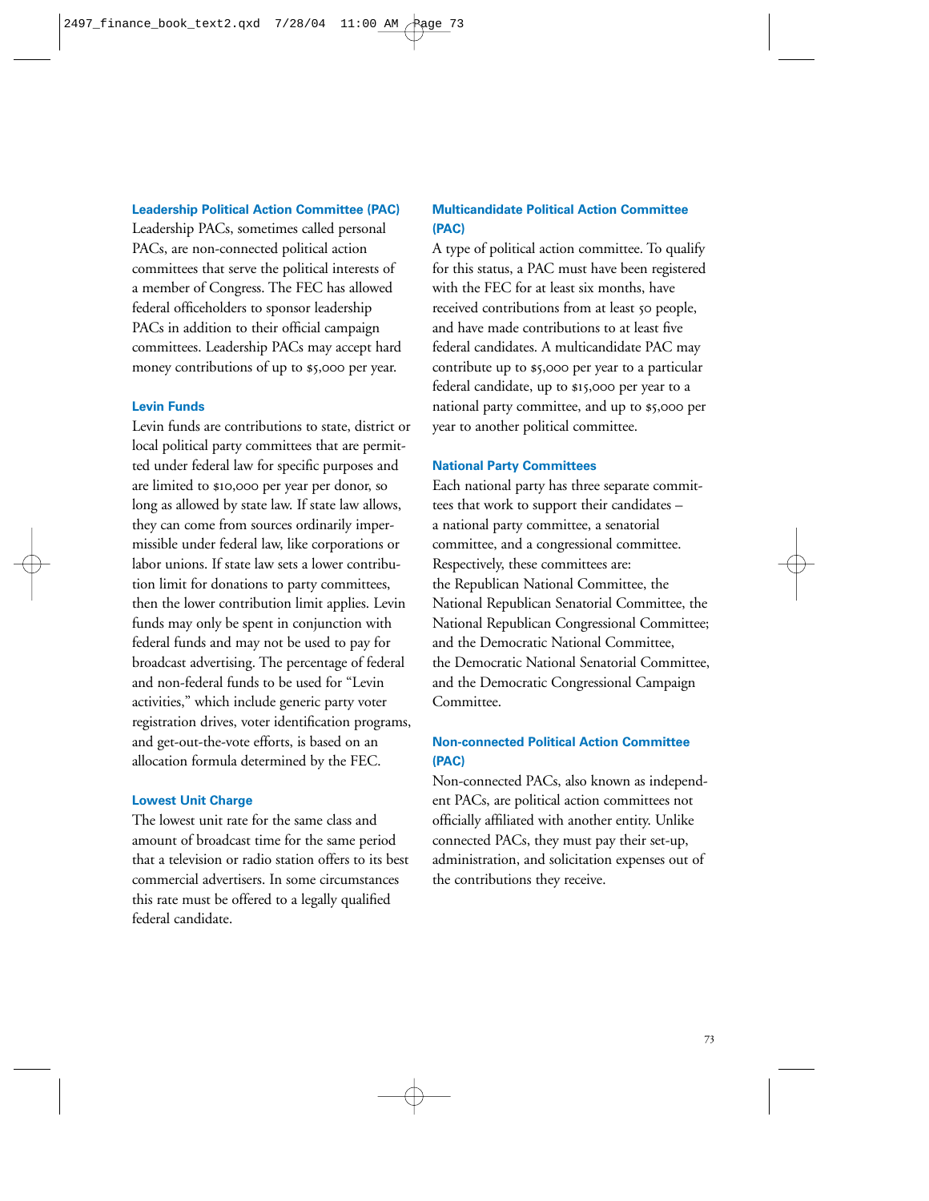### Leadership Political Action Committee (PAC)

Leadership PACs, sometimes called personal PACs, are non-connected political action committees that serve the political interests of a member of Congress. The FEC has allowed federal officeholders to sponsor leadership PACs in addition to their official campaign committees. Leadership PACs may accept hard money contributions of up to $5,000 per year.

### Levin Funds

Levin funds are contributions to state, district or local political party committees that are permitted under federal law for specific purposes and are limited to $10,000 per year per donor, so long as allowed by state law. If state law allows, they can come from sources ordinarily impermissible under federal law, like corporations or labor unions. If state law sets a lower contribution limit for donations to party committees, then the lower contribution limit applies. Levin funds may only be spent in conjunction with federal funds and may not be used to pay for broadcast advertising. The percentage of federal and non-federal funds to be used for "Levin activities," which include generic party voter registration drives, voter identification programs, and get-out-the-vote efforts, is based on an allocation formula determined by the FEC.

### Lowest Unit Charge

The lowest unit rate for the same class and amount of broadcast time for the same period that a television or radio station offers to its best commercial advertisers. In some circumstances this rate must be offered to a legally qualified federal candidate.

### Multicandidate Political Action Committee (PAC)

A type of political action committee. To qualify for this status, a PAC must have been registered with the FEC for at least six months, have received contributions from at least 50 people, and have made contributions to at least five federal candidates. A multicandidate PAC may contribute up to $5,000 per year to a particular federal candidate, up to $15,000 per year to a national party committee, and up to $5,000 per year to another political committee.

### National Party Committees

Each national party has three separate committees that work to support their candidates – a national party committee, a senatorial committee, and a congressional committee. Respectively, these committees are: the Republican National Committee, the National Republican Senatorial Committee, the National Republican Congressional Committee; and the Democratic National Committee, the Democratic National Senatorial Committee, and the Democratic Congressional Campaign Committee.

### Non-connected Political Action Committee (PAC)

Non-connected PACs, also known as independent PACs, are political action committees not officially affiliated with another entity. Unlike connected PACs, they must pay their set-up, administration, and solicitation expenses out of the contributions they receive.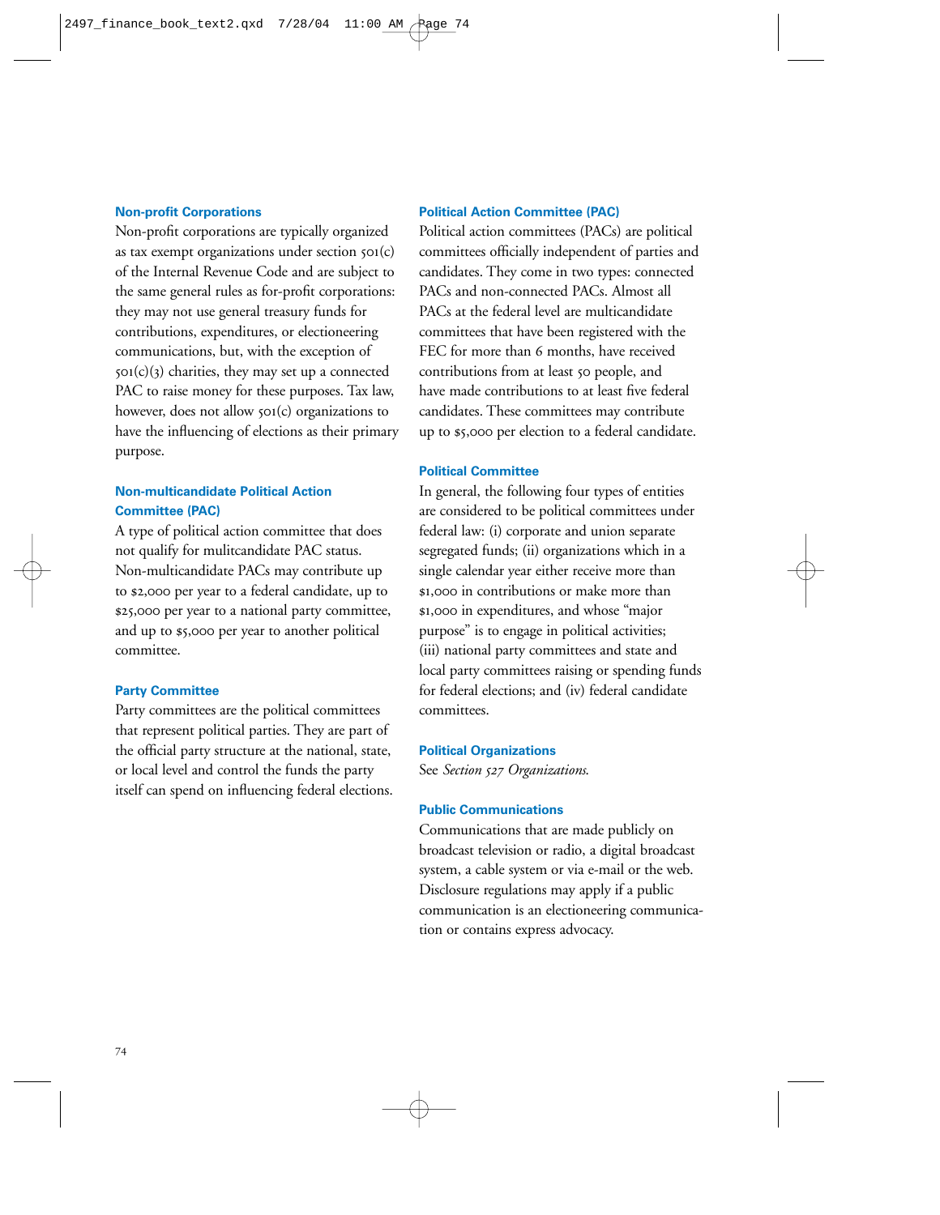### Non-profit Corporations

Non-profit corporations are typically organized as tax exempt organizations under section 501(c) of the Internal Revenue Code and are subject to the same general rules as for-profit corporations: they may not use general treasury funds for contributions, expenditures, or electioneering communications, but, with the exception of 501(c)(3) charities, they may set up a connected PAC to raise money for these purposes. Tax law, however, does not allow 501(c) organizations to have the influencing of elections as their primary purpose.

### Non-multicandidate Political Action Committee (PAC)

A type of political action committee that does not qualify for mulitcandidate PAC status. Non-multicandidate PACs may contribute up to $2,000 per year to a federal candidate, up to $25,000 per year to a national party committee, and up to $5,000 per year to another political committee.

### Party Committee

Party committees are the political committees that represent political parties. They are part of the official party structure at the national, state, or local level and control the funds the party itself can spend on influencing federal elections.

### Political Action Committee (PAC)

Political action committees (PACs) are political committees officially independent of parties and candidates. They come in two types: connected PACs and non-connected PACs. Almost all PACs at the federal level are multicandidate committees that have been registered with the FEC for more than 6 months, have received contributions from at least 50 people, and have made contributions to at least five federal candidates. These committees may contribute up to $5,000 per election to a federal candidate.

### Political Committee

In general, the following four types of entities are considered to be political committees under federal law: (i) corporate and union separate segregated funds; (ii) organizations which in a single calendar year either receive more than $1,000 in contributions or make more than $1,000 in expenditures, and whose "major purpose" is to engage in political activities; (iii) national party committees and state and local party committees raising or spending funds for federal elections; and (iv) federal candidate committees.

### Political Organizations

See *Section 527 Organizations.*

### Public Communications

Communications that are made publicly on broadcast television or radio, a digital broadcast system, a cable system or via e-mail or the web. Disclosure regulations may apply if a public communication is an electioneering communication or contains express advocacy.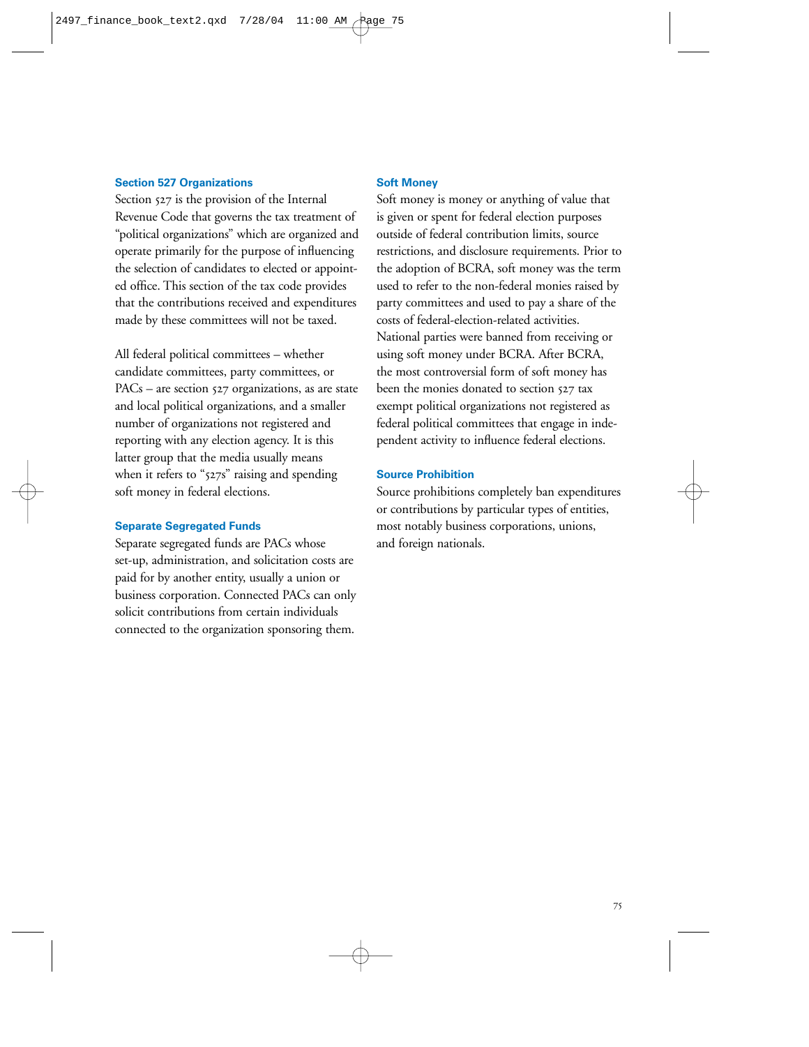### Section 527 Organizations

Section 527 is the provision of the Internal Revenue Code that governs the tax treatment of "political organizations" which are organized and operate primarily for the purpose of influencing the selection of candidates to elected or appointed office. This section of the tax code provides that the contributions received and expenditures made by these committees will not be taxed.

All federal political committees – whether candidate committees, party committees, or PACs – are section 527 organizations, as are state and local political organizations, and a smaller number of organizations not registered and reporting with any election agency. It is this latter group that the media usually means when it refers to "527s" raising and spending soft money in federal elections.

### Separate Segregated Funds

Separate segregated funds are PACs whose set-up, administration, and solicitation costs are paid for by another entity, usually a union or business corporation. Connected PACs can only solicit contributions from certain individuals connected to the organization sponsoring them.

### Soft Money

Soft money is money or anything of value that is given or spent for federal election purposes outside of federal contribution limits, source restrictions, and disclosure requirements. Prior to the adoption of BCRA, soft money was the term used to refer to the non-federal monies raised by party committees and used to pay a share of the costs of federal-election-related activities. National parties were banned from receiving or using soft money under BCRA. After BCRA, the most controversial form of soft money has been the monies donated to section 527 tax exempt political organizations not registered as federal political committees that engage in independent activity to influence federal elections.

### Source Prohibition

Source prohibitions completely ban expenditures or contributions by particular types of entities, most notably business corporations, unions, and foreign nationals.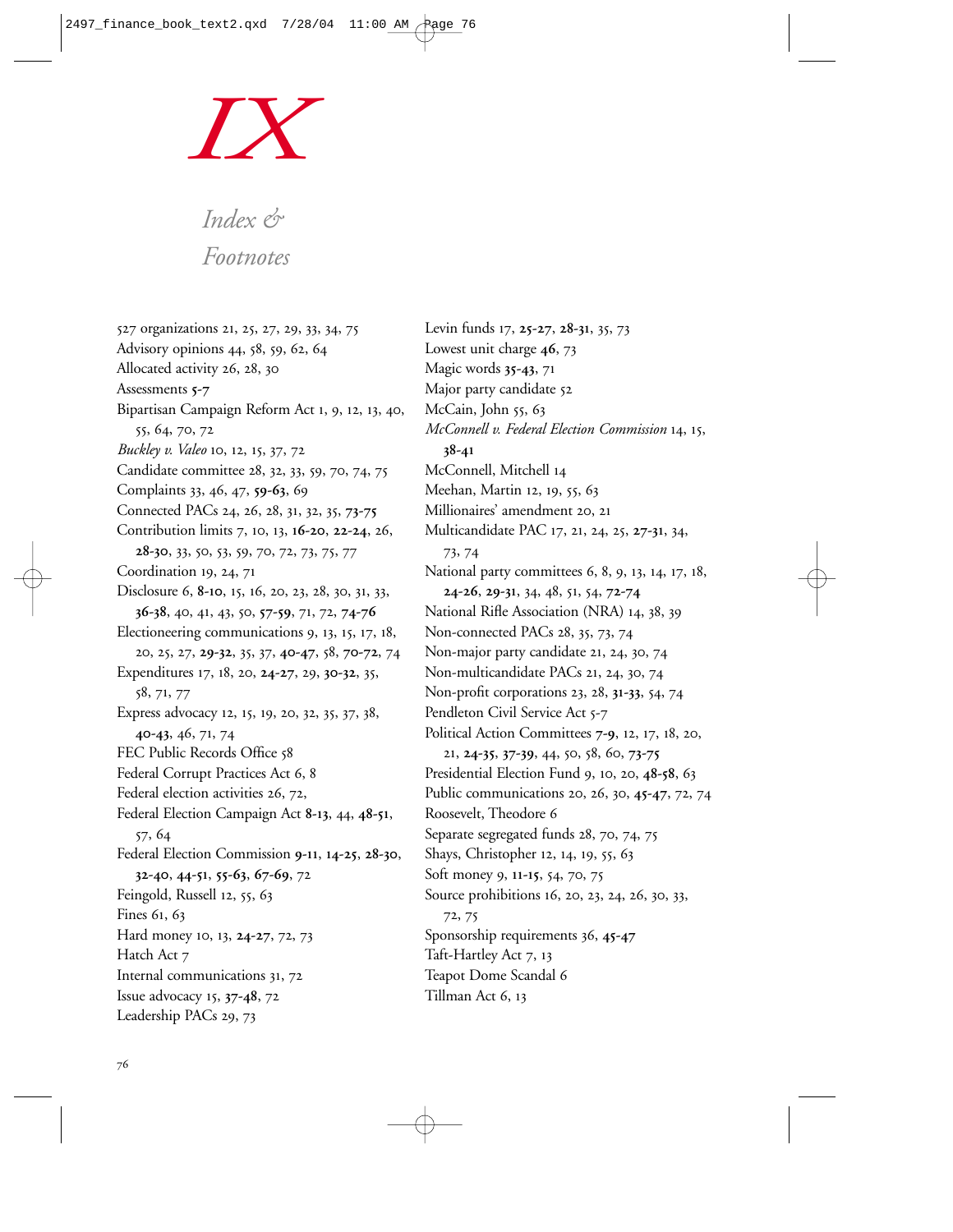# IX

## *Index & Footnotes*

527 organizations 21, 25, 27, 29, 33, 34, 75
Advisory opinions 44, 58, 59, 62, 64
Allocated activity 26, 28, 30
Assessments **5-7**
Bipartisan Campaign Reform Act 1, 9, 12, 13, 40, 55, 64, 70, 72
*Buckley v. Valeo* 10, 12, 15, 37, 72
Candidate committee 28, 32, 33, 59, 70, 74, 75
Complaints 33, 46, 47, **59-63**, 69
Connected PACs 24, 26, 28, 31, 32, 35, **73-75**
Contribution limits 7, 10, 13, **16-20**, **22-24**, 26, **28-30**, 33, 50, 53, 59, 70, 72, 73, 75, 77
Coordination 19, 24, 71
Disclosure 6, **8-10**, 15, 16, 20, 23, 28, 30, 31, 33, **36-38**, 40, 41, 43, 50, **57-59**, 71, 72, **74-76**
Electioneering communications 9, 13, 15, 17, 18, 20, 25, 27, **29-32**, 35, 37, **40-47**, 58, **70-72**, 74
Expenditures 17, 18, 20, **24-27**, 29, **30-32**, 35, 58, 71, 77
Express advocacy 12, 15, 19, 20, 32, 35, 37, 38, **40-43**, 46, 71, 74
FEC Public Records Office 58
Federal Corrupt Practices Act 6, 8
Federal election activities 26, 72,
Federal Election Campaign Act **8-13**, 44, **48-51**, 57, 64
Federal Election Commission **9-11**, **14-25**, **28-30**, **32-40**, **44-51**, **55-63**, **67-69**, 72
Feingold, Russell 12, 55, 63
Fines 61, 63
Hard money 10, 13, **24-27**, 72, 73
Hatch Act 7
Internal communications 31, 72
Issue advocacy 15, **37-48**, 72
Leadership PACs 29, 73
Levin funds 17, **25-27**, **28-31**, 35, 73
Lowest unit charge **46**, 73
Magic words **35-43**, 71
Major party candidate 52
McCain, John 55, 63
*McConnell v. Federal Election Commission* 14, 15, **38-41**
McConnell, Mitchell 14
Meehan, Martin 12, 19, 55, 63
Millionaires' amendment 20, 21
Multicandidate PAC 17, 21, 24, 25, **27-31**, 34, 73, 74
National party committees 6, 8, 9, 13, 14, 17, 18, **24-26**, **29-31**, 34, 48, 51, 54, **72-74**
National Rifle Association (NRA) 14, 38, 39
Non-connected PACs 28, 35, 73, 74
Non-major party candidate 21, 24, 30, 74
Non-multicandidate PACs 21, 24, 30, 74
Non-profit corporations 23, 28, **31-33**, 54, 74
Pendleton Civil Service Act 5-7
Political Action Committees **7-9**, 12, 17, 18, 20, 21, **24-35**, **37-39**, 44, 50, 58, 60, **73-75**
Presidential Election Fund 9, 10, 20, **48-58**, 63
Public communications 20, 26, 30, **45-47**, 72, 74
Roosevelt, Theodore 6
Separate segregated funds 28, 70, 74, 75
Shays, Christopher 12, 14, 19, 55, 63
Soft money 9, **11-15**, 54, 70, 75
Source prohibitions 16, 20, 23, 24, 26, 30, 33, 72, 75
Sponsorship requirements 36, **45-47**
Taft-Hartley Act 7, 13
Teapot Dome Scandal 6
Tillman Act 6, 13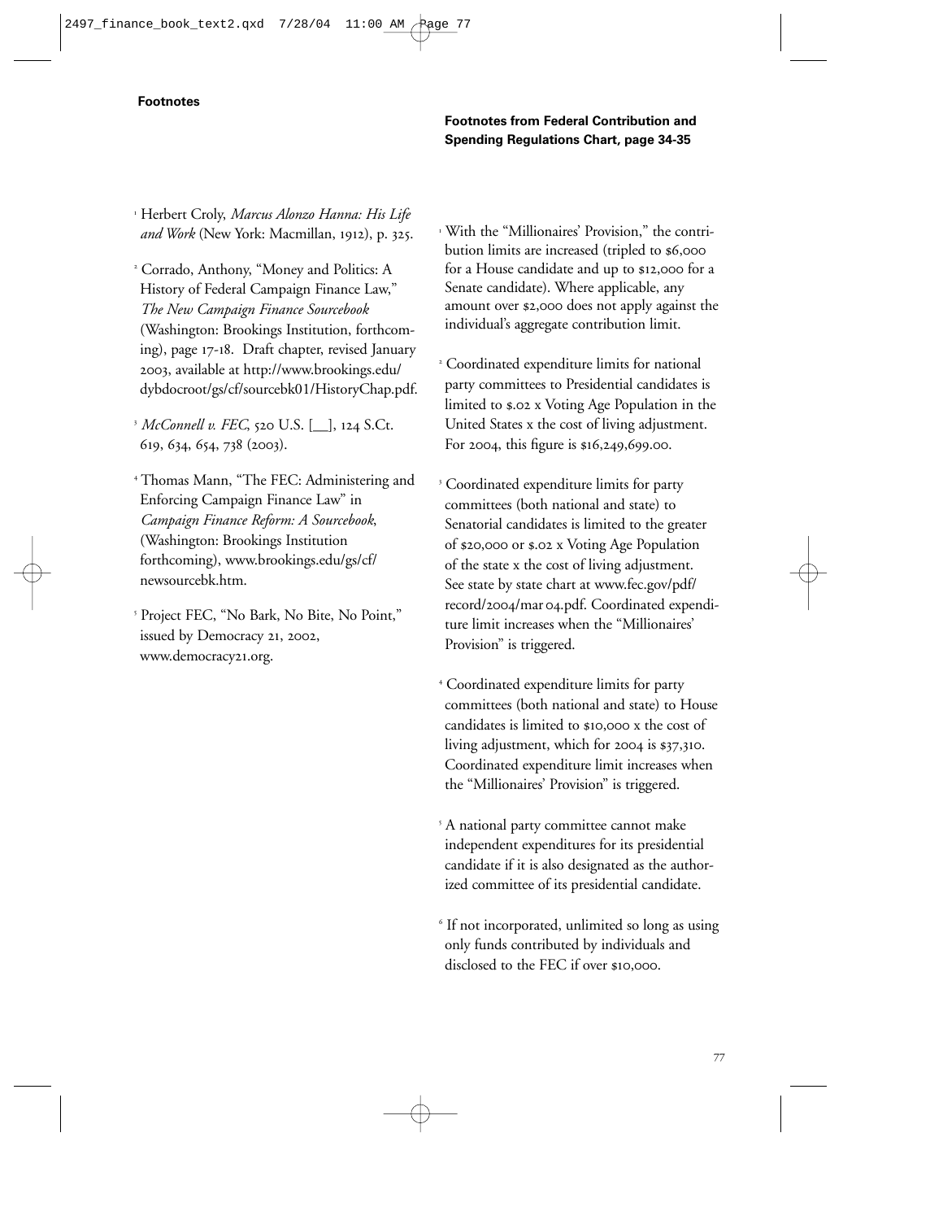## Footnotes

[1] Herbert Croly, *Marcus Alonzo Hanna: His Life and Work* (New York: Macmillan, 1912), p. 325.

[2] Corrado, Anthony, "Money and Politics: A History of Federal Campaign Finance Law," *The New Campaign Finance Sourcebook* (Washington: Brookings Institution, forthcoming), page 17-18. Draft chapter, revised January 2003, available at http://www.brookings.edu/dybdocroot/gs/cf/sourcebk01/HistoryChap.pdf.

[3] *McConnell v. FEC*, 520 U.S. [__], 124 S.Ct. 619, 634, 654, 738 (2003).

[4] Thomas Mann, "The FEC: Administering and Enforcing Campaign Finance Law" in *Campaign Finance Reform: A Sourcebook*, (Washington: Brookings Institution forthcoming), www.brookings.edu/gs/cf/newsourcebk.htm.

[5] Project FEC, "No Bark, No Bite, No Point," issued by Democracy 21, 2002, www.democracy21.org.

### Footnotes from Federal Contribution and Spending Regulations Chart, page 34-35

[1] With the "Millionaires' Provision," the contribution limits are increased (tripled to $6,000 for a House candidate and up to $12,000 for a Senate candidate). Where applicable, any amount over $2,000 does not apply against the individual's aggregate contribution limit.

[2] Coordinated expenditure limits for national party committees to Presidential candidates is limited to $.02 x Voting Age Population in the United States x the cost of living adjustment. For 2004, this figure is $16,249,699.00.

[3] Coordinated expenditure limits for party committees (both national and state) to Senatorial candidates is limited to the greater of $20,000 or $.02 x Voting Age Population of the state x the cost of living adjustment. See state by state chart at www.fec.gov/pdf/record/2004/mar 04.pdf. Coordinated expenditure limit increases when the "Millionaires' Provision" is triggered.

[4] Coordinated expenditure limits for party committees (both national and state) to House candidates is limited to $10,000 x the cost of living adjustment, which for 2004 is $37,310. Coordinated expenditure limit increases when the "Millionaires' Provision" is triggered.

[5] A national party committee cannot make independent expenditures for its presidential candidate if it is also designated as the authorized committee of its presidential candidate.

[6] If not incorporated, unlimited so long as using only funds contributed by individuals and disclosed to the FEC if over $10,000.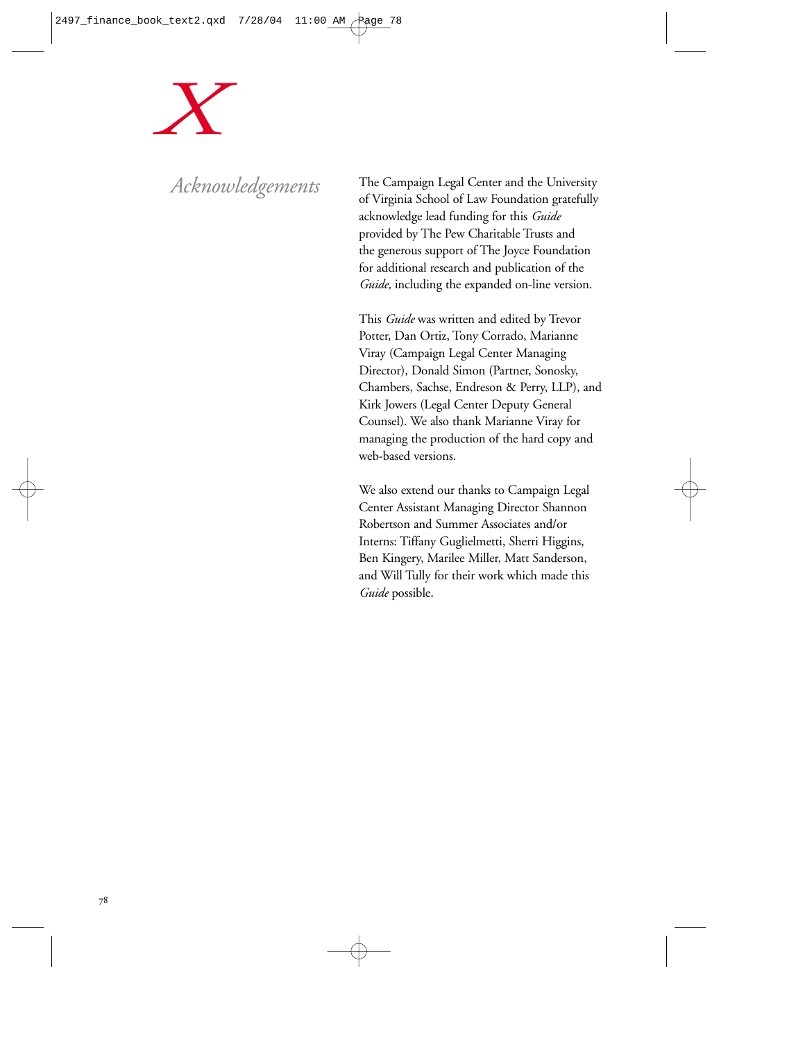# X

## *Acknowledgements*

The Campaign Legal Center and the University of Virginia School of Law Foundation gratefully acknowledge lead funding for this *Guide* provided by The Pew Charitable Trusts and the generous support of The Joyce Foundation for additional research and publication of the *Guide,* including the expanded on-line version.

This *Guide* was written and edited by Trevor Potter, Dan Ortiz, Tony Corrado, Marianne Viray (Campaign Legal Center Managing Director), Donald Simon (Partner, Sonosky, Chambers, Sachse, Endreson & Perry, LLP), and Kirk Jowers (Legal Center Deputy General Counsel). We also thank Marianne Viray for managing the production of the hard copy and web-based versions.

We also extend our thanks to Campaign Legal Center Assistant Managing Director Shannon Robertson and Summer Associates and/or Interns: Tiffany Guglielmetti, Sherri Higgins, Ben Kingery, Marilee Miller, Matt Sanderson, and Will Tully for their work which made this *Guide* possible.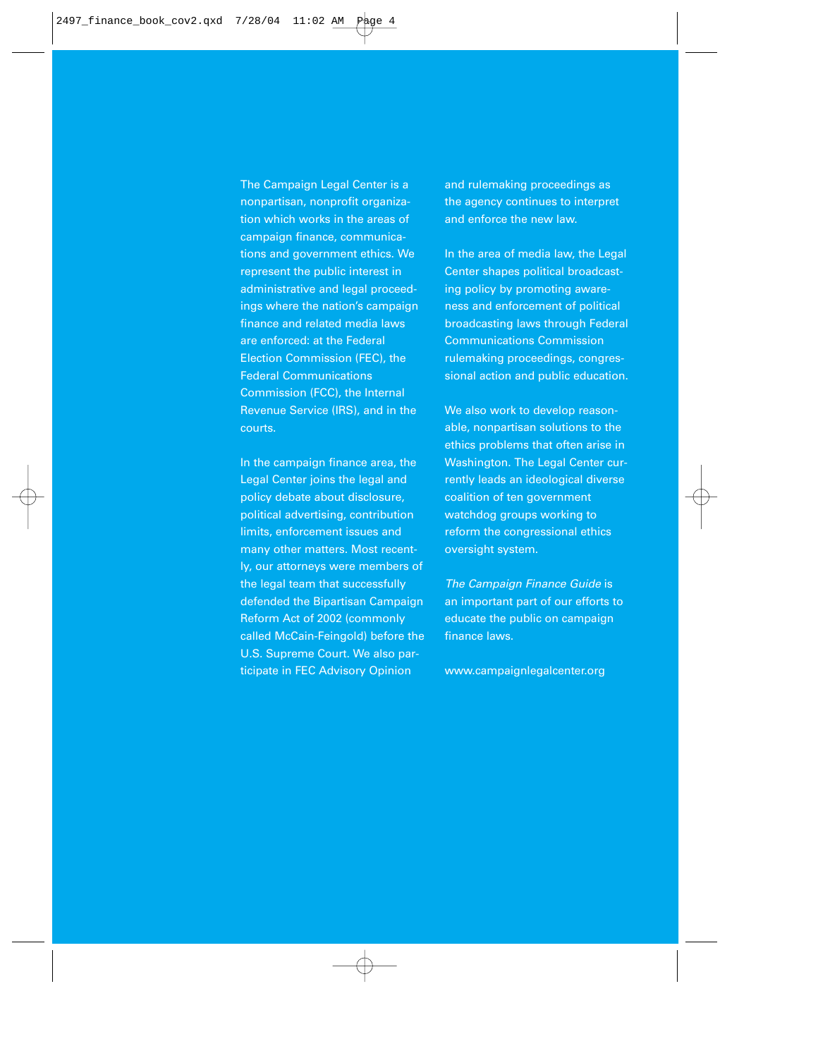The Campaign Legal Center is a nonpartisan, nonprofit organization which works in the areas of campaign finance, communications and government ethics. We represent the public interest in administrative and legal proceedings where the nation's campaign finance and related media laws are enforced: at the Federal Election Commission (FEC), the Federal Communications Commission (FCC), the Internal Revenue Service (IRS), and in the courts.

In the campaign finance area, the Legal Center joins the legal and policy debate about disclosure, political advertising, contribution limits, enforcement issues and many other matters. Most recently, our attorneys were members of the legal team that successfully defended the Bipartisan Campaign Reform Act of 2002 (commonly called McCain-Feingold) before the U.S. Supreme Court. We also participate in FEC Advisory Opinion and rulemaking proceedings as the agency continues to interpret and enforce the new law.

In the area of media law, the Legal Center shapes political broadcasting policy by promoting awareness and enforcement of political broadcasting laws through Federal Communications Commission rulemaking proceedings, congressional action and public education.

We also work to develop reasonable, nonpartisan solutions to the ethics problems that often arise in Washington. The Legal Center currently leads an ideological diverse coalition of ten government watchdog groups working to reform the congressional ethics oversight system.

*The Campaign Finance Guide* is an important part of our efforts to educate the public on campaign finance laws.

www.campaignlegalcenter.org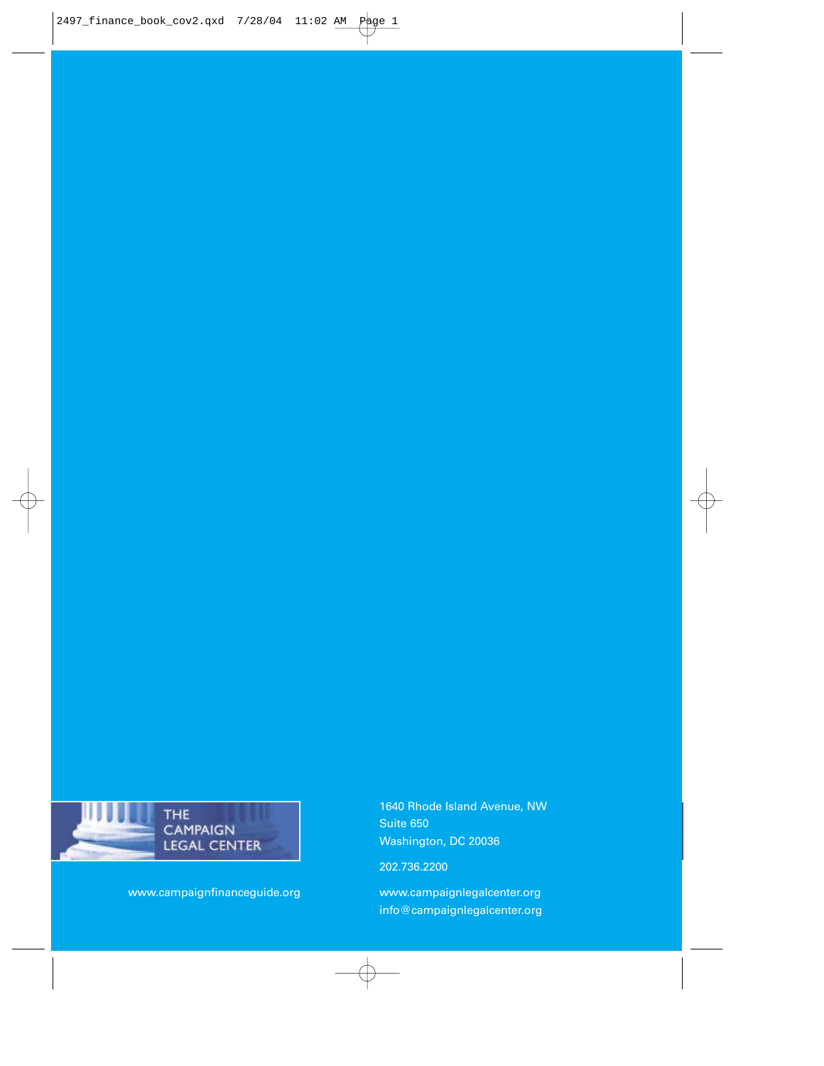THE CAMPAIGN LEGAL CENTER

www.campaignfinanceguide.org

1640 Rhode Island Avenue, NW
Suite 650
Washington, DC 20036

202.736.2200

www.campaignlegalcenter.org
info@campaignlegalcenter.org